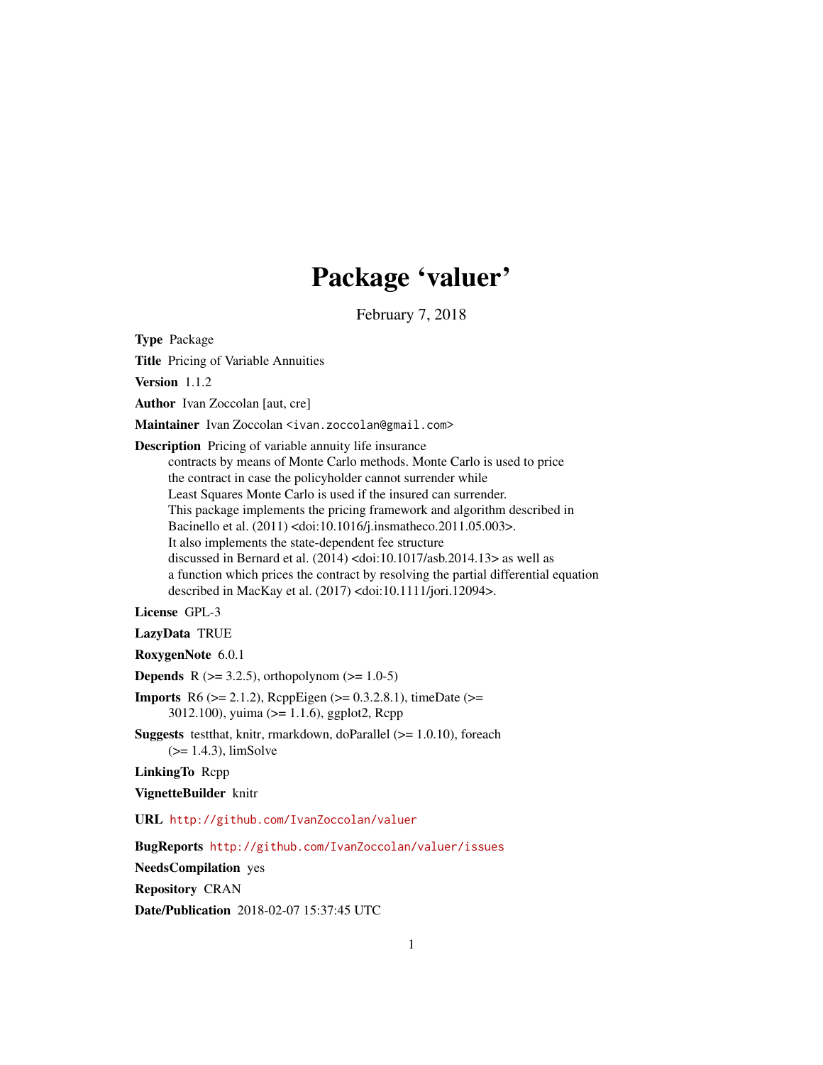# Package 'valuer'

February 7, 2018

**Type** Package

**Title** Pricing of Variable Annuities

**Version** 1.1.2

**Author** Ivan Zoccolan [aut, cre]

**Maintainer** Ivan Zoccolan <ivan.zoccolan@gmail.com>

**Description** Pricing of variable annuity life insurance contracts by means of Monte Carlo methods. Monte Carlo is used to price the contract in case the policyholder cannot surrender while Least Squares Monte Carlo is used if the insured can surrender. This package implements the pricing framework and algorithm described in Bacinello et al. (2011) <doi:10.1016/j.insmatheco.2011.05.003>. It also implements the state-dependent fee structure discussed in Bernard et al. (2014) <doi:10.1017/asb.2014.13> as well as a function which prices the contract by resolving the partial differential equation described in MacKay et al. (2017) <doi:10.1111/jori.12094>.

**License** GPL-3

**LazyData** TRUE

**RoxygenNote** 6.0.1

**Depends** R (>= 3.2.5), orthopolynom (>= 1.0-5)

**Imports** R6 (>= 2.1.2), RcppEigen (>= 0.3.2.8.1), timeDate (>= 3012.100), yuima (>= 1.1.6), ggplot2, Rcpp

**Suggests** testthat, knitr, rmarkdown, doParallel (>= 1.0.10), foreach (>= 1.4.3), limSolve

**LinkingTo** Rcpp

**VignetteBuilder** knitr

**URL** http://github.com/IvanZoccolan/valuer

**BugReports** http://github.com/IvanZoccolan/valuer/issues

**NeedsCompilation** yes

**Repository** CRAN

**Date/Publication** 2018-02-07 15:37:45 UTC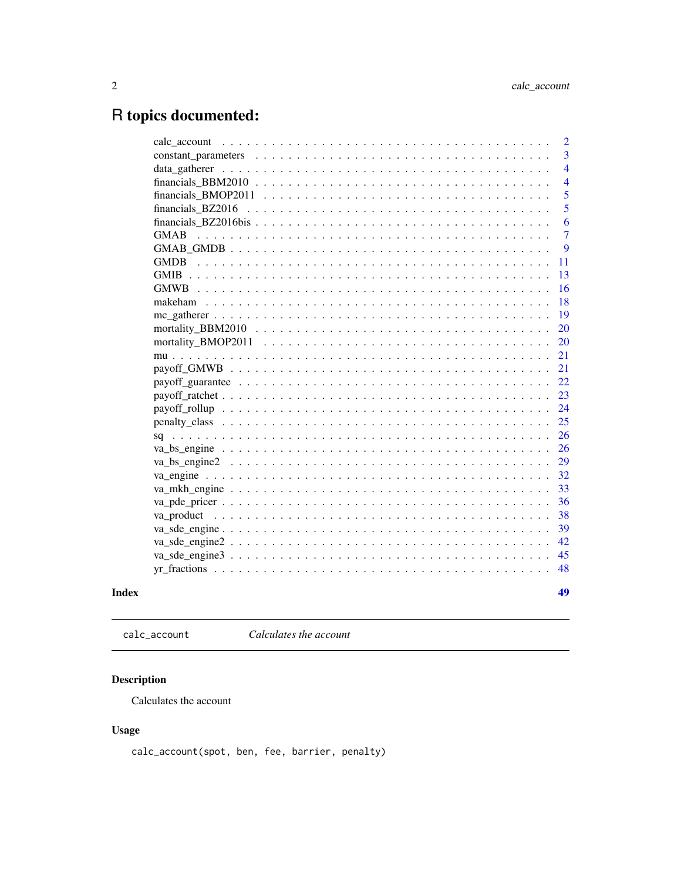# R topics documented:

| | |
|---|---|
| calc_account | 2 |
| constant_parameters | 3 |
| data_gatherer | 4 |
| financials_BBM2010 | 4 |
| financials_BMOP2011 | 5 |
| financials_BZ2016 | 5 |
| financials_BZ2016bis | 6 |
| GMAB | 7 |
| GMAB_GMDB | 9 |
| GMDB | 11 |
| GMIB | 13 |
| GMWB | 16 |
| makeham | 18 |
| mc_gatherer | 19 |
| mortality_BBM2010 | 20 |
| mortality_BMOP2011 | 20 |
| mu | 21 |
| payoff_GMWB | 21 |
| payoff_guarantee | 22 |
| payoff_ratchet | 23 |
| payoff_rollup | 24 |
| penalty_class | 25 |
| sq | 26 |
| va_bs_engine | 26 |
| va_bs_engine2 | 29 |
| va_engine | 32 |
| va_mkh_engine | 33 |
| va_pde_pricer | 36 |
| va_product | 38 |
| va_sde_engine | 39 |
| va_sde_engine2 | 42 |
| va_sde_engine3 | 45 |
| yr_fractions | 48 |

**Index** **49**

---

`calc_account` *Calculates the account*

---

### Description

Calculates the account

### Usage

```
calc_account(spot, ben, fee, barrier, penalty)
```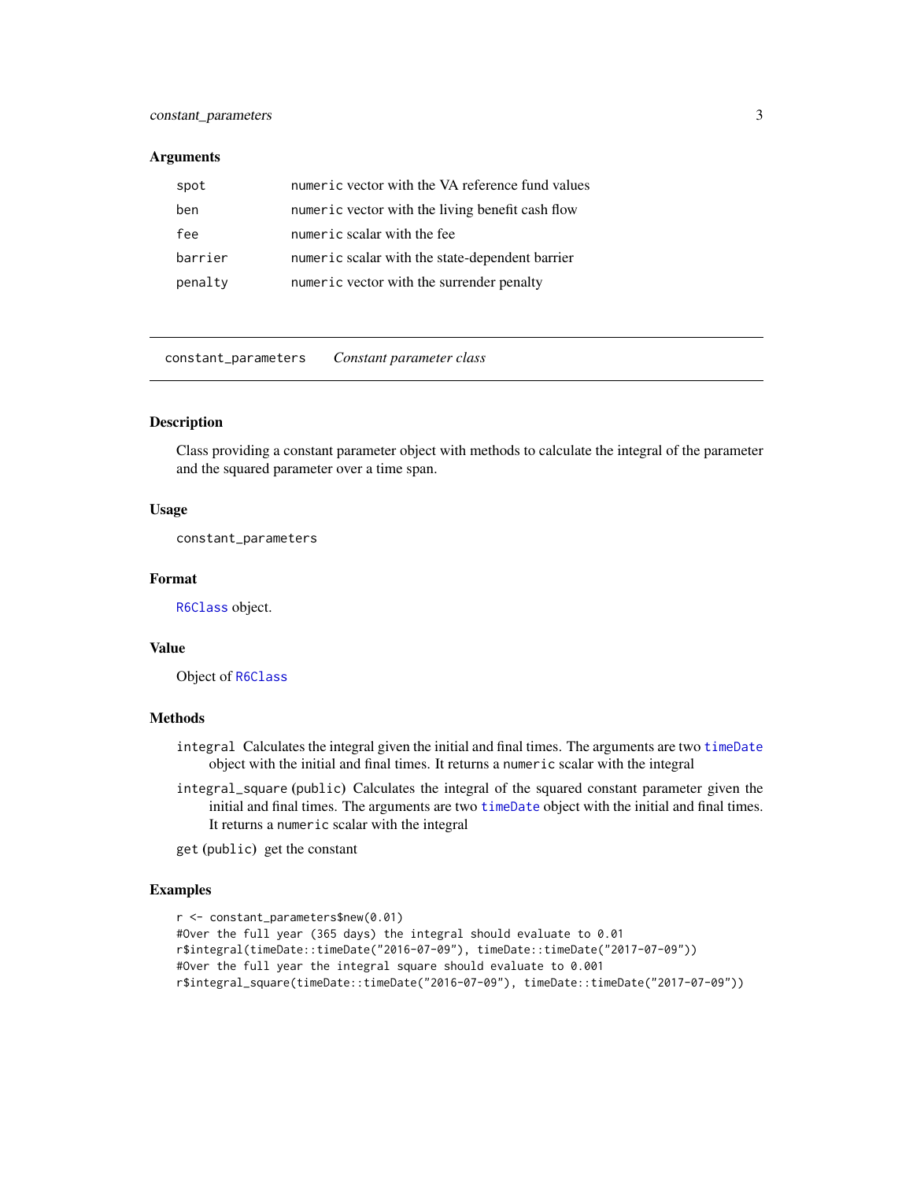### Arguments

| | |
|---|---|
| spot | numeric vector with the VA reference fund values |
| ben | numeric vector with the living benefit cash flow |
| fee | numeric scalar with the fee |
| barrier | numeric scalar with the state-dependent barrier |
| penalty | numeric vector with the surrender penalty |

---

## constant_parameters    *Constant parameter class*

---

### Description

Class providing a constant parameter object with methods to calculate the integral of the parameter and the squared parameter over a time span.

### Usage

```
constant_parameters
```

### Format

`R6Class` object.

### Value

Object of `R6Class`

### Methods

`integral` Calculates the integral given the initial and final times. The arguments are two `timeDate` object with the initial and final times. It returns a `numeric` scalar with the integral

`integral_square` (public) Calculates the integral of the squared constant parameter given the initial and final times. The arguments are two `timeDate` object with the initial and final times. It returns a `numeric` scalar with the integral

`get` (public) get the constant

### Examples

```
r <- constant_parameters$new(0.01)
#Over the full year (365 days) the integral should evaluate to 0.01
r$integral(timeDate::timeDate("2016-07-09"), timeDate::timeDate("2017-07-09"))
#Over the full year the integral square should evaluate to 0.001
r$integral_square(timeDate::timeDate("2016-07-09"), timeDate::timeDate("2017-07-09"))
```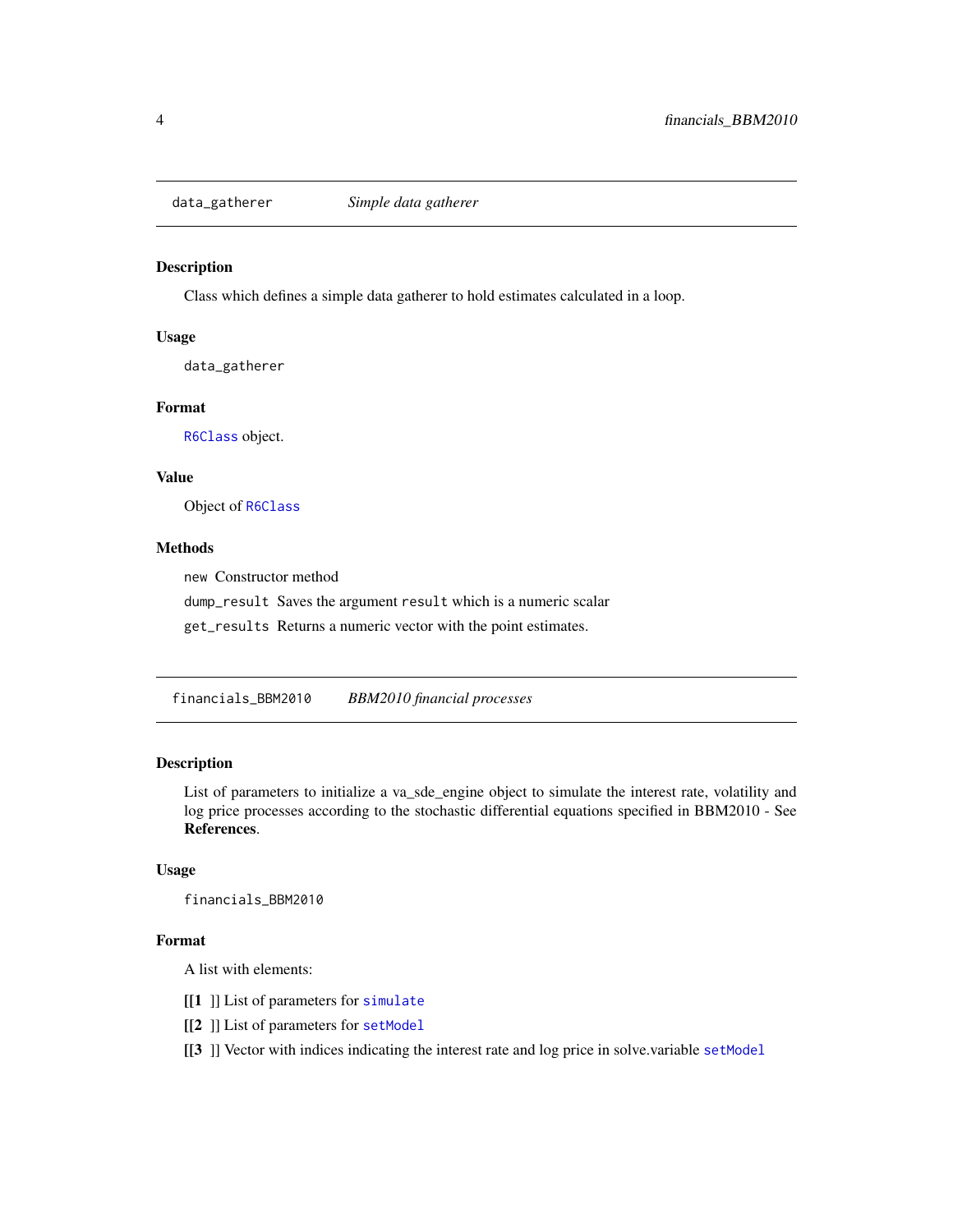## data_gatherer *Simple data gatherer*

### Description

Class which defines a simple data gatherer to hold estimates calculated in a loop.

### Usage

```
data_gatherer
```

### Format

R6Class object.

### Value

Object of R6Class

### Methods

- `new` Constructor method
- `dump_result` Saves the argument `result` which is a numeric scalar
- `get_results` Returns a numeric vector with the point estimates.

## financials_BBM2010 *BBM2010 financial processes*

### Description

List of parameters to initialize a va_sde_engine object to simulate the interest rate, volatility and log price processes according to the stochastic differential equations specified in BBM2010 - See **References**.

### Usage

```
financials_BBM2010
```

### Format

A list with elements:

- **[[1 ]]** List of parameters for simulate
- **[[2 ]]** List of parameters for setModel
- **[[3 ]]** Vector with indices indicating the interest rate and log price in solve.variable setModel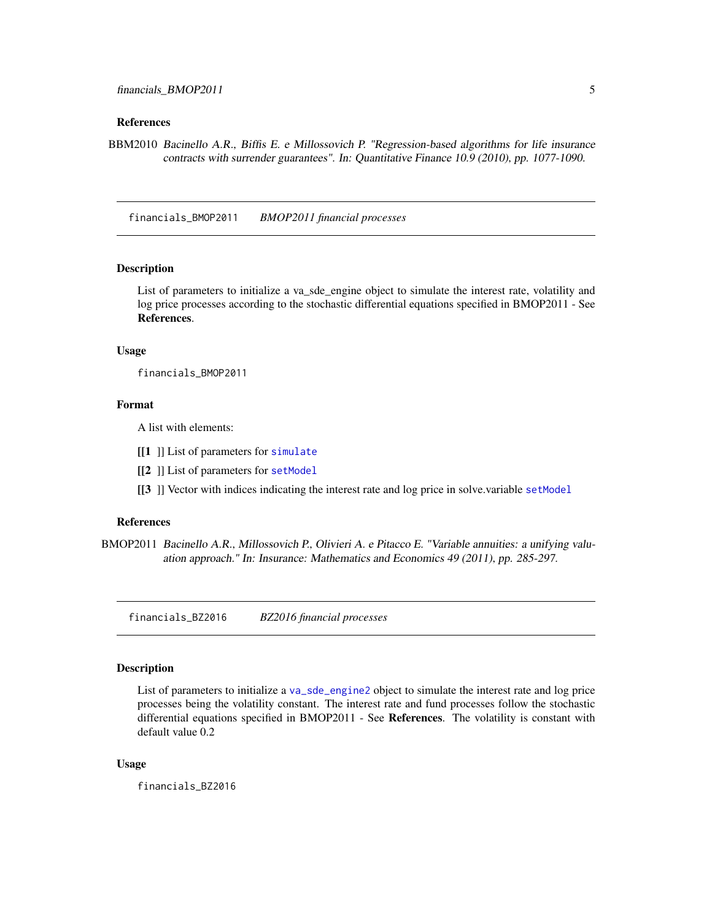### References

BBM2010 *Bacinello A.R., Biffis E. e Millossovich P. "Regression-based algorithms for life insurance contracts with surrender guarantees". In: Quantitative Finance 10.9 (2010), pp. 1077-1090.*

---

## financials_BMOP2011 &nbsp;&nbsp;&nbsp; *BMOP2011 financial processes*

---

### Description

List of parameters to initialize a va_sde_engine object to simulate the interest rate, volatility and log price processes according to the stochastic differential equations specified in BMOP2011 - See **References**.

### Usage

```
financials_BMOP2011
```

### Format

A list with elements:

**[[1** ]] List of parameters for `simulate`

**[[2** ]] List of parameters for `setModel`

**[[3** ]] Vector with indices indicating the interest rate and log price in solve.variable `setModel`

### References

BMOP2011 *Bacinello A.R., Millossovich P., Olivieri A. e Pitacco E. "Variable annuities: a unifying valuation approach." In: Insurance: Mathematics and Economics 49 (2011), pp. 285-297.*

---

## financials_BZ2016 &nbsp;&nbsp;&nbsp; *BZ2016 financial processes*

---

### Description

List of parameters to initialize a `va_sde_engine2` object to simulate the interest rate and log price processes being the volatility constant. The interest rate and fund processes follow the stochastic differential equations specified in BMOP2011 - See **References**. The volatility is constant with default value 0.2

### Usage

```
financials_BZ2016
```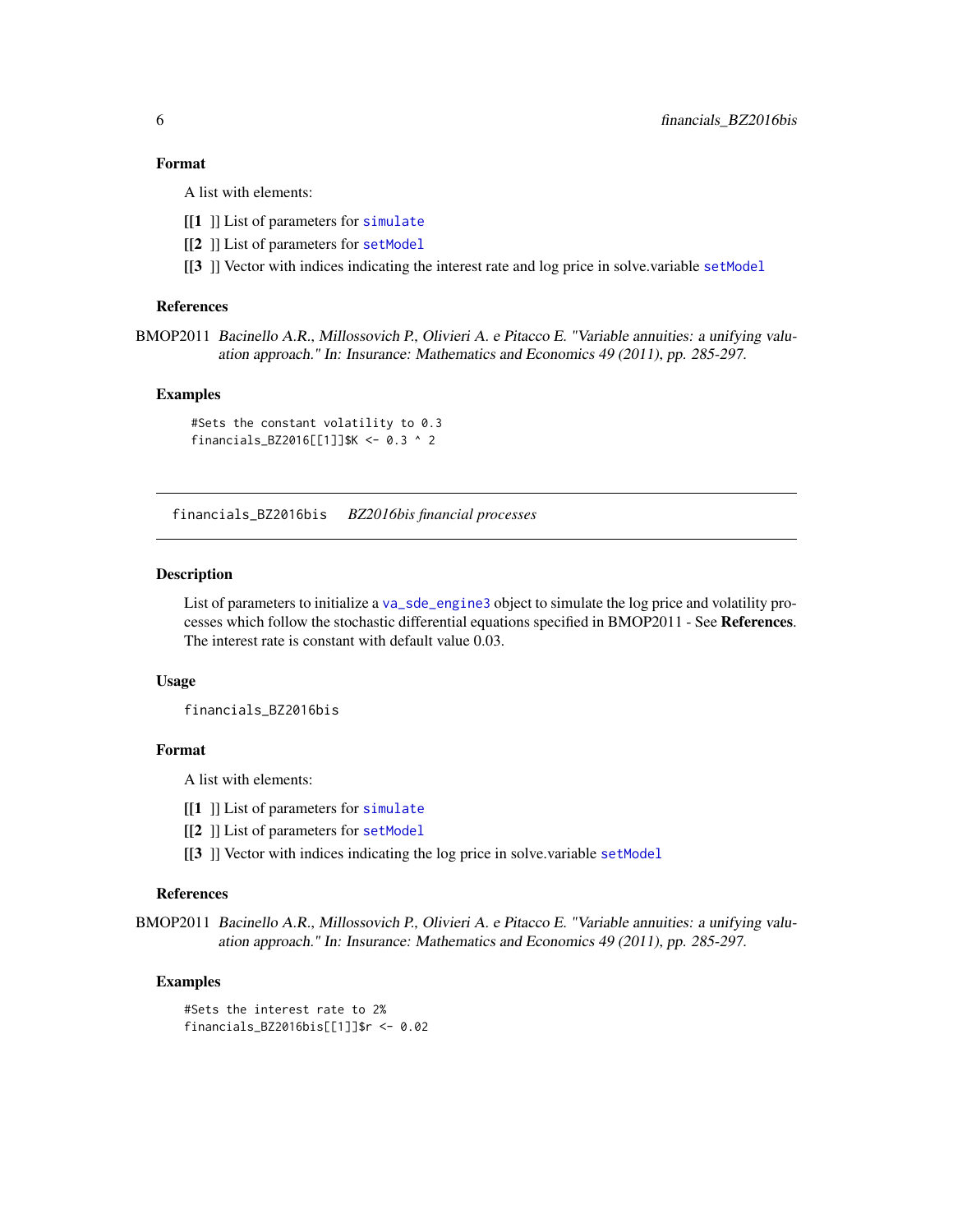### Format

A list with elements:

**[[1 ]]** List of parameters for `simulate`

**[[2 ]]** List of parameters for `setModel`

**[[3 ]]** Vector with indices indicating the interest rate and log price in solve.variable `setModel`

### References

BMOP2011 *Bacinello A.R., Millossovich P., Olivieri A. e Pitacco E. "Variable annuities: a unifying valuation approach." In: Insurance: Mathematics and Economics 49 (2011), pp. 285-297.*

### Examples

```
#Sets the constant volatility to 0.3
financials_BZ2016[[1]]$K <- 0.3 ^ 2
```

---

## financials_BZ2016bis — *BZ2016bis financial processes*

### Description

List of parameters to initialize a `va_sde_engine3` object to simulate the log price and volatility processes which follow the stochastic differential equations specified in BMOP2011 - See **References**. The interest rate is constant with default value 0.03.

### Usage

```
financials_BZ2016bis
```

### Format

A list with elements:

**[[1 ]]** List of parameters for `simulate`

**[[2 ]]** List of parameters for `setModel`

**[[3 ]]** Vector with indices indicating the log price in solve.variable `setModel`

### References

BMOP2011 *Bacinello A.R., Millossovich P., Olivieri A. e Pitacco E. "Variable annuities: a unifying valuation approach." In: Insurance: Mathematics and Economics 49 (2011), pp. 285-297.*

### Examples

```
#Sets the interest rate to 2%
financials_BZ2016bis[[1]]$r <- 0.02
```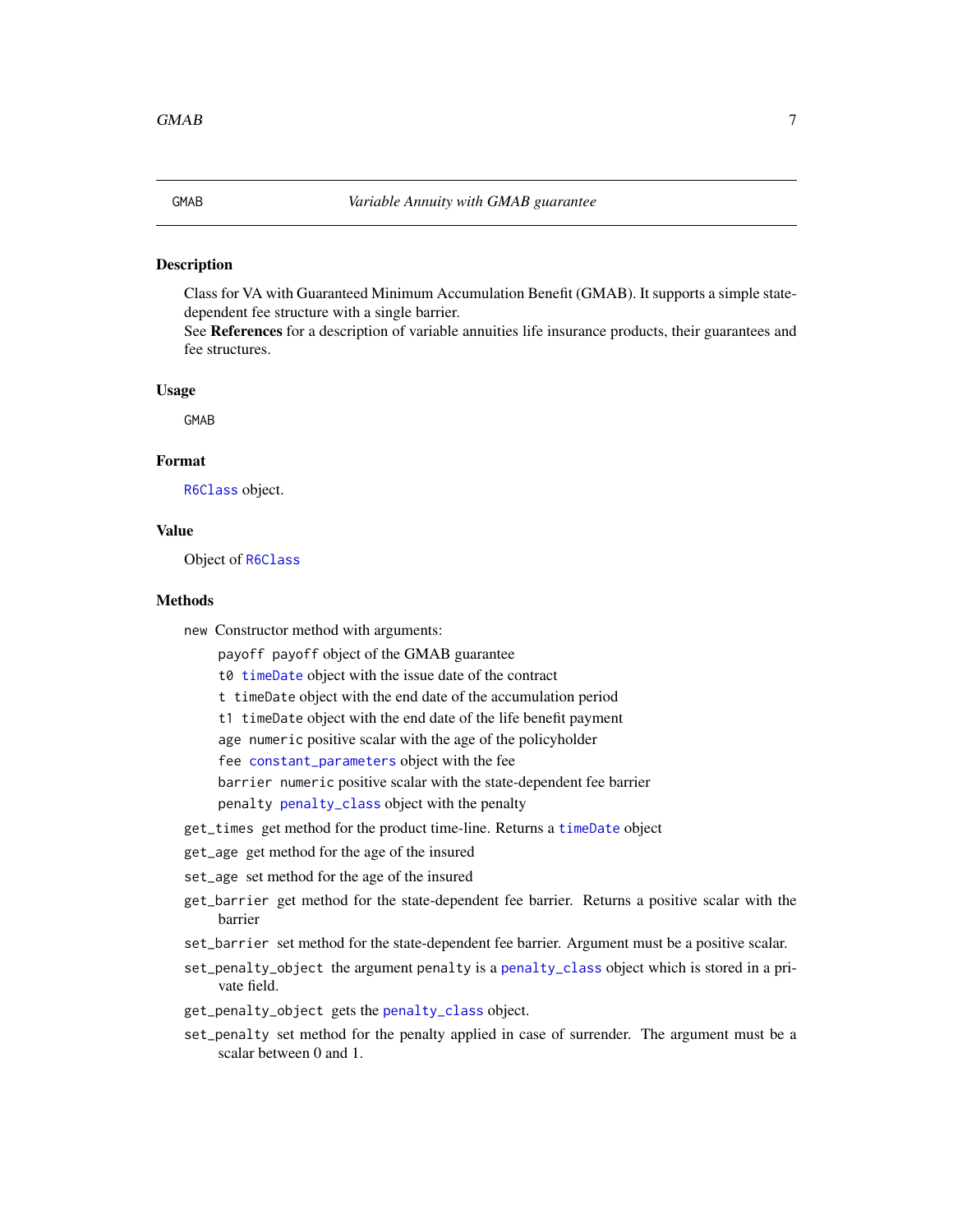GMAB *Variable Annuity with GMAB guarantee*

## Description

Class for VA with Guaranteed Minimum Accumulation Benefit (GMAB). It supports a simple state-dependent fee structure with a single barrier.
See **References** for a description of variable annuities life insurance products, their guarantees and fee structures.

## Usage

```
GMAB
```

## Format

`R6Class` object.

## Value

Object of `R6Class`

## Methods

`new` Constructor method with arguments:

- `payoff` payoff object of the GMAB guarantee
- `t0` `timeDate` object with the issue date of the contract
- `t` `timeDate` object with the end date of the accumulation period
- `t1` `timeDate` object with the end date of the life benefit payment
- `age` `numeric` positive scalar with the age of the policyholder
- `fee` `constant_parameters` object with the fee
- `barrier` `numeric` positive scalar with the state-dependent fee barrier
- `penalty` `penalty_class` object with the penalty

`get_times` get method for the product time-line. Returns a `timeDate` object

`get_age` get method for the age of the insured

`set_age` set method for the age of the insured

`get_barrier` get method for the state-dependent fee barrier. Returns a positive scalar with the barrier

`set_barrier` set method for the state-dependent fee barrier. Argument must be a positive scalar.

`set_penalty_object` the argument `penalty` is a `penalty_class` object which is stored in a private field.

`get_penalty_object` gets the `penalty_class` object.

`set_penalty` set method for the penalty applied in case of surrender. The argument must be a scalar between 0 and 1.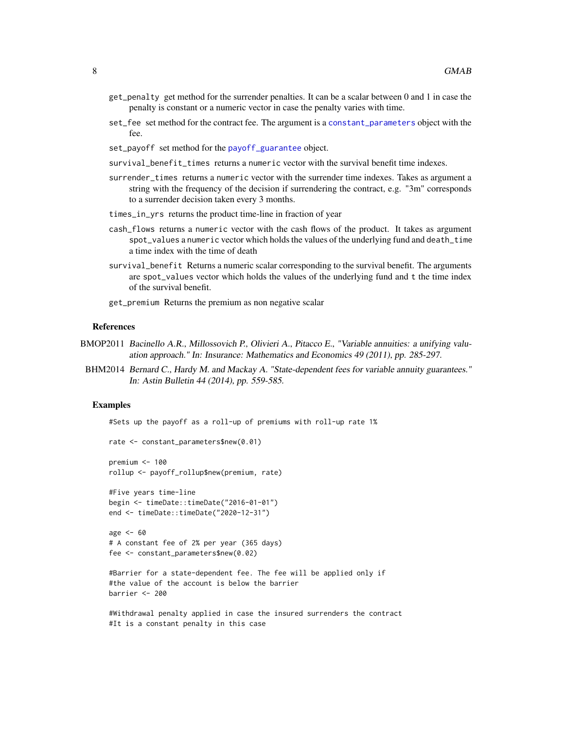`get_penalty` get method for the surrender penalties. It can be a scalar between 0 and 1 in case the penalty is constant or a numeric vector in case the penalty varies with time.

`set_fee` set method for the contract fee. The argument is a `constant_parameters` object with the fee.

`set_payoff` set method for the `payoff_guarantee` object.

`survival_benefit_times` returns a `numeric` vector with the survival benefit time indexes.

`surrender_times` returns a `numeric` vector with the surrender time indexes. Takes as argument a string with the frequency of the decision if surrendering the contract, e.g. "3m" corresponds to a surrender decision taken every 3 months.

`times_in_yrs` returns the product time-line in fraction of year

`cash_flows` returns a `numeric` vector with the cash flows of the product. It takes as argument `spot_values` a `numeric` vector which holds the values of the underlying fund and `death_time` a time index with the time of death

`survival_benefit` Returns a numeric scalar corresponding to the survival benefit. The arguments are `spot_values` vector which holds the values of the underlying fund and `t` the time index of the survival benefit.

`get_premium` Returns the premium as non negative scalar

### References

BMOP2011 *Bacinello A.R., Millossovich P., Olivieri A., Pitacco E., "Variable annuities: a unifying valuation approach." In: Insurance: Mathematics and Economics 49 (2011), pp. 285-297.*

BHM2014 *Bernard C., Hardy M. and Mackay A. "State-dependent fees for variable annuity guarantees." In: Astin Bulletin 44 (2014), pp. 559-585.*

### Examples

```
#Sets up the payoff as a roll-up of premiums with roll-up rate 1%

rate <- constant_parameters$new(0.01)

premium <- 100
rollup <- payoff_rollup$new(premium, rate)

#Five years time-line
begin <- timeDate::timeDate("2016-01-01")
end <- timeDate::timeDate("2020-12-31")

age <- 60
# A constant fee of 2% per year (365 days)
fee <- constant_parameters$new(0.02)

#Barrier for a state-dependent fee. The fee will be applied only if
#the value of the account is below the barrier
barrier <- 200

#Withdrawal penalty applied in case the insured surrenders the contract
#It is a constant penalty in this case
```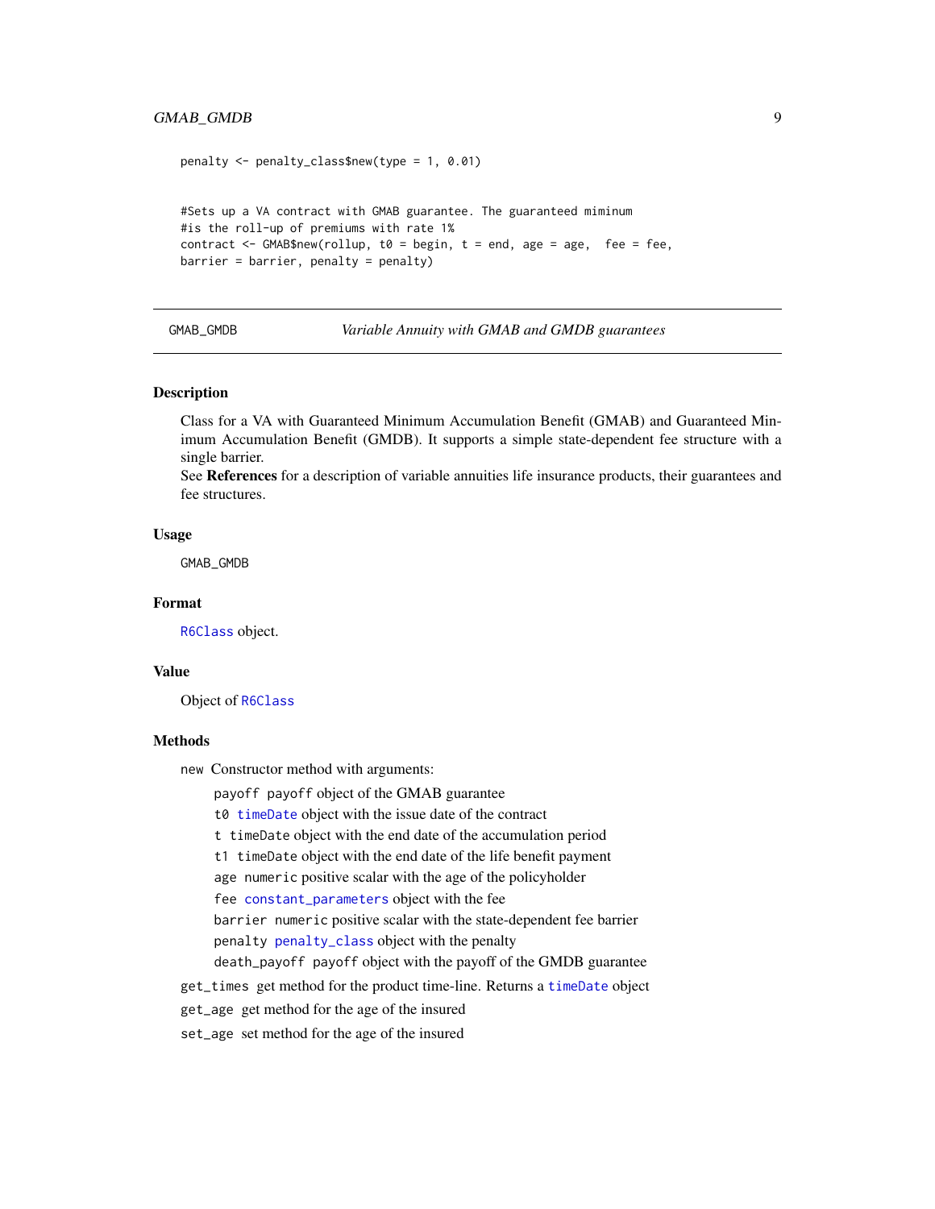```
penalty <- penalty_class$new(type = 1, 0.01)


#Sets up a VA contract with GMAB guarantee. The guaranteed miminum
#is the roll-up of premiums with rate 1%
contract <- GMAB$new(rollup, t0 = begin, t = end, age = age,  fee = fee,
barrier = barrier, penalty = penalty)
```

---

GMAB_GMDB *Variable Annuity with GMAB and GMDB guarantees*

---

## Description

Class for a VA with Guaranteed Minimum Accumulation Benefit (GMAB) and Guaranteed Minimum Accumulation Benefit (GMDB). It supports a simple state-dependent fee structure with a single barrier.
See **References** for a description of variable annuities life insurance products, their guarantees and fee structures.

## Usage

```
GMAB_GMDB
```

## Format

`R6Class` object.

## Value

Object of `R6Class`

## Methods

`new` Constructor method with arguments:

- `payoff` payoff object of the GMAB guarantee
- `t0` `timeDate` object with the issue date of the contract
- `t` timeDate object with the end date of the accumulation period
- `t1` timeDate object with the end date of the life benefit payment
- `age` `numeric` positive scalar with the age of the policyholder
- `fee` `constant_parameters` object with the fee
- `barrier` `numeric` positive scalar with the state-dependent fee barrier
- `penalty` `penalty_class` object with the penalty
- `death_payoff` payoff object with the payoff of the GMDB guarantee

`get_times` get method for the product time-line. Returns a `timeDate` object

`get_age` get method for the age of the insured

`set_age` set method for the age of the insured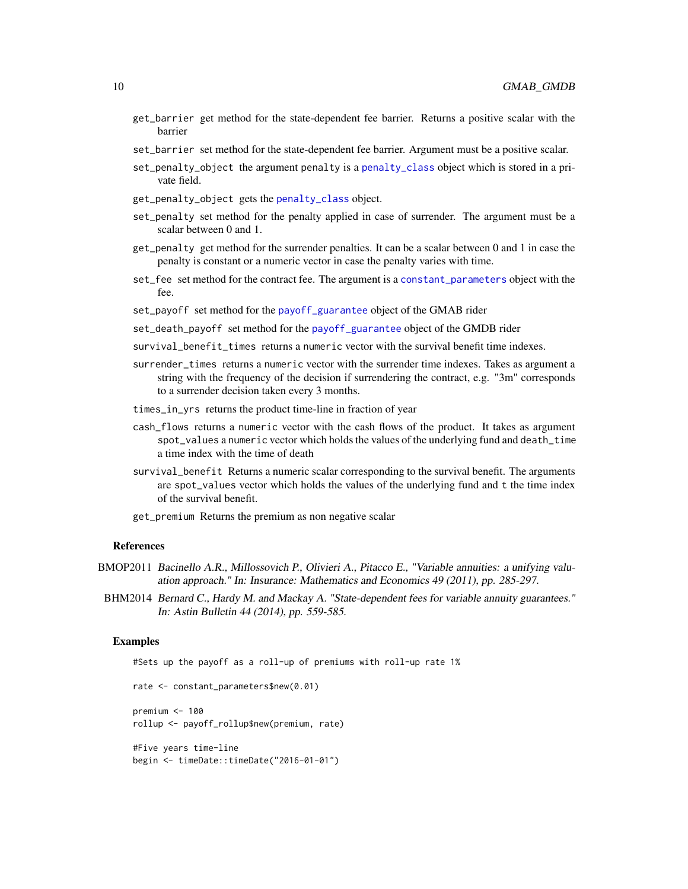`get_barrier` get method for the state-dependent fee barrier. Returns a positive scalar with the barrier

`set_barrier` set method for the state-dependent fee barrier. Argument must be a positive scalar.

`set_penalty_object` the argument `penalty` is a `penalty_class` object which is stored in a private field.

`get_penalty_object` gets the `penalty_class` object.

`set_penalty` set method for the penalty applied in case of surrender. The argument must be a scalar between 0 and 1.

`get_penalty` get method for the surrender penalties. It can be a scalar between 0 and 1 in case the penalty is constant or a numeric vector in case the penalty varies with time.

`set_fee` set method for the contract fee. The argument is a `constant_parameters` object with the fee.

`set_payoff` set method for the `payoff_guarantee` object of the GMAB rider

`set_death_payoff` set method for the `payoff_guarantee` object of the GMDB rider

`survival_benefit_times` returns a `numeric` vector with the survival benefit time indexes.

`surrender_times` returns a `numeric` vector with the surrender time indexes. Takes as argument a string with the frequency of the decision if surrendering the contract, e.g. "3m" corresponds to a surrender decision taken every 3 months.

`times_in_yrs` returns the product time-line in fraction of year

`cash_flows` returns a `numeric` vector with the cash flows of the product. It takes as argument `spot_values` a `numeric` vector which holds the values of the underlying fund and `death_time` a time index with the time of death

`survival_benefit` Returns a numeric scalar corresponding to the survival benefit. The arguments are `spot_values` vector which holds the values of the underlying fund and `t` the time index of the survival benefit.

`get_premium` Returns the premium as non negative scalar

### References

BMOP2011 *Bacinello A.R., Millossovich P., Olivieri A., Pitacco E., "Variable annuities: a unifying valuation approach." In: Insurance: Mathematics and Economics 49 (2011), pp. 285-297.*

BHM2014 *Bernard C., Hardy M. and Mackay A. "State-dependent fees for variable annuity guarantees." In: Astin Bulletin 44 (2014), pp. 559-585.*

### Examples

```
#Sets up the payoff as a roll-up of premiums with roll-up rate 1%

rate <- constant_parameters$new(0.01)

premium <- 100
rollup <- payoff_rollup$new(premium, rate)

#Five years time-line
begin <- timeDate::timeDate("2016-01-01")
```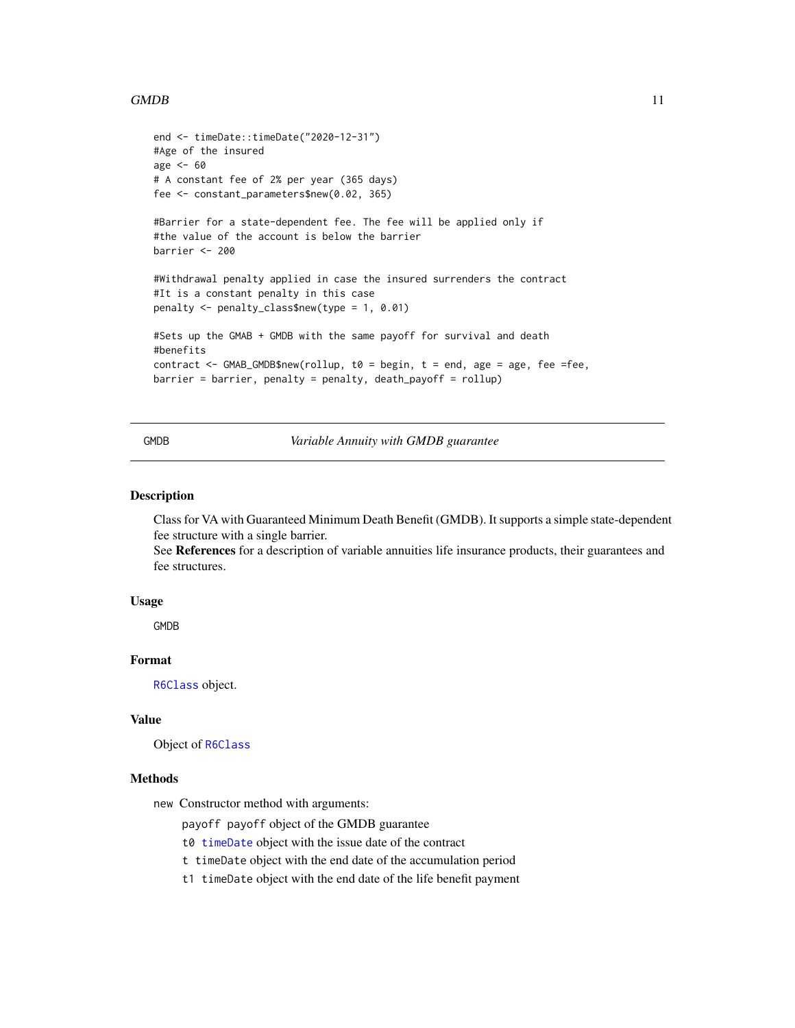```
end <- timeDate::timeDate("2020-12-31")
#Age of the insured
age <- 60
# A constant fee of 2% per year (365 days)
fee <- constant_parameters$new(0.02, 365)

#Barrier for a state-dependent fee. The fee will be applied only if
#the value of the account is below the barrier
barrier <- 200

#Withdrawal penalty applied in case the insured surrenders the contract
#It is a constant penalty in this case
penalty <- penalty_class$new(type = 1, 0.01)

#Sets up the GMAB + GMDB with the same payoff for survival and death
#benefits
contract <- GMAB_GMDB$new(rollup, t0 = begin, t = end, age = age, fee =fee,
barrier = barrier, penalty = penalty, death_payoff = rollup)
```

---

GMDB *Variable Annuity with GMDB guarantee*

---

## Description

Class for VA with Guaranteed Minimum Death Benefit (GMDB). It supports a simple state-dependent fee structure with a single barrier.
See **References** for a description of variable annuities life insurance products, their guarantees and fee structures.

## Usage

```
GMDB
```

## Format

`R6Class` object.

## Value

Object of `R6Class`

## Methods

`new` Constructor method with arguments:

- `payoff` payoff object of the GMDB guarantee
- `t0` `timeDate` object with the issue date of the contract
- `t` `timeDate` object with the end date of the accumulation period
- `t1` `timeDate` object with the end date of the life benefit payment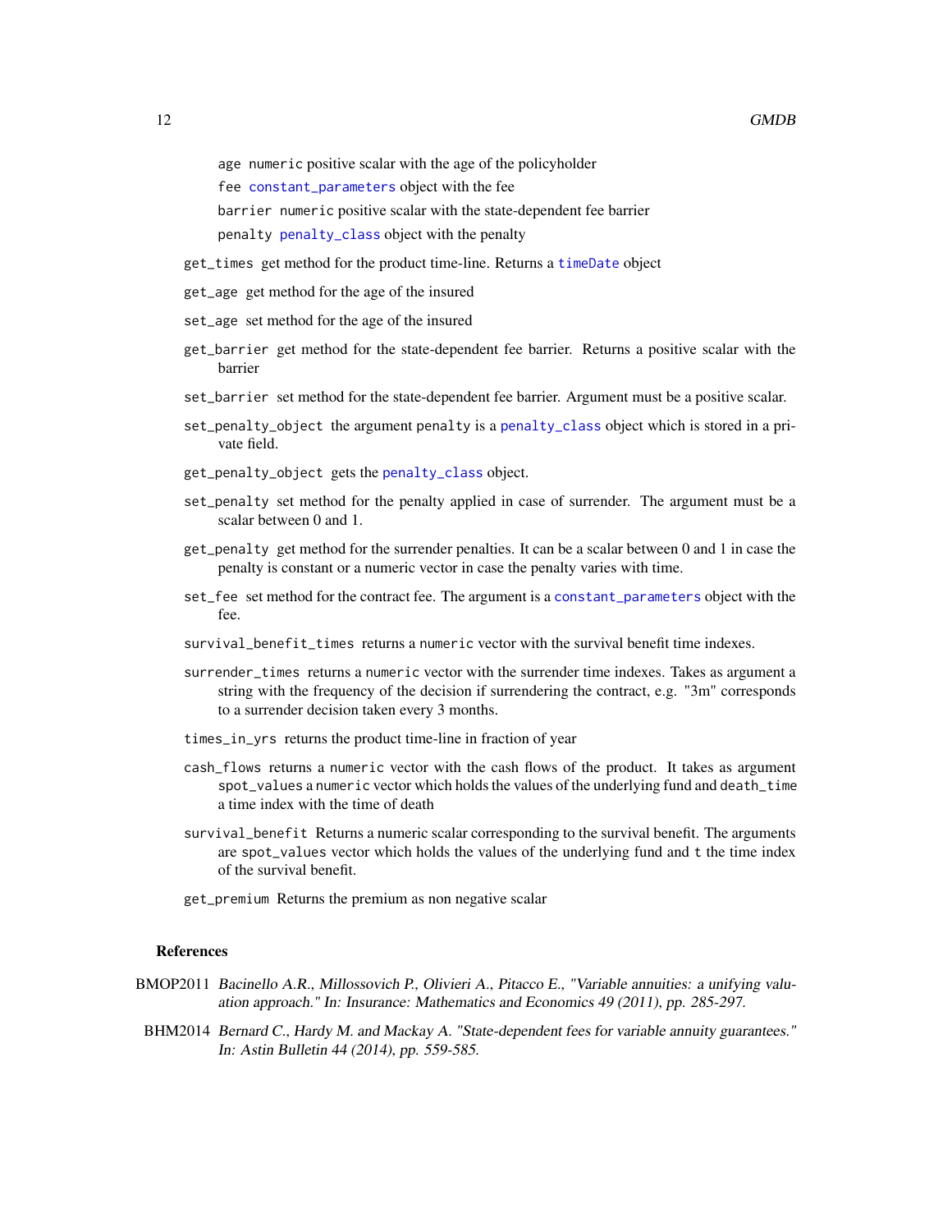`age` numeric positive scalar with the age of the policyholder

`fee` `constant_parameters` object with the fee

`barrier` numeric positive scalar with the state-dependent fee barrier

`penalty` `penalty_class` object with the penalty

`get_times` get method for the product time-line. Returns a `timeDate` object

`get_age` get method for the age of the insured

`set_age` set method for the age of the insured

`get_barrier` get method for the state-dependent fee barrier. Returns a positive scalar with the barrier

`set_barrier` set method for the state-dependent fee barrier. Argument must be a positive scalar.

`set_penalty_object` the argument `penalty` is a `penalty_class` object which is stored in a private field.

`get_penalty_object` gets the `penalty_class` object.

`set_penalty` set method for the penalty applied in case of surrender. The argument must be a scalar between 0 and 1.

`get_penalty` get method for the surrender penalties. It can be a scalar between 0 and 1 in case the penalty is constant or a numeric vector in case the penalty varies with time.

`set_fee` set method for the contract fee. The argument is a `constant_parameters` object with the fee.

`survival_benefit_times` returns a `numeric` vector with the survival benefit time indexes.

`surrender_times` returns a `numeric` vector with the surrender time indexes. Takes as argument a string with the frequency of the decision if surrendering the contract, e.g. "3m" corresponds to a surrender decision taken every 3 months.

`times_in_yrs` returns the product time-line in fraction of year

`cash_flows` returns a `numeric` vector with the cash flows of the product. It takes as argument `spot_values` a `numeric` vector which holds the values of the underlying fund and `death_time` a time index with the time of death

`survival_benefit` Returns a numeric scalar corresponding to the survival benefit. The arguments are `spot_values` vector which holds the values of the underlying fund and `t` the time index of the survival benefit.

`get_premium` Returns the premium as non negative scalar

### References

BMOP2011 *Bacinello A.R., Millossovich P., Olivieri A., Pitacco E., "Variable annuities: a unifying valuation approach." In: Insurance: Mathematics and Economics 49 (2011), pp. 285-297.*

BHM2014 *Bernard C., Hardy M. and Mackay A. "State-dependent fees for variable annuity guarantees." In: Astin Bulletin 44 (2014), pp. 559-585.*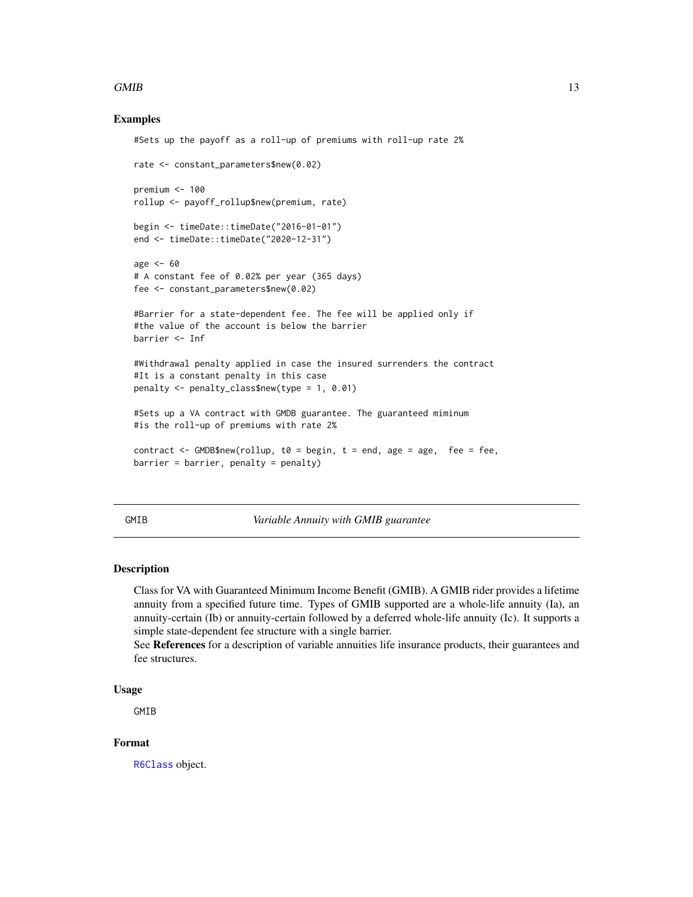## Examples

```
#Sets up the payoff as a roll-up of premiums with roll-up rate 2%

rate <- constant_parameters$new(0.02)

premium <- 100
rollup <- payoff_rollup$new(premium, rate)

begin <- timeDate::timeDate("2016-01-01")
end <- timeDate::timeDate("2020-12-31")

age <- 60
# A constant fee of 0.02% per year (365 days)
fee <- constant_parameters$new(0.02)

#Barrier for a state-dependent fee. The fee will be applied only if
#the value of the account is below the barrier
barrier <- Inf

#Withdrawal penalty applied in case the insured surrenders the contract
#It is a constant penalty in this case
penalty <- penalty_class$new(type = 1, 0.01)

#Sets up a VA contract with GMDB guarantee. The guaranteed miminum
#is the roll-up of premiums with rate 2%

contract <- GMDB$new(rollup, t0 = begin, t = end, age = age,  fee = fee,
barrier = barrier, penalty = penalty)
```

---

# GMIB — *Variable Annuity with GMIB guarantee*

## Description

Class for VA with Guaranteed Minimum Income Benefit (GMIB). A GMIB rider provides a lifetime annuity from a specified future time. Types of GMIB supported are a whole-life annuity (Ia), an annuity-certain (Ib) or annuity-certain followed by a deferred whole-life annuity (Ic). It supports a simple state-dependent fee structure with a single barrier.
See **References** for a description of variable annuities life insurance products, their guarantees and fee structures.

## Usage

```
GMIB
```

## Format

`R6Class` object.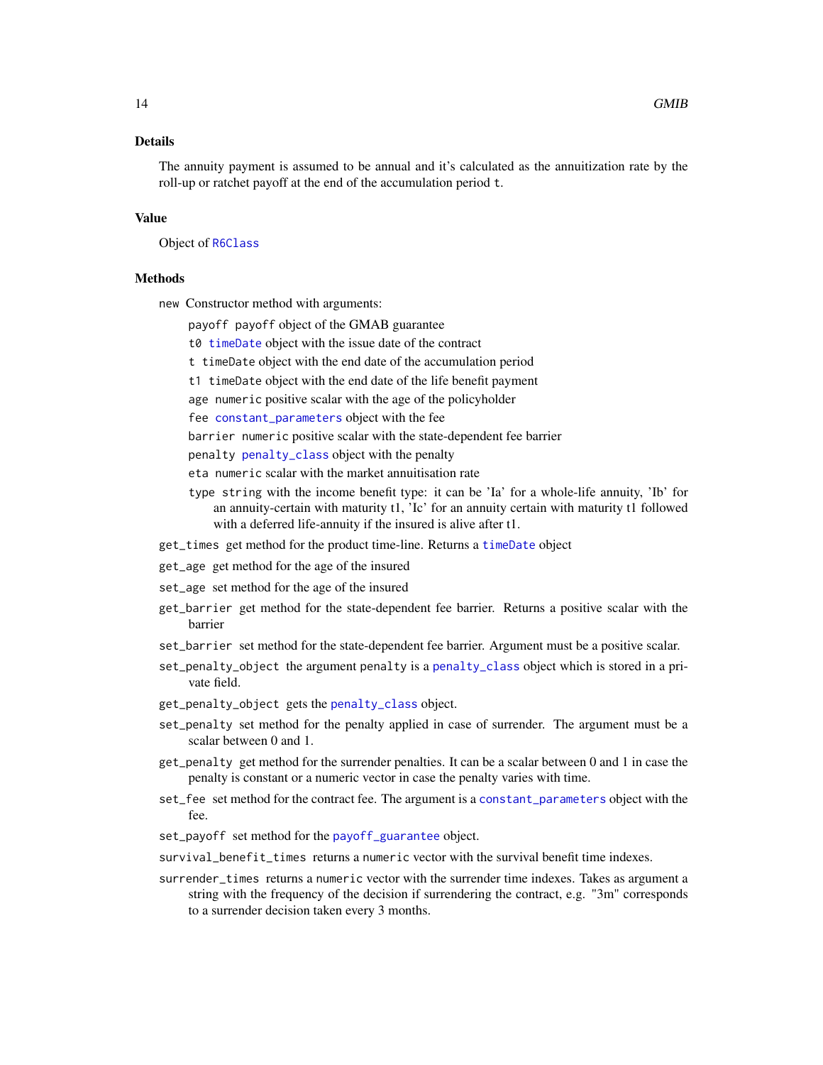### Details

The annuity payment is assumed to be annual and it's calculated as the annuitization rate by the roll-up or ratchet payoff at the end of the accumulation period `t`.

### Value

Object of `R6Class`

### Methods

`new` Constructor method with arguments:

- `payoff` `payoff` object of the GMAB guarantee
- `t0` `timeDate` object with the issue date of the contract
- `t` `timeDate` object with the end date of the accumulation period
- `t1` `timeDate` object with the end date of the life benefit payment
- `age` `numeric` positive scalar with the age of the policyholder
- `fee` `constant_parameters` object with the fee
- `barrier` `numeric` positive scalar with the state-dependent fee barrier
- `penalty` `penalty_class` object with the penalty
- `eta` `numeric` scalar with the market annuitisation rate
- `type` `string` with the income benefit type: it can be 'Ia' for a whole-life annuity, 'Ib' for an annuity-certain with maturity t1, 'Ic' for an annuity certain with maturity t1 followed with a deferred life-annuity if the insured is alive after t1.

`get_times` get method for the product time-line. Returns a `timeDate` object

`get_age` get method for the age of the insured

`set_age` set method for the age of the insured

`get_barrier` get method for the state-dependent fee barrier. Returns a positive scalar with the barrier

`set_barrier` set method for the state-dependent fee barrier. Argument must be a positive scalar.

`set_penalty_object` the argument `penalty` is a `penalty_class` object which is stored in a private field.

`get_penalty_object` gets the `penalty_class` object.

`set_penalty` set method for the penalty applied in case of surrender. The argument must be a scalar between 0 and 1.

`get_penalty` get method for the surrender penalties. It can be a scalar between 0 and 1 in case the penalty is constant or a numeric vector in case the penalty varies with time.

`set_fee` set method for the contract fee. The argument is a `constant_parameters` object with the fee.

`set_payoff` set method for the `payoff_guarantee` object.

`survival_benefit_times` returns a `numeric` vector with the survival benefit time indexes.

`surrender_times` returns a `numeric` vector with the surrender time indexes. Takes as argument a string with the frequency of the decision if surrendering the contract, e.g. "3m" corresponds to a surrender decision taken every 3 months.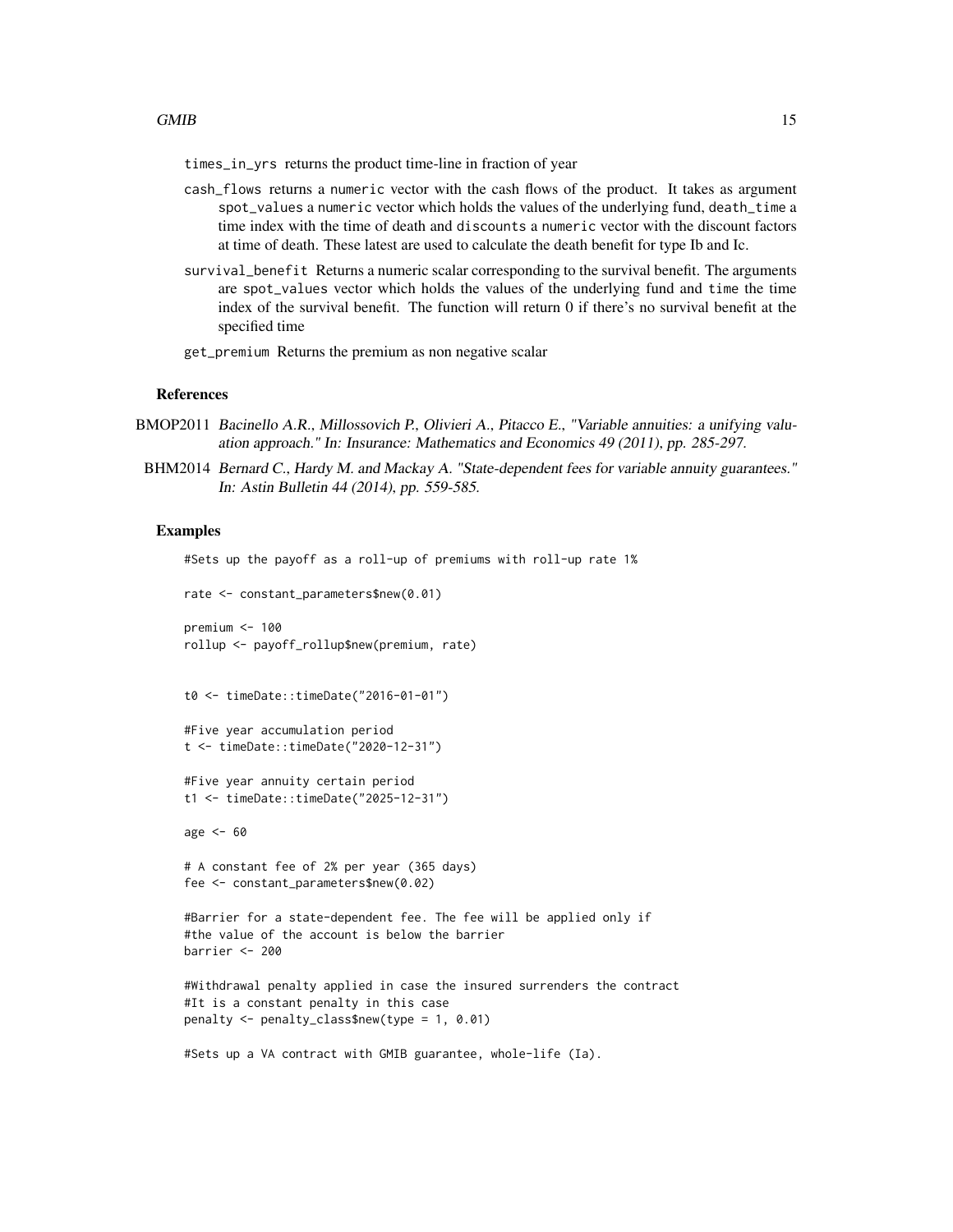times_in_yrs returns the product time-line in fraction of year

cash_flows returns a numeric vector with the cash flows of the product. It takes as argument spot_values a numeric vector which holds the values of the underlying fund, death_time a time index with the time of death and discounts a numeric vector with the discount factors at time of death. These latest are used to calculate the death benefit for type Ib and Ic.

survival_benefit Returns a numeric scalar corresponding to the survival benefit. The arguments are spot_values vector which holds the values of the underlying fund and time the time index of the survival benefit. The function will return 0 if there's no survival benefit at the specified time

get_premium Returns the premium as non negative scalar

### References

BMOP2011 *Bacinello A.R., Millossovich P., Olivieri A., Pitacco E., "Variable annuities: a unifying valuation approach." In: Insurance: Mathematics and Economics 49 (2011), pp. 285-297.*

BHM2014 *Bernard C., Hardy M. and Mackay A. "State-dependent fees for variable annuity guarantees." In: Astin Bulletin 44 (2014), pp. 559-585.*

### Examples

```
#Sets up the payoff as a roll-up of premiums with roll-up rate 1%

rate <- constant_parameters$new(0.01)

premium <- 100
rollup <- payoff_rollup$new(premium, rate)


t0 <- timeDate::timeDate("2016-01-01")

#Five year accumulation period
t <- timeDate::timeDate("2020-12-31")

#Five year annuity certain period
t1 <- timeDate::timeDate("2025-12-31")

age <- 60

# A constant fee of 2% per year (365 days)
fee <- constant_parameters$new(0.02)

#Barrier for a state-dependent fee. The fee will be applied only if
#the value of the account is below the barrier
barrier <- 200

#Withdrawal penalty applied in case the insured surrenders the contract
#It is a constant penalty in this case
penalty <- penalty_class$new(type = 1, 0.01)

#Sets up a VA contract with GMIB guarantee, whole-life (Ia).
```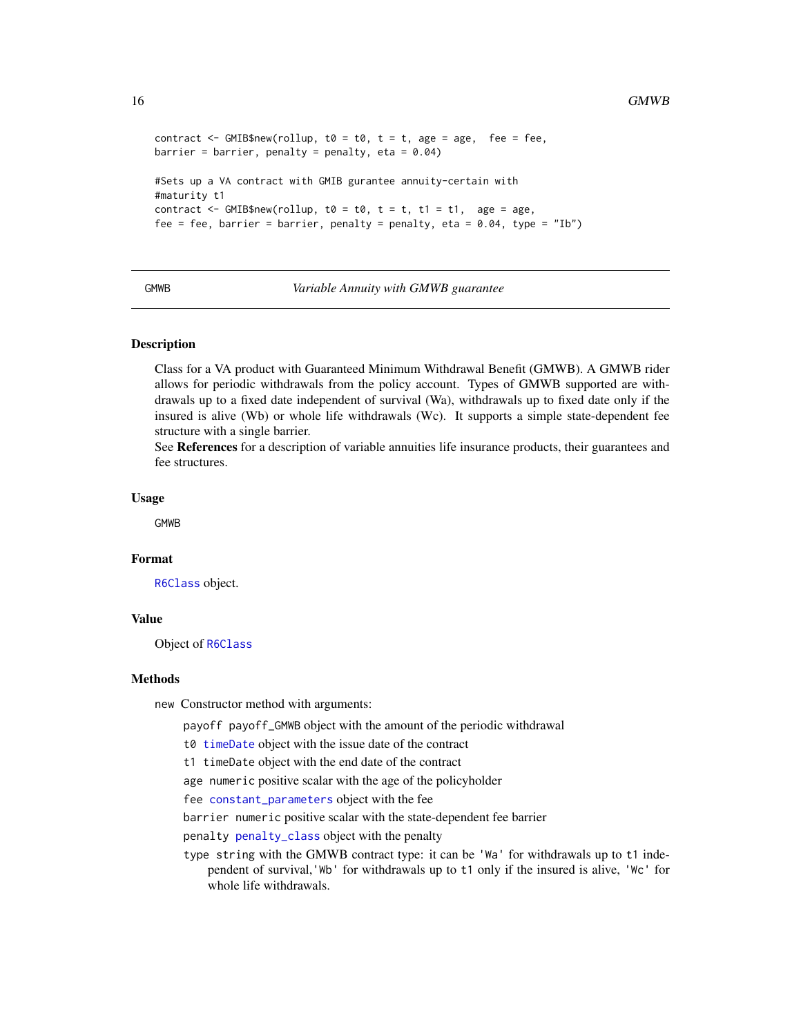```
contract <- GMIB$new(rollup, t0 = t0, t = t, age = age,  fee = fee,
barrier = barrier, penalty = penalty, eta = 0.04)

#Sets up a VA contract with GMIB gurantee annuity-certain with
#maturity t1
contract <- GMIB$new(rollup, t0 = t0, t = t, t1 = t1,  age = age,
fee = fee, barrier = barrier, penalty = penalty, eta = 0.04, type = "Ib")
```

## GMWB — *Variable Annuity with GMWB guarantee*

### Description

Class for a VA product with Guaranteed Minimum Withdrawal Benefit (GMWB). A GMWB rider allows for periodic withdrawals from the policy account. Types of GMWB supported are withdrawals up to a fixed date independent of survival (Wa), withdrawals up to fixed date only if the insured is alive (Wb) or whole life withdrawals (Wc). It supports a simple state-dependent fee structure with a single barrier.
See **References** for a description of variable annuities life insurance products, their guarantees and fee structures.

### Usage

GMWB

### Format

`R6Class` object.

### Value

Object of `R6Class`

### Methods

`new` Constructor method with arguments:

- `payoff` `payoff_GMWB` object with the amount of the periodic withdrawal
- `t0` `timeDate` object with the issue date of the contract
- `t1` `timeDate` object with the end date of the contract
- `age` `numeric` positive scalar with the age of the policyholder
- `fee` `constant_parameters` object with the fee
- `barrier` `numeric` positive scalar with the state-dependent fee barrier
- `penalty` `penalty_class` object with the penalty
- `type` `string` with the GMWB contract type: it can be `'Wa'` for withdrawals up to `t1` independent of survival,`'Wb'` for withdrawals up to `t1` only if the insured is alive, `'Wc'` for whole life withdrawals.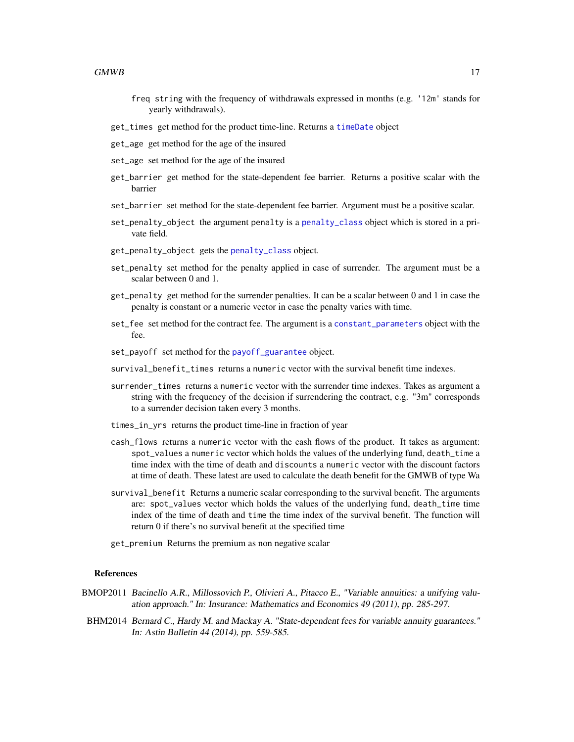freq string with the frequency of withdrawals expressed in months (e.g. '12m' stands for yearly withdrawals).

get_times get method for the product time-line. Returns a timeDate object

get_age get method for the age of the insured

set_age set method for the age of the insured

get_barrier get method for the state-dependent fee barrier. Returns a positive scalar with the barrier

set_barrier set method for the state-dependent fee barrier. Argument must be a positive scalar.

set_penalty_object the argument penalty is a penalty_class object which is stored in a private field.

get_penalty_object gets the penalty_class object.

set_penalty set method for the penalty applied in case of surrender. The argument must be a scalar between 0 and 1.

get_penalty get method for the surrender penalties. It can be a scalar between 0 and 1 in case the penalty is constant or a numeric vector in case the penalty varies with time.

set_fee set method for the contract fee. The argument is a constant_parameters object with the fee.

set_payoff set method for the payoff_guarantee object.

survival_benefit_times returns a numeric vector with the survival benefit time indexes.

surrender_times returns a numeric vector with the surrender time indexes. Takes as argument a string with the frequency of the decision if surrendering the contract, e.g. "3m" corresponds to a surrender decision taken every 3 months.

times_in_yrs returns the product time-line in fraction of year

cash_flows returns a numeric vector with the cash flows of the product. It takes as argument: spot_values a numeric vector which holds the values of the underlying fund, death_time a time index with the time of death and discounts a numeric vector with the discount factors at time of death. These latest are used to calculate the death benefit for the GMWB of type Wa

survival_benefit Returns a numeric scalar corresponding to the survival benefit. The arguments are: spot_values vector which holds the values of the underlying fund, death_time time index of the time of death and time the time index of the survival benefit. The function will return 0 if there's no survival benefit at the specified time

get_premium Returns the premium as non negative scalar

### References

BMOP2011 *Bacinello A.R., Millossovich P., Olivieri A., Pitacco E., "Variable annuities: a unifying valuation approach." In: Insurance: Mathematics and Economics 49 (2011), pp. 285-297.*

BHM2014 *Bernard C., Hardy M. and Mackay A. "State-dependent fees for variable annuity guarantees." In: Astin Bulletin 44 (2014), pp. 559-585.*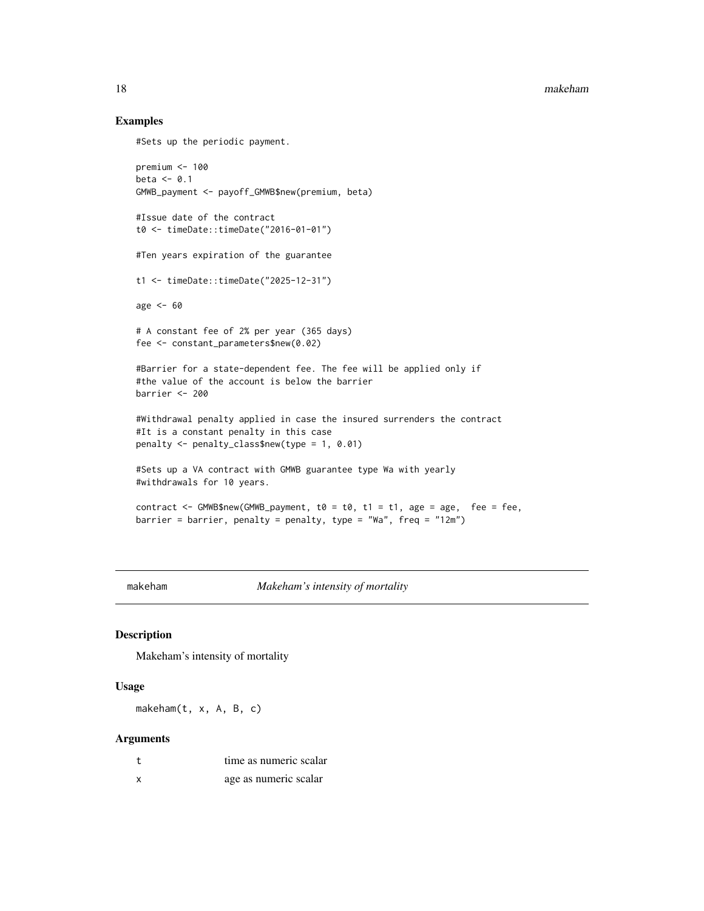## Examples

```
#Sets up the periodic payment.

premium <- 100
beta <- 0.1
GMWB_payment <- payoff_GMWB$new(premium, beta)

#Issue date of the contract
t0 <- timeDate::timeDate("2016-01-01")

#Ten years expiration of the guarantee

t1 <- timeDate::timeDate("2025-12-31")

age <- 60

# A constant fee of 2% per year (365 days)
fee <- constant_parameters$new(0.02)

#Barrier for a state-dependent fee. The fee will be applied only if
#the value of the account is below the barrier
barrier <- 200

#Withdrawal penalty applied in case the insured surrenders the contract
#It is a constant penalty in this case
penalty <- penalty_class$new(type = 1, 0.01)

#Sets up a VA contract with GMWB guarantee type Wa with yearly
#withdrawals for 10 years.

contract <- GMWB$new(GMWB_payment, t0 = t0, t1 = t1, age = age,  fee = fee,
barrier = barrier, penalty = penalty, type = "Wa", freq = "12m")
```

---

# makeham — *Makeham's intensity of mortality*

## Description

Makeham's intensity of mortality

## Usage

```
makeham(t, x, A, B, c)
```

## Arguments

| | |
|---|---|
| t | time as numeric scalar |
| x | age as numeric scalar |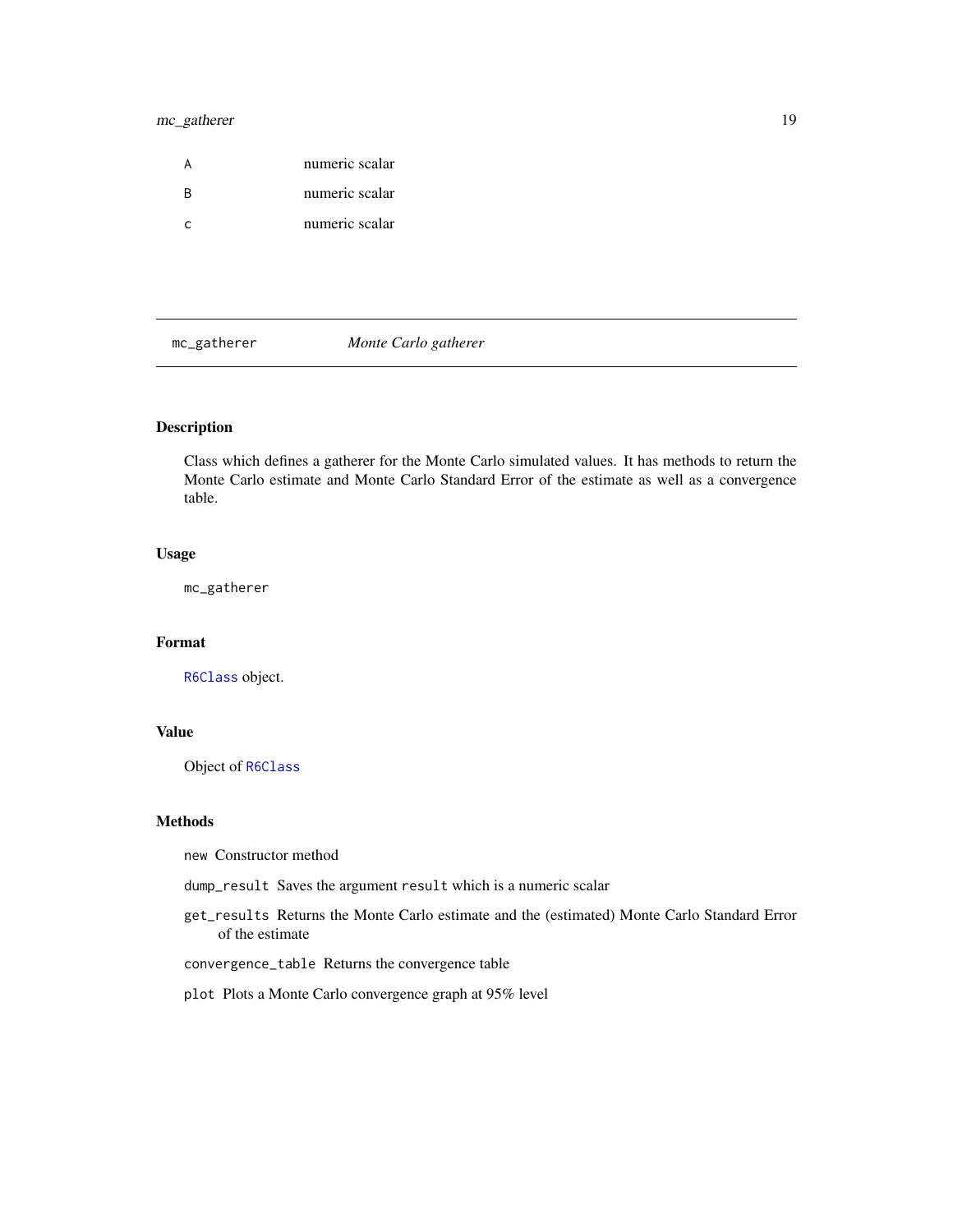| | |
|---|---|
| A | numeric scalar |
| B | numeric scalar |
| c | numeric scalar |

---

## mc_gatherer — *Monte Carlo gatherer*

### Description

Class which defines a gatherer for the Monte Carlo simulated values. It has methods to return the Monte Carlo estimate and Monte Carlo Standard Error of the estimate as well as a convergence table.

### Usage

```
mc_gatherer
```

### Format

`R6Class` object.

### Value

Object of `R6Class`

### Methods

`new` Constructor method

`dump_result` Saves the argument `result` which is a numeric scalar

`get_results` Returns the Monte Carlo estimate and the (estimated) Monte Carlo Standard Error of the estimate

`convergence_table` Returns the convergence table

`plot` Plots a Monte Carlo convergence graph at 95% level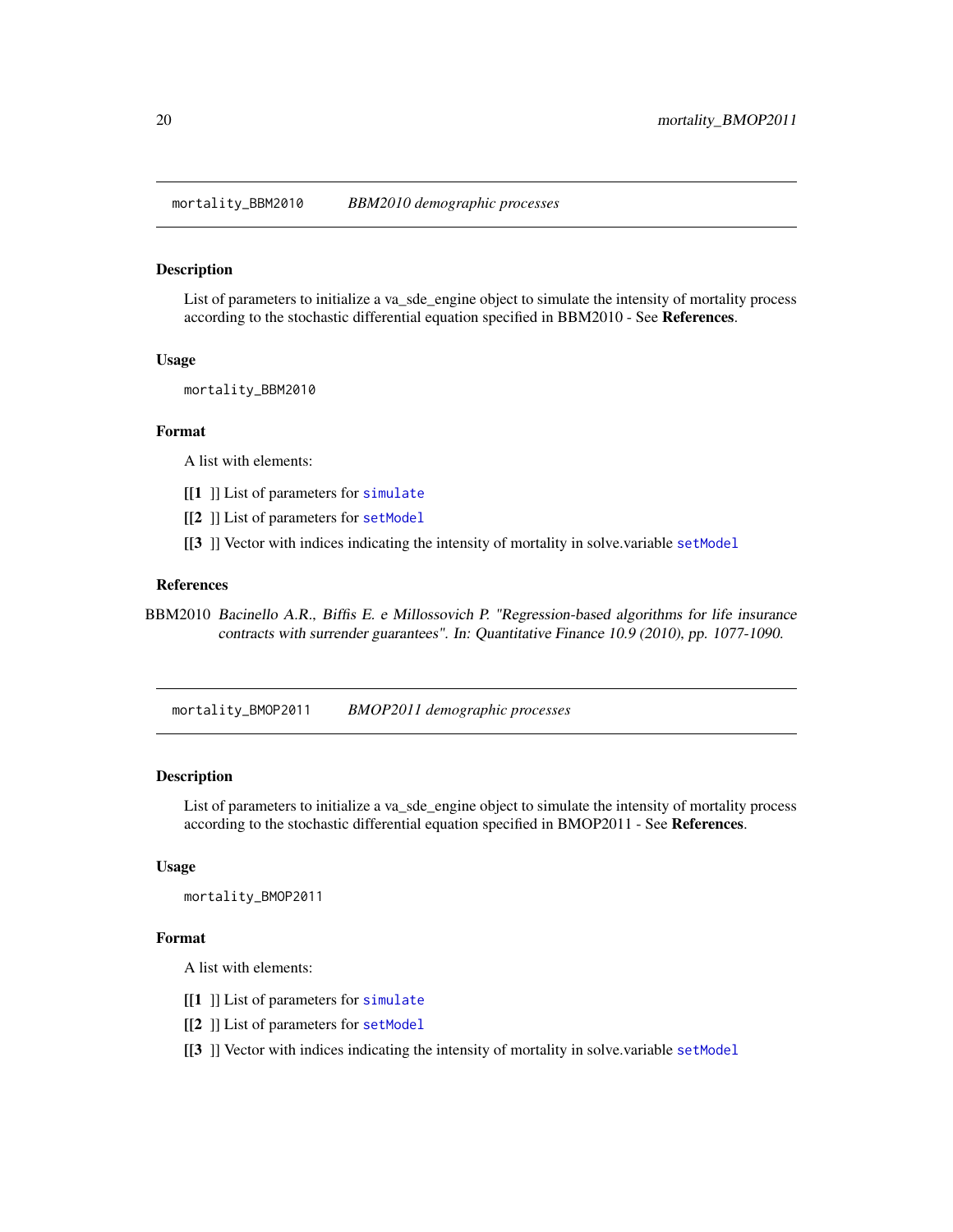## mortality_BBM2010 *BBM2010 demographic processes*

### Description

List of parameters to initialize a va_sde_engine object to simulate the intensity of mortality process according to the stochastic differential equation specified in BBM2010 - See **References**.

### Usage

```
mortality_BBM2010
```

### Format

A list with elements:

**[[1** ]] List of parameters for `simulate`

**[[2** ]] List of parameters for `setModel`

**[[3** ]] Vector with indices indicating the intensity of mortality in solve.variable `setModel`

### References

BBM2010 *Bacinello A.R., Biffis E. e Millossovich P. "Regression-based algorithms for life insurance contracts with surrender guarantees". In: Quantitative Finance 10.9 (2010), pp. 1077-1090.*

## mortality_BMOP2011 *BMOP2011 demographic processes*

### Description

List of parameters to initialize a va_sde_engine object to simulate the intensity of mortality process according to the stochastic differential equation specified in BMOP2011 - See **References**.

### Usage

```
mortality_BMOP2011
```

### Format

A list with elements:

**[[1** ]] List of parameters for `simulate`

**[[2** ]] List of parameters for `setModel`

**[[3** ]] Vector with indices indicating the intensity of mortality in solve.variable `setModel`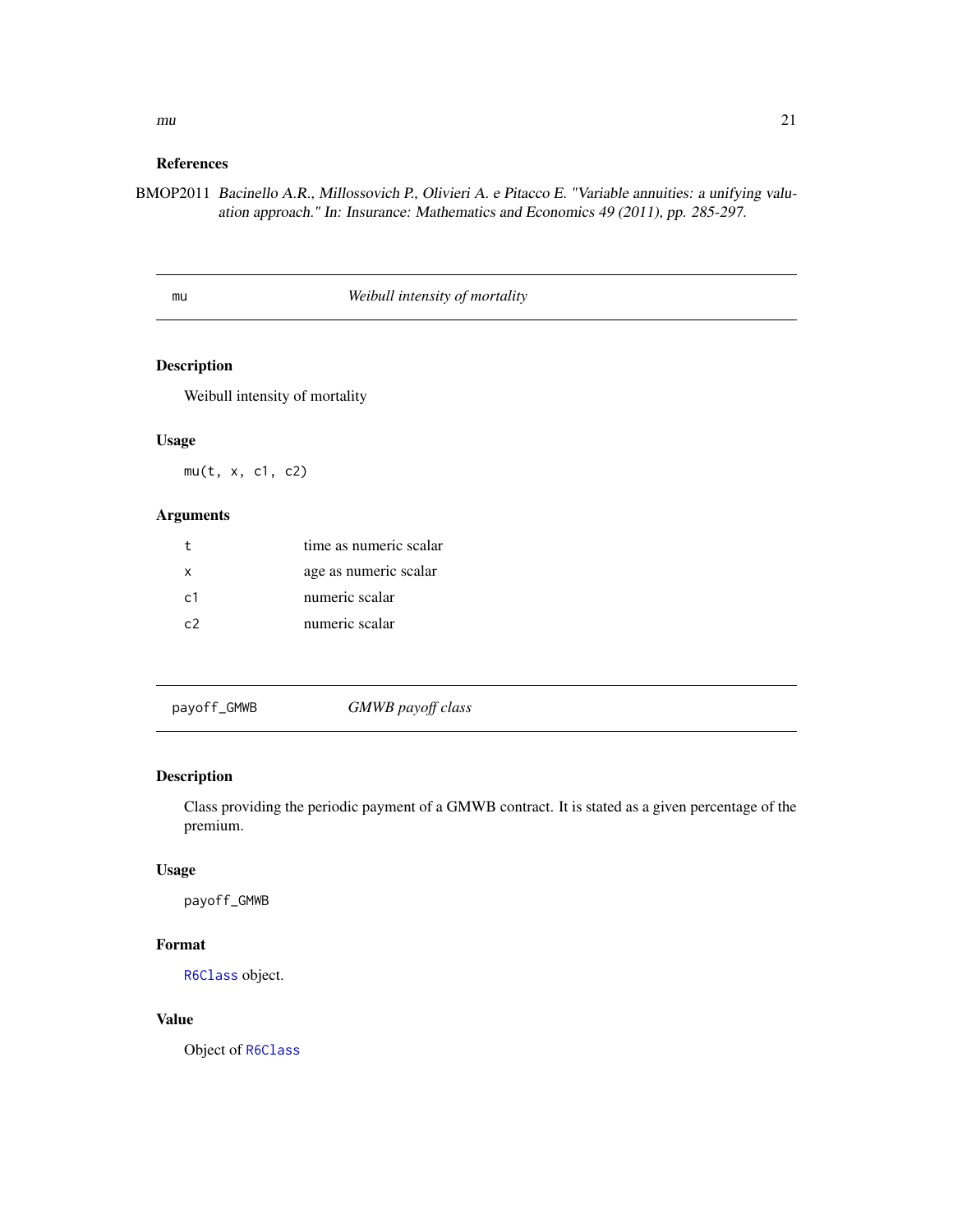### References

BMOP2011 *Bacinello A.R., Millossovich P., Olivieri A. e Pitacco E. "Variable annuities: a unifying valuation approach." In: Insurance: Mathematics and Economics 49 (2011), pp. 285-297.*

---

## mu — *Weibull intensity of mortality*

### Description

Weibull intensity of mortality

### Usage

```
mu(t, x, c1, c2)
```

### Arguments

| | |
|---|---|
| t | time as numeric scalar |
| x | age as numeric scalar |
| c1 | numeric scalar |
| c2 | numeric scalar |

---

## payoff_GMWB — *GMWB payoff class*

### Description

Class providing the periodic payment of a GMWB contract. It is stated as a given percentage of the premium.

### Usage

```
payoff_GMWB
```

### Format

`R6Class` object.

### Value

Object of `R6Class`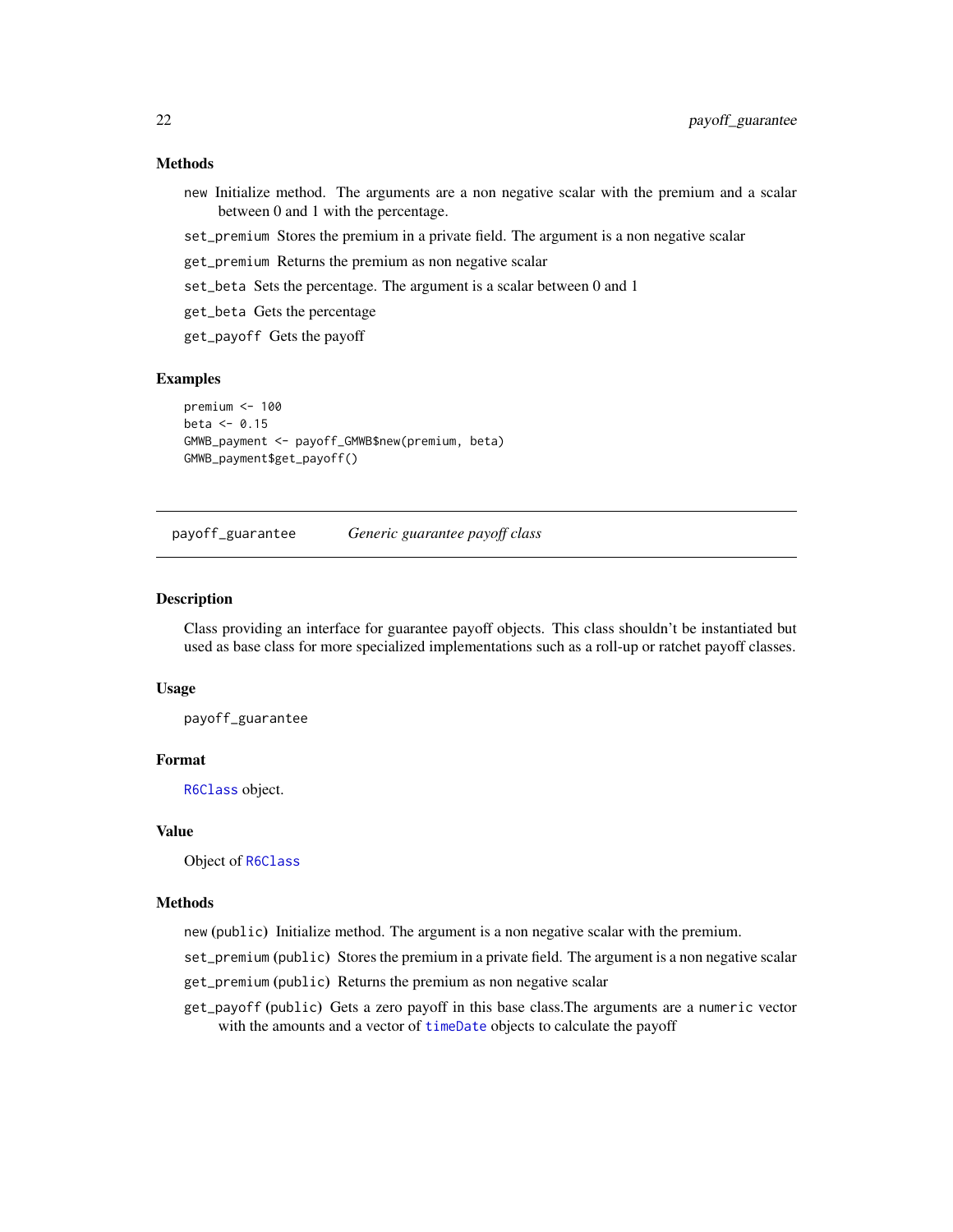### Methods

`new` Initialize method. The arguments are a non negative scalar with the premium and a scalar between 0 and 1 with the percentage.

`set_premium` Stores the premium in a private field. The argument is a non negative scalar

`get_premium` Returns the premium as non negative scalar

`set_beta` Sets the percentage. The argument is a scalar between 0 and 1

`get_beta` Gets the percentage

`get_payoff` Gets the payoff

### Examples

```
premium <- 100
beta <- 0.15
GMWB_payment <- payoff_GMWB$new(premium, beta)
GMWB_payment$get_payoff()
```

---

## payoff_guarantee *Generic guarantee payoff class*

---

### Description

Class providing an interface for guarantee payoff objects. This class shouldn't be instantiated but used as base class for more specialized implementations such as a roll-up or ratchet payoff classes.

### Usage

```
payoff_guarantee
```

### Format

`R6Class` object.

### Value

Object of `R6Class`

### Methods

`new` (public) Initialize method. The argument is a non negative scalar with the premium.

`set_premium` (public) Stores the premium in a private field. The argument is a non negative scalar

`get_premium` (public) Returns the premium as non negative scalar

`get_payoff` (public) Gets a zero payoff in this base class.The arguments are a `numeric` vector with the amounts and a vector of `timeDate` objects to calculate the payoff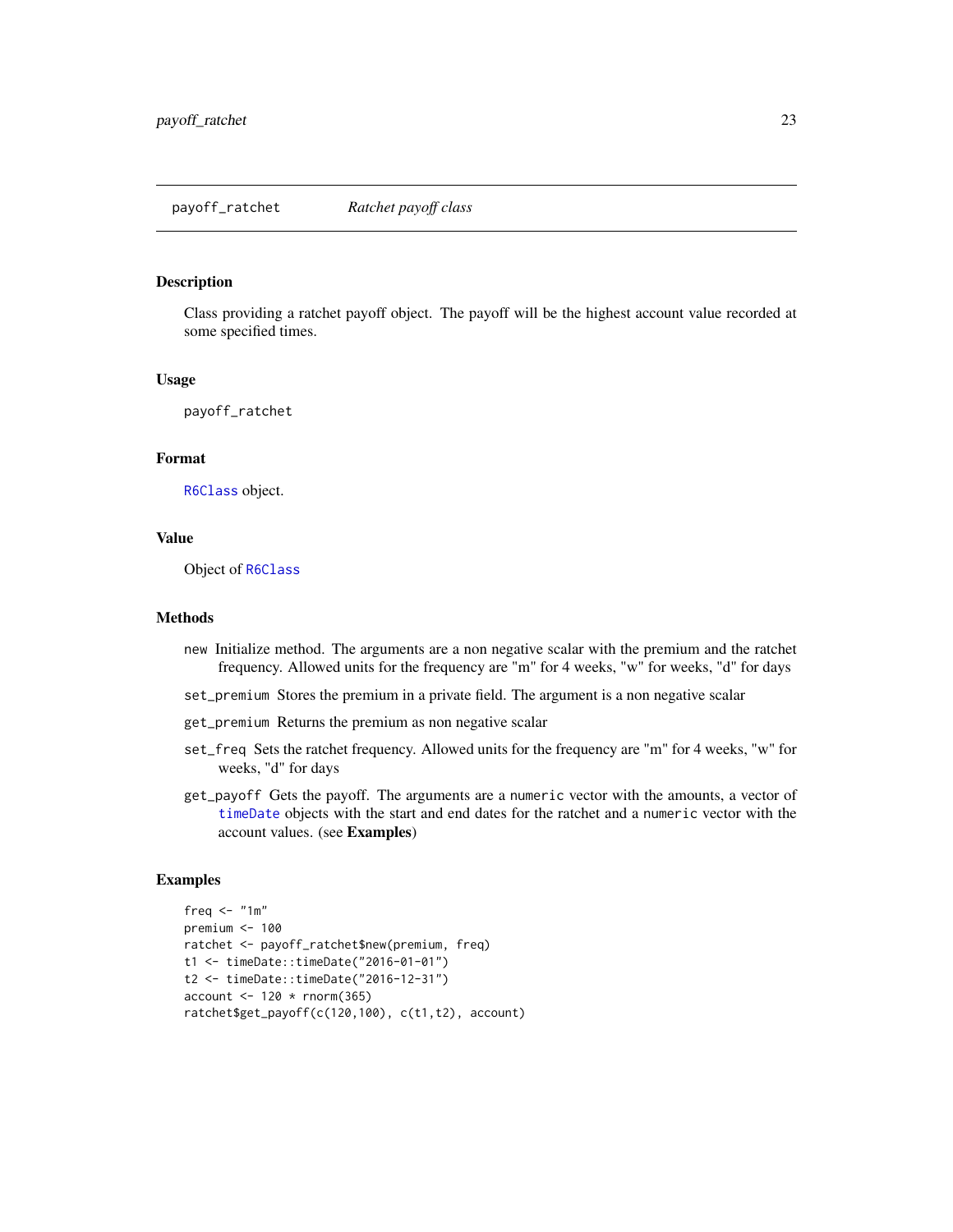## payoff_ratchet *Ratchet payoff class*

### Description

Class providing a ratchet payoff object. The payoff will be the highest account value recorded at some specified times.

### Usage

```
payoff_ratchet
```

### Format

R6Class object.

### Value

Object of R6Class

### Methods

- `new` Initialize method. The arguments are a non negative scalar with the premium and the ratchet frequency. Allowed units for the frequency are "m" for 4 weeks, "w" for weeks, "d" for days
- `set_premium` Stores the premium in a private field. The argument is a non negative scalar
- `get_premium` Returns the premium as non negative scalar
- `set_freq` Sets the ratchet frequency. Allowed units for the frequency are "m" for 4 weeks, "w" for weeks, "d" for days
- `get_payoff` Gets the payoff. The arguments are a `numeric` vector with the amounts, a vector of timeDate objects with the start and end dates for the ratchet and a `numeric` vector with the account values. (see **Examples**)

### Examples

```
freq <- "1m"
premium <- 100
ratchet <- payoff_ratchet$new(premium, freq)
t1 <- timeDate::timeDate("2016-01-01")
t2 <- timeDate::timeDate("2016-12-31")
account <- 120 * rnorm(365)
ratchet$get_payoff(c(120,100), c(t1,t2), account)
```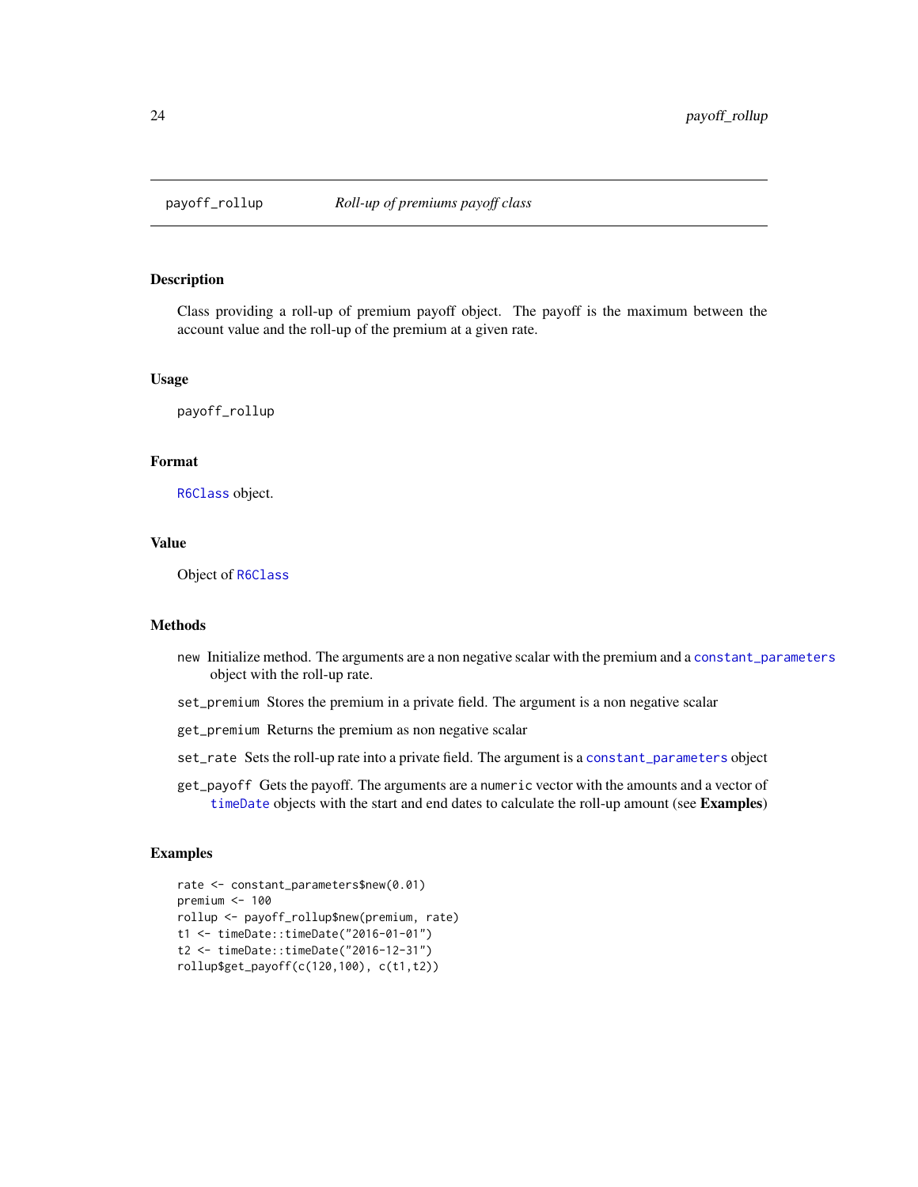# payoff_rollup — *Roll-up of premiums payoff class*

## Description

Class providing a roll-up of premium payoff object. The payoff is the maximum between the account value and the roll-up of the premium at a given rate.

## Usage

```
payoff_rollup
```

## Format

`R6Class` object.

## Value

Object of `R6Class`

## Methods

- `new` Initialize method. The arguments are a non negative scalar with the premium and a `constant_parameters` object with the roll-up rate.
- `set_premium` Stores the premium in a private field. The argument is a non negative scalar
- `get_premium` Returns the premium as non negative scalar
- `set_rate` Sets the roll-up rate into a private field. The argument is a `constant_parameters` object
- `get_payoff` Gets the payoff. The arguments are a `numeric` vector with the amounts and a vector of `timeDate` objects with the start and end dates to calculate the roll-up amount (see **Examples**)

## Examples

```
rate <- constant_parameters$new(0.01)
premium <- 100
rollup <- payoff_rollup$new(premium, rate)
t1 <- timeDate::timeDate("2016-01-01")
t2 <- timeDate::timeDate("2016-12-31")
rollup$get_payoff(c(120,100), c(t1,t2))
```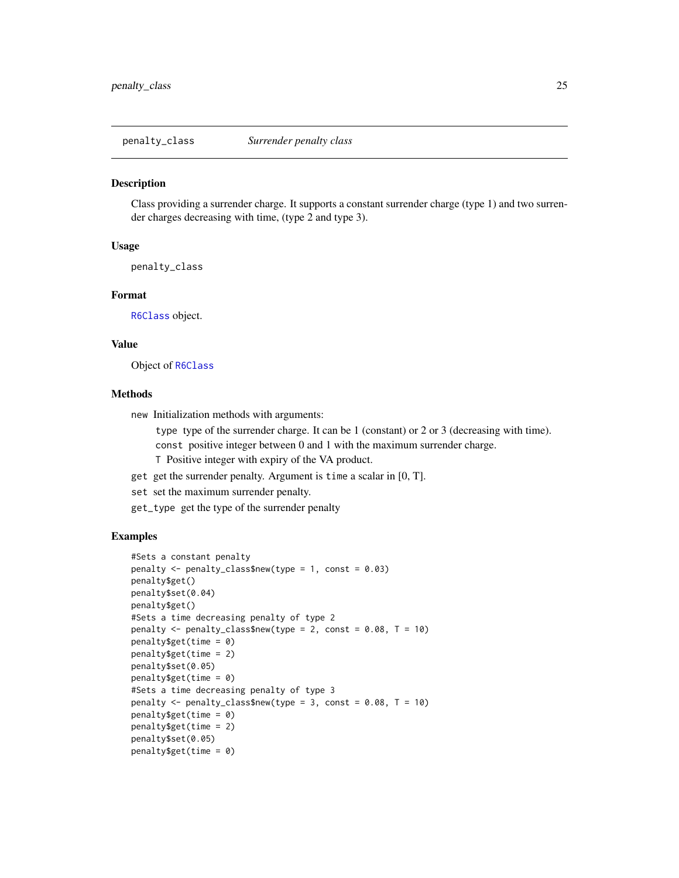# penalty_class *Surrender penalty class*

## Description

Class providing a surrender charge. It supports a constant surrender charge (type 1) and two surrender charges decreasing with time, (type 2 and type 3).

## Usage

```
penalty_class
```

## Format

`R6Class` object.

## Value

Object of `R6Class`

## Methods

`new` Initialization methods with arguments:

- `type` type of the surrender charge. It can be 1 (constant) or 2 or 3 (decreasing with time).
- `const` positive integer between 0 and 1 with the maximum surrender charge.
- `T` Positive integer with expiry of the VA product.

`get` get the surrender penalty. Argument is `time` a scalar in [0, T].

`set` set the maximum surrender penalty.

`get_type` get the type of the surrender penalty

## Examples

```
#Sets a constant penalty
penalty <- penalty_class$new(type = 1, const = 0.03)
penalty$get()
penalty$set(0.04)
penalty$get()
#Sets a time decreasing penalty of type 2
penalty <- penalty_class$new(type = 2, const = 0.08, T = 10)
penalty$get(time = 0)
penalty$get(time = 2)
penalty$set(0.05)
penalty$get(time = 0)
#Sets a time decreasing penalty of type 3
penalty <- penalty_class$new(type = 3, const = 0.08, T = 10)
penalty$get(time = 0)
penalty$get(time = 2)
penalty$set(0.05)
penalty$get(time = 0)
```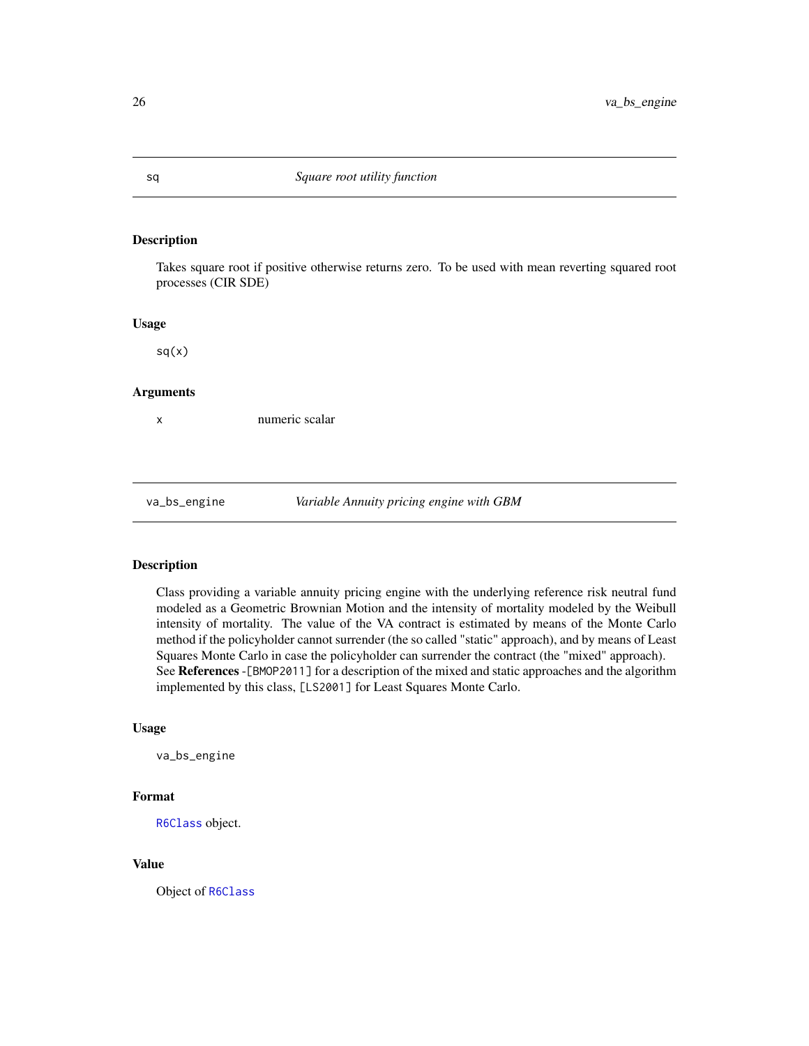## sq — *Square root utility function*

### Description

Takes square root if positive otherwise returns zero. To be used with mean reverting squared root processes (CIR SDE)

### Usage

```
sq(x)
```

### Arguments

| | |
|---|---|
| x | numeric scalar |

## va_bs_engine — *Variable Annuity pricing engine with GBM*

### Description

Class providing a variable annuity pricing engine with the underlying reference risk neutral fund modeled as a Geometric Brownian Motion and the intensity of mortality modeled by the Weibull intensity of mortality. The value of the VA contract is estimated by means of the Monte Carlo method if the policyholder cannot surrender (the so called "static" approach), and by means of Least Squares Monte Carlo in case the policyholder can surrender the contract (the "mixed" approach). See **References** -`[BMOP2011]` for a description of the mixed and static approaches and the algorithm implemented by this class, `[LS2001]` for Least Squares Monte Carlo.

### Usage

```
va_bs_engine
```

### Format

`R6Class` object.

### Value

Object of `R6Class`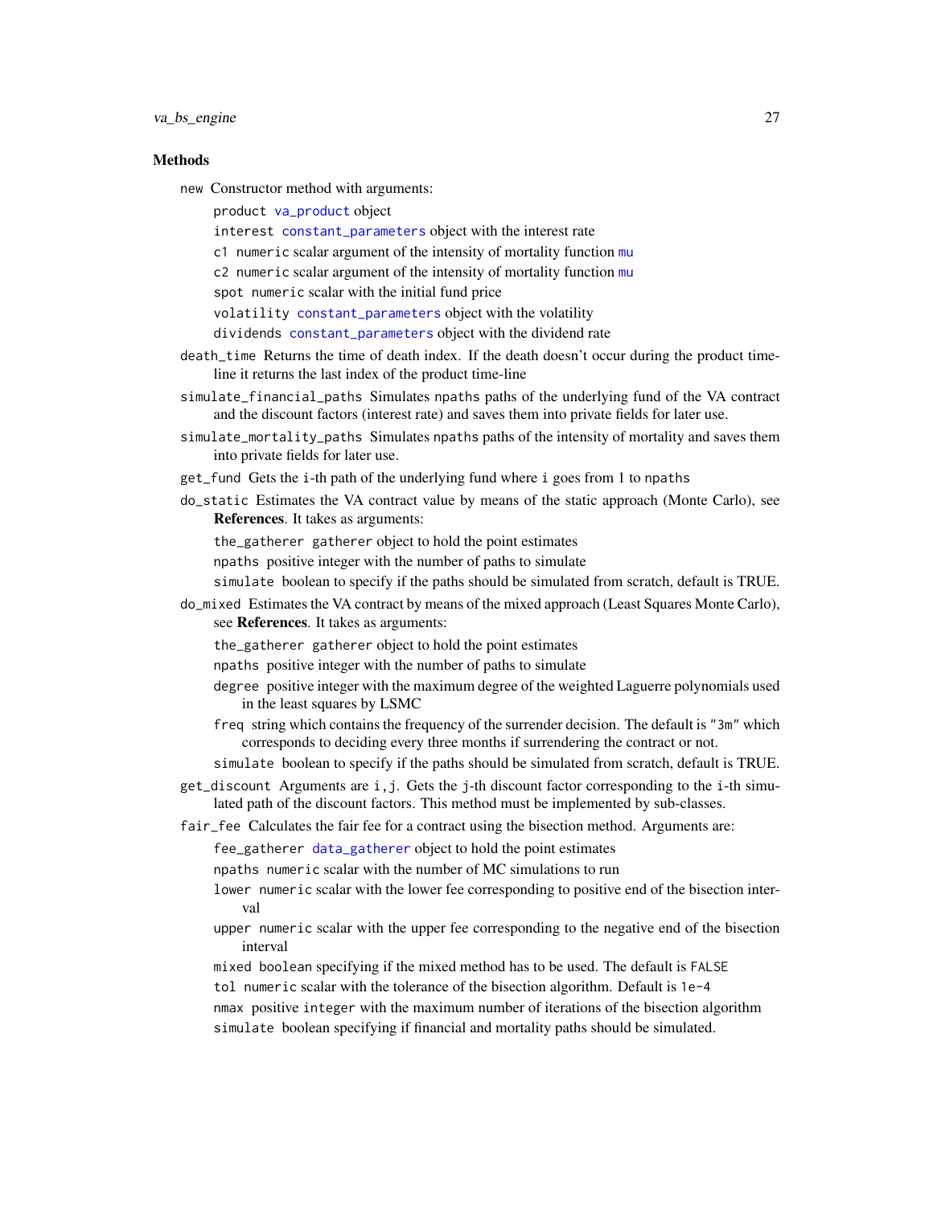### Methods

new Constructor method with arguments:

- product va_product object
- interest constant_parameters object with the interest rate
- c1 numeric scalar argument of the intensity of mortality function mu
- c2 numeric scalar argument of the intensity of mortality function mu
- spot numeric scalar with the initial fund price
- volatility constant_parameters object with the volatility
- dividends constant_parameters object with the dividend rate

death_time Returns the time of death index. If the death doesn't occur during the product time-line it returns the last index of the product time-line

simulate_financial_paths Simulates npaths paths of the underlying fund of the VA contract and the discount factors (interest rate) and saves them into private fields for later use.

simulate_mortality_paths Simulates npaths paths of the intensity of mortality and saves them into private fields for later use.

get_fund Gets the i-th path of the underlying fund where i goes from 1 to npaths

do_static Estimates the VA contract value by means of the static approach (Monte Carlo), see **References**. It takes as arguments:

- the_gatherer gatherer object to hold the point estimates
- npaths positive integer with the number of paths to simulate
- simulate boolean to specify if the paths should be simulated from scratch, default is TRUE.

do_mixed Estimates the VA contract by means of the mixed approach (Least Squares Monte Carlo), see **References**. It takes as arguments:

- the_gatherer gatherer object to hold the point estimates
- npaths positive integer with the number of paths to simulate
- degree positive integer with the maximum degree of the weighted Laguerre polynomials used in the least squares by LSMC
- freq string which contains the frequency of the surrender decision. The default is "3m" which corresponds to deciding every three months if surrendering the contract or not.
- simulate boolean to specify if the paths should be simulated from scratch, default is TRUE.

get_discount Arguments are i,j. Gets the j-th discount factor corresponding to the i-th simulated path of the discount factors. This method must be implemented by sub-classes.

fair_fee Calculates the fair fee for a contract using the bisection method. Arguments are:

- fee_gatherer data_gatherer object to hold the point estimates
- npaths numeric scalar with the number of MC simulations to run
- lower numeric scalar with the lower fee corresponding to positive end of the bisection interval
- upper numeric scalar with the upper fee corresponding to the negative end of the bisection interval
- mixed boolean specifying if the mixed method has to be used. The default is FALSE
- tol numeric scalar with the tolerance of the bisection algorithm. Default is 1e-4
- nmax positive integer with the maximum number of iterations of the bisection algorithm
- simulate boolean specifying if financial and mortality paths should be simulated.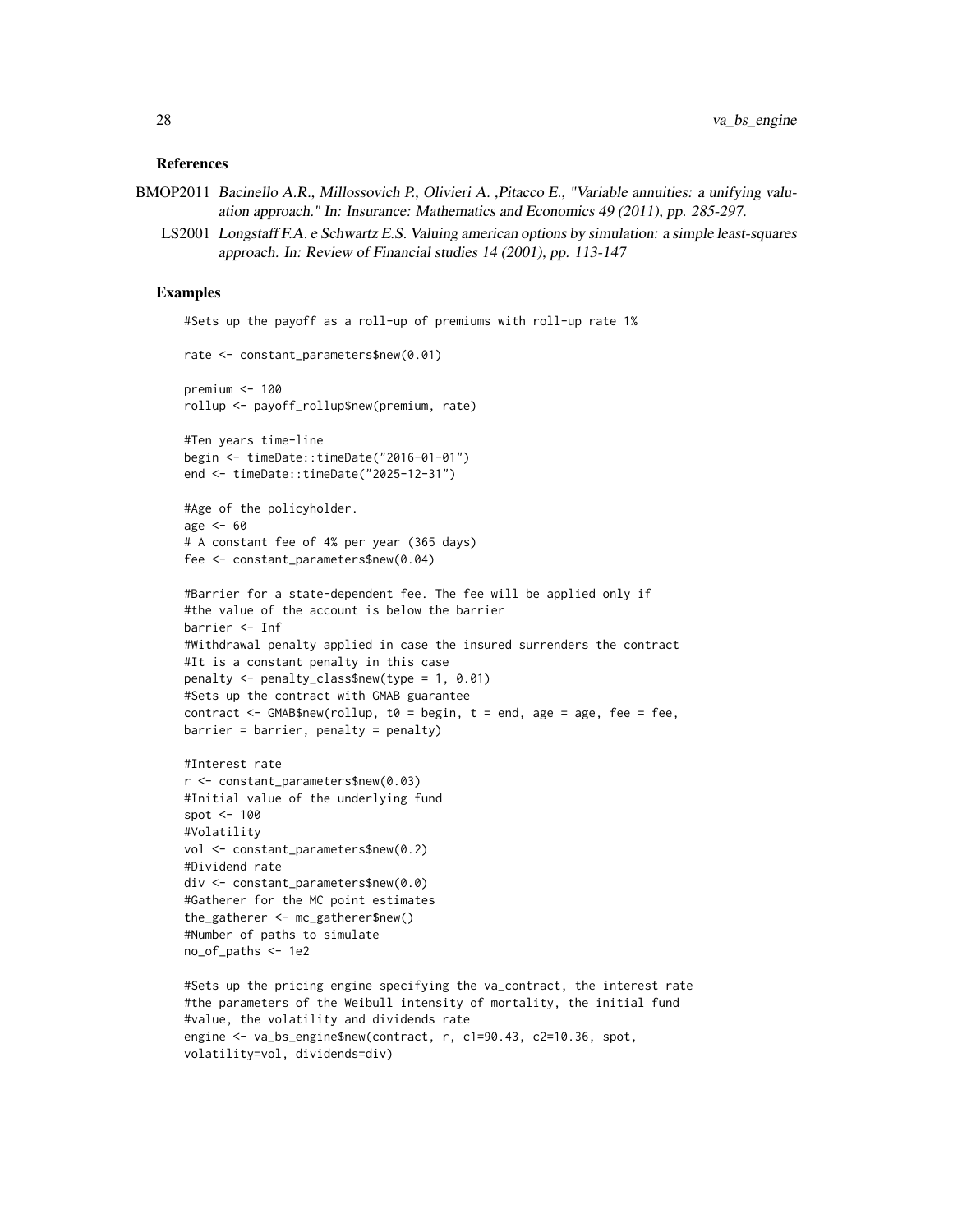## References

BMOP2011 *Bacinello A.R., Millossovich P., Olivieri A. ,Pitacco E., "Variable annuities: a unifying valuation approach." In: Insurance: Mathematics and Economics 49 (2011), pp. 285-297.*

LS2001 *Longstaff F.A. e Schwartz E.S. Valuing american options by simulation: a simple least-squares approach. In: Review of Financial studies 14 (2001), pp. 113-147*

## Examples

```
#Sets up the payoff as a roll-up of premiums with roll-up rate 1%

rate <- constant_parameters$new(0.01)

premium <- 100
rollup <- payoff_rollup$new(premium, rate)

#Ten years time-line
begin <- timeDate::timeDate("2016-01-01")
end <- timeDate::timeDate("2025-12-31")

#Age of the policyholder.
age <- 60
# A constant fee of 4% per year (365 days)
fee <- constant_parameters$new(0.04)

#Barrier for a state-dependent fee. The fee will be applied only if
#the value of the account is below the barrier
barrier <- Inf
#Withdrawal penalty applied in case the insured surrenders the contract
#It is a constant penalty in this case
penalty <- penalty_class$new(type = 1, 0.01)
#Sets up the contract with GMAB guarantee
contract <- GMAB$new(rollup, t0 = begin, t = end, age = age, fee = fee,
barrier = barrier, penalty = penalty)

#Interest rate
r <- constant_parameters$new(0.03)
#Initial value of the underlying fund
spot <- 100
#Volatility
vol <- constant_parameters$new(0.2)
#Dividend rate
div <- constant_parameters$new(0.0)
#Gatherer for the MC point estimates
the_gatherer <- mc_gatherer$new()
#Number of paths to simulate
no_of_paths <- 1e2

#Sets up the pricing engine specifying the va_contract, the interest rate
#the parameters of the Weibull intensity of mortality, the initial fund
#value, the volatility and dividends rate
engine <- va_bs_engine$new(contract, r, c1=90.43, c2=10.36, spot,
volatility=vol, dividends=div)
```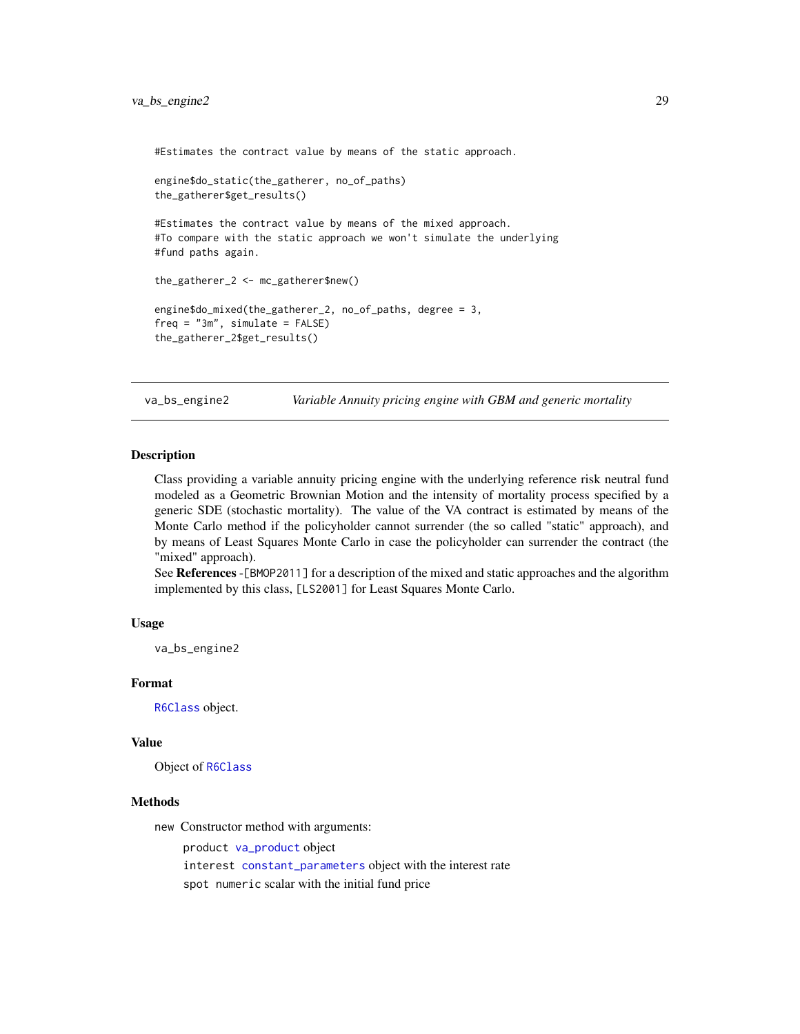```
#Estimates the contract value by means of the static approach.

engine$do_static(the_gatherer, no_of_paths)
the_gatherer$get_results()

#Estimates the contract value by means of the mixed approach.
#To compare with the static approach we won't simulate the underlying
#fund paths again.

the_gatherer_2 <- mc_gatherer$new()

engine$do_mixed(the_gatherer_2, no_of_paths, degree = 3,
freq = "3m", simulate = FALSE)
the_gatherer_2$get_results()
```

---

## va_bs_engine2 — *Variable Annuity pricing engine with GBM and generic mortality*

---

### Description

Class providing a variable annuity pricing engine with the underlying reference risk neutral fund modeled as a Geometric Brownian Motion and the intensity of mortality process specified by a generic SDE (stochastic mortality). The value of the VA contract is estimated by means of the Monte Carlo method if the policyholder cannot surrender (the so called "static" approach), and by means of Least Squares Monte Carlo in case the policyholder can surrender the contract (the "mixed" approach).

See **References** -`[BMOP2011]` for a description of the mixed and static approaches and the algorithm implemented by this class, `[LS2001]` for Least Squares Monte Carlo.

### Usage

```
va_bs_engine2
```

### Format

`R6Class` object.

### Value

Object of `R6Class`

### Methods

`new` Constructor method with arguments:

- `product` `va_product` object
- `interest` `constant_parameters` object with the interest rate
- `spot` `numeric` scalar with the initial fund price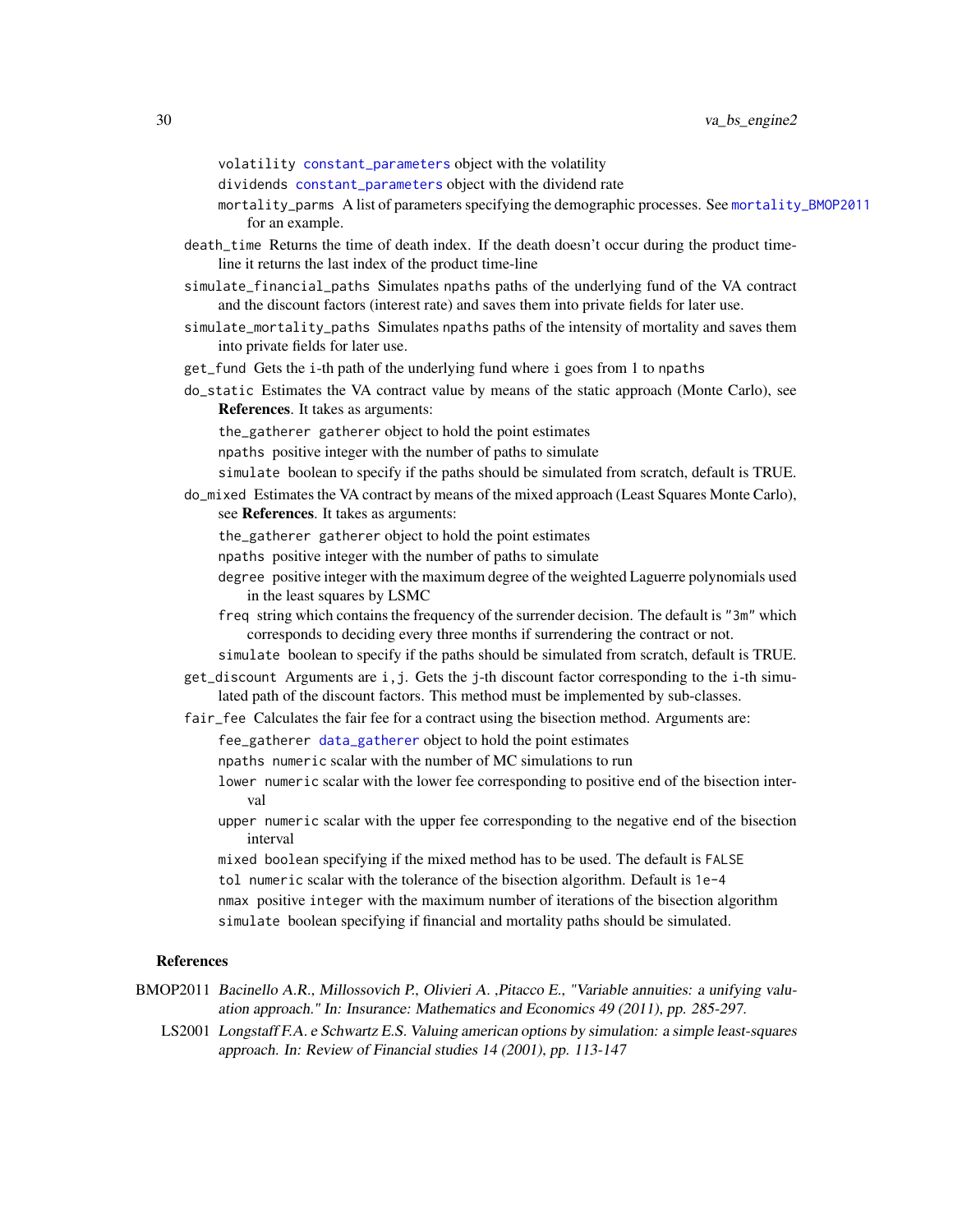volatility `constant_parameters` object with the volatility

dividends `constant_parameters` object with the dividend rate

mortality_parms A list of parameters specifying the demographic processes. See `mortality_BMOP2011` for an example.

- `death_time` Returns the time of death index. If the death doesn't occur during the product time-line it returns the last index of the product time-line
- `simulate_financial_paths` Simulates `npaths` paths of the underlying fund of the VA contract and the discount factors (interest rate) and saves them into private fields for later use.
- `simulate_mortality_paths` Simulates `npaths` paths of the intensity of mortality and saves them into private fields for later use.
- `get_fund` Gets the `i`-th path of the underlying fund where `i` goes from 1 to `npaths`
- `do_static` Estimates the VA contract value by means of the static approach (Monte Carlo), see **References**. It takes as arguments:
  - `the_gatherer` `gatherer` object to hold the point estimates
  - `npaths` positive integer with the number of paths to simulate
  - `simulate` boolean to specify if the paths should be simulated from scratch, default is TRUE.
- `do_mixed` Estimates the VA contract by means of the mixed approach (Least Squares Monte Carlo), see **References**. It takes as arguments:
  - `the_gatherer` `gatherer` object to hold the point estimates
  - `npaths` positive integer with the number of paths to simulate
  - `degree` positive integer with the maximum degree of the weighted Laguerre polynomials used in the least squares by LSMC
  - `freq` string which contains the frequency of the surrender decision. The default is `"3m"` which corresponds to deciding every three months if surrendering the contract or not.
  - `simulate` boolean to specify if the paths should be simulated from scratch, default is TRUE.
- `get_discount` Arguments are `i,j`. Gets the `j`-th discount factor corresponding to the `i`-th simulated path of the discount factors. This method must be implemented by sub-classes.
- `fair_fee` Calculates the fair fee for a contract using the bisection method. Arguments are:
  - `fee_gatherer` `data_gatherer` object to hold the point estimates
  - `npaths` `numeric` scalar with the number of MC simulations to run
  - `lower` `numeric` scalar with the lower fee corresponding to positive end of the bisection interval
  - `upper` `numeric` scalar with the upper fee corresponding to the negative end of the bisection interval
  - `mixed` `boolean` specifying if the mixed method has to be used. The default is `FALSE`
  - `tol` `numeric` scalar with the tolerance of the bisection algorithm. Default is `1e-4`
  - `nmax` positive `integer` with the maximum number of iterations of the bisection algorithm
  - `simulate` boolean specifying if financial and mortality paths should be simulated.

## References

BMOP2011 *Bacinello A.R., Millossovich P., Olivieri A. ,Pitacco E., "Variable annuities: a unifying valuation approach." In: Insurance: Mathematics and Economics 49 (2011), pp. 285-297.*

LS2001 *Longstaff F.A. e Schwartz E.S. Valuing american options by simulation: a simple least-squares approach. In: Review of Financial studies 14 (2001), pp. 113-147*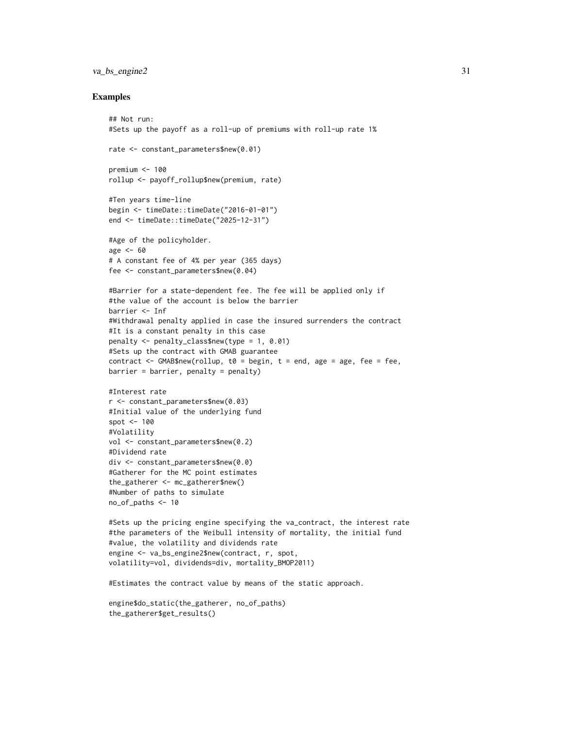## Examples

```
## Not run:
#Sets up the payoff as a roll-up of premiums with roll-up rate 1%

rate <- constant_parameters$new(0.01)

premium <- 100
rollup <- payoff_rollup$new(premium, rate)

#Ten years time-line
begin <- timeDate::timeDate("2016-01-01")
end <- timeDate::timeDate("2025-12-31")

#Age of the policyholder.
age <- 60
# A constant fee of 4% per year (365 days)
fee <- constant_parameters$new(0.04)

#Barrier for a state-dependent fee. The fee will be applied only if
#the value of the account is below the barrier
barrier <- Inf
#Withdrawal penalty applied in case the insured surrenders the contract
#It is a constant penalty in this case
penalty <- penalty_class$new(type = 1, 0.01)
#Sets up the contract with GMAB guarantee
contract <- GMAB$new(rollup, t0 = begin, t = end, age = age, fee = fee,
barrier = barrier, penalty = penalty)

#Interest rate
r <- constant_parameters$new(0.03)
#Initial value of the underlying fund
spot <- 100
#Volatility
vol <- constant_parameters$new(0.2)
#Dividend rate
div <- constant_parameters$new(0.0)
#Gatherer for the MC point estimates
the_gatherer <- mc_gatherer$new()
#Number of paths to simulate
no_of_paths <- 10

#Sets up the pricing engine specifying the va_contract, the interest rate
#the parameters of the Weibull intensity of mortality, the initial fund
#value, the volatility and dividends rate
engine <- va_bs_engine2$new(contract, r, spot,
volatility=vol, dividends=div, mortality_BMOP2011)

#Estimates the contract value by means of the static approach.

engine$do_static(the_gatherer, no_of_paths)
the_gatherer$get_results()
```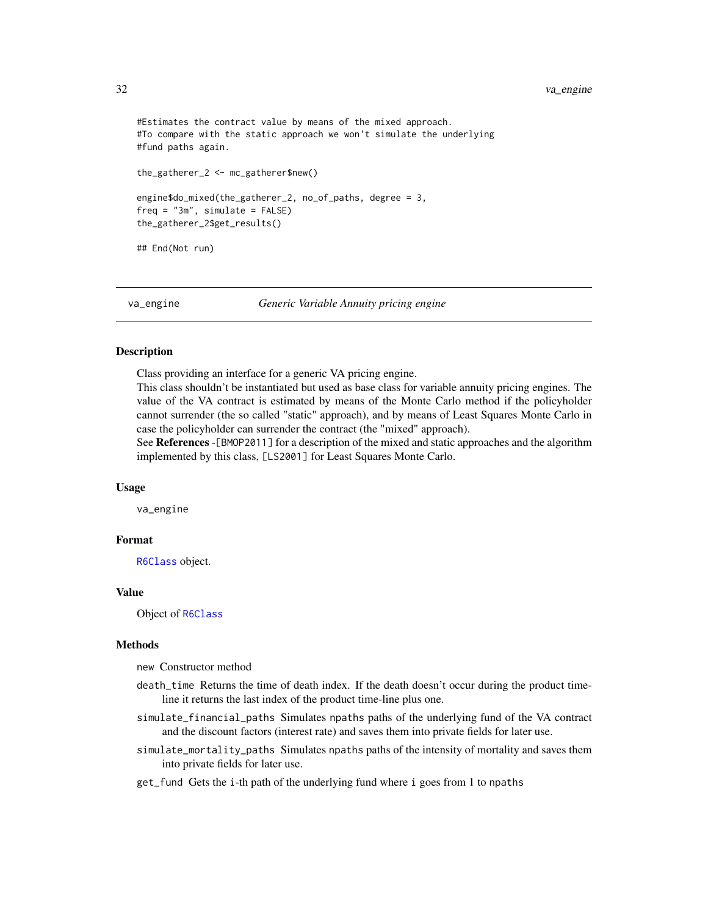```
#Estimates the contract value by means of the mixed approach.
#To compare with the static approach we won't simulate the underlying
#fund paths again.

the_gatherer_2 <- mc_gatherer$new()

engine$do_mixed(the_gatherer_2, no_of_paths, degree = 3,
freq = "3m", simulate = FALSE)
the_gatherer_2$get_results()

## End(Not run)
```

---

`va_engine` *Generic Variable Annuity pricing engine*

---

### Description

Class providing an interface for a generic VA pricing engine.
This class shouldn't be instantiated but used as base class for variable annuity pricing engines. The value of the VA contract is estimated by means of the Monte Carlo method if the policyholder cannot surrender (the so called "static" approach), and by means of Least Squares Monte Carlo in case the policyholder can surrender the contract (the "mixed" approach).
See **References** -`[BMOP2011]` for a description of the mixed and static approaches and the algorithm implemented by this class, `[LS2001]` for Least Squares Monte Carlo.

### Usage

```
va_engine
```

### Format

`R6Class` object.

### Value

Object of `R6Class`

### Methods

`new` Constructor method

`death_time` Returns the time of death index. If the death doesn't occur during the product time-line it returns the last index of the product time-line plus one.

`simulate_financial_paths` Simulates `npaths` paths of the underlying fund of the VA contract and the discount factors (interest rate) and saves them into private fields for later use.

`simulate_mortality_paths` Simulates `npaths` paths of the intensity of mortality and saves them into private fields for later use.

`get_fund` Gets the `i`-th path of the underlying fund where `i` goes from 1 to `npaths`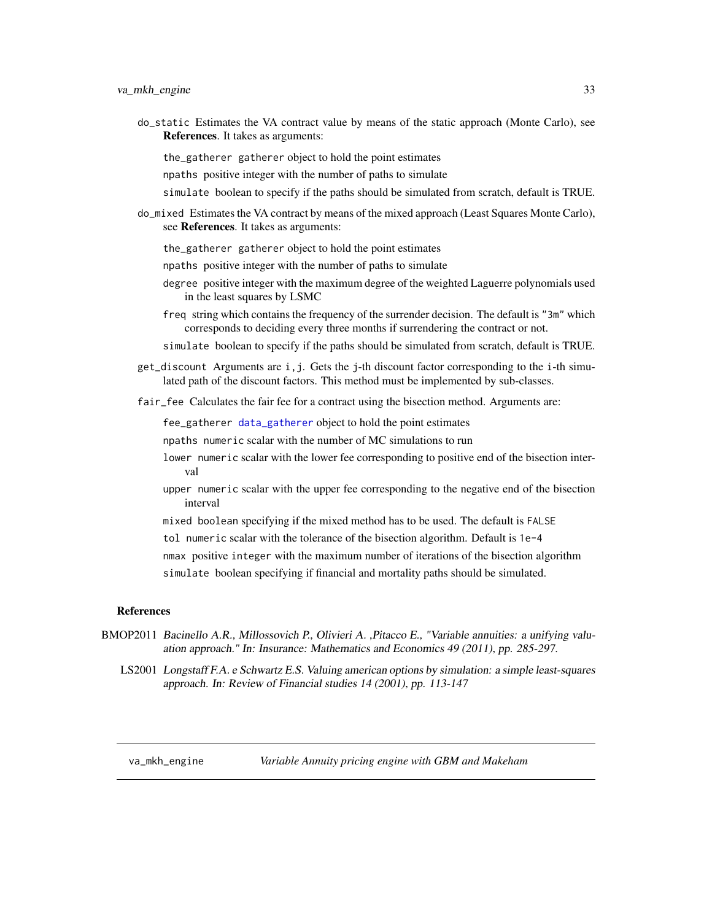`do_static` Estimates the VA contract value by means of the static approach (Monte Carlo), see **References**. It takes as arguments:

- `the_gatherer` `gatherer` object to hold the point estimates
- `npaths` positive integer with the number of paths to simulate
- `simulate` boolean to specify if the paths should be simulated from scratch, default is TRUE.

`do_mixed` Estimates the VA contract by means of the mixed approach (Least Squares Monte Carlo), see **References**. It takes as arguments:

- `the_gatherer` `gatherer` object to hold the point estimates
- `npaths` positive integer with the number of paths to simulate
- `degree` positive integer with the maximum degree of the weighted Laguerre polynomials used in the least squares by LSMC
- `freq` string which contains the frequency of the surrender decision. The default is `"3m"` which corresponds to deciding every three months if surrendering the contract or not.
- `simulate` boolean to specify if the paths should be simulated from scratch, default is TRUE.

`get_discount` Arguments are `i,j`. Gets the `j`-th discount factor corresponding to the `i`-th simulated path of the discount factors. This method must be implemented by sub-classes.

`fair_fee` Calculates the fair fee for a contract using the bisection method. Arguments are:

- `fee_gatherer` `data_gatherer` object to hold the point estimates
- `npaths` `numeric` scalar with the number of MC simulations to run
- `lower` `numeric` scalar with the lower fee corresponding to positive end of the bisection interval
- `upper` `numeric` scalar with the upper fee corresponding to the negative end of the bisection interval
- `mixed` `boolean` specifying if the mixed method has to be used. The default is `FALSE`
- `tol` `numeric` scalar with the tolerance of the bisection algorithm. Default is `1e-4`
- `nmax` positive `integer` with the maximum number of iterations of the bisection algorithm
- `simulate` boolean specifying if financial and mortality paths should be simulated.

### References

BMOP2011 *Bacinello A.R., Millossovich P., Olivieri A. ,Pitacco E., "Variable annuities: a unifying valuation approach." In: Insurance: Mathematics and Economics 49 (2011), pp. 285-297.*

LS2001 *Longstaff F.A. e Schwartz E.S. Valuing american options by simulation: a simple least-squares approach. In: Review of Financial studies 14 (2001), pp. 113-147*

---

## va_mkh_engine *Variable Annuity pricing engine with GBM and Makeham*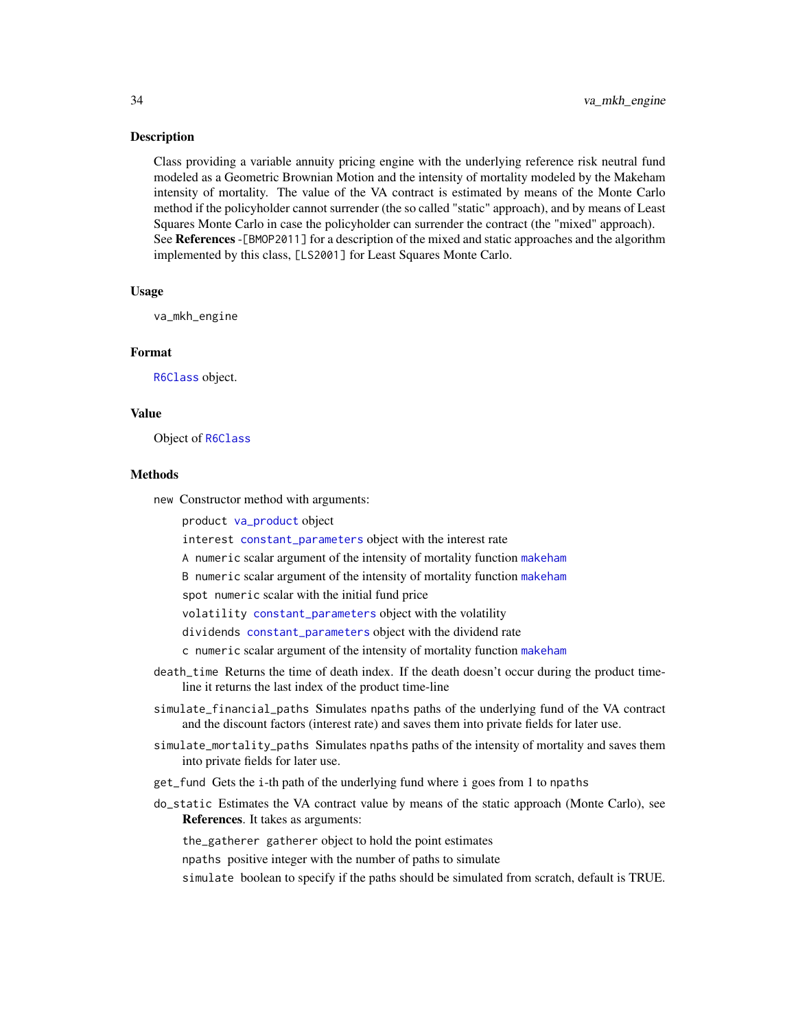## Description

Class providing a variable annuity pricing engine with the underlying reference risk neutral fund modeled as a Geometric Brownian Motion and the intensity of mortality modeled by the Makeham intensity of mortality. The value of the VA contract is estimated by means of the Monte Carlo method if the policyholder cannot surrender (the so called "static" approach), and by means of Least Squares Monte Carlo in case the policyholder can surrender the contract (the "mixed" approach). See **References** -`[BMOP2011]` for a description of the mixed and static approaches and the algorithm implemented by this class, `[LS2001]` for Least Squares Monte Carlo.

## Usage

```
va_mkh_engine
```

## Format

`R6Class` object.

## Value

Object of `R6Class`

## Methods

`new` Constructor method with arguments:

- `product` `va_product` object
- `interest` `constant_parameters` object with the interest rate
- `A` `numeric` scalar argument of the intensity of mortality function `makeham`
- `B` `numeric` scalar argument of the intensity of mortality function `makeham`
- `spot` `numeric` scalar with the initial fund price
- `volatility` `constant_parameters` object with the volatility
- `dividends` `constant_parameters` object with the dividend rate
- `c` `numeric` scalar argument of the intensity of mortality function `makeham`

`death_time` Returns the time of death index. If the death doesn't occur during the product time-line it returns the last index of the product time-line

`simulate_financial_paths` Simulates `npaths` paths of the underlying fund of the VA contract and the discount factors (interest rate) and saves them into private fields for later use.

`simulate_mortality_paths` Simulates `npaths` paths of the intensity of mortality and saves them into private fields for later use.

`get_fund` Gets the `i`-th path of the underlying fund where `i` goes from 1 to `npaths`

`do_static` Estimates the VA contract value by means of the static approach (Monte Carlo), see **References**. It takes as arguments:

- `the_gatherer` `gatherer` object to hold the point estimates
- `npaths` positive integer with the number of paths to simulate
- `simulate` boolean to specify if the paths should be simulated from scratch, default is TRUE.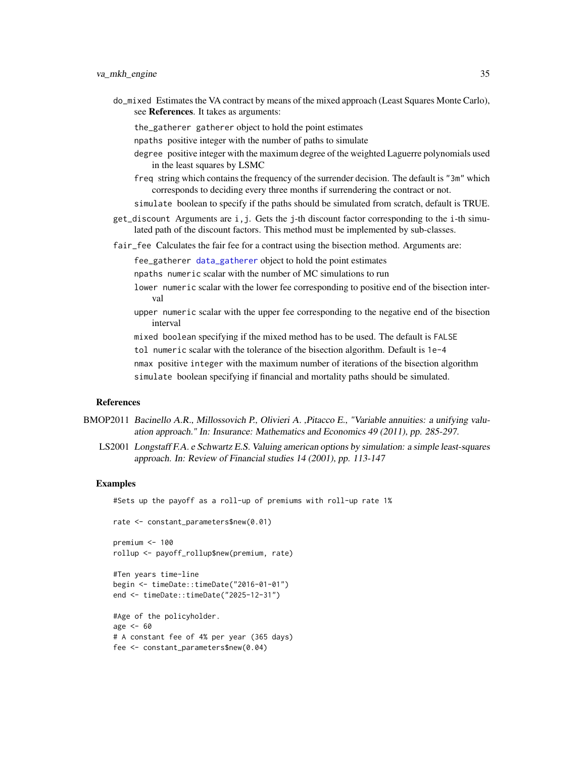do_mixed Estimates the VA contract by means of the mixed approach (Least Squares Monte Carlo), see **References**. It takes as arguments:

- the_gatherer gatherer object to hold the point estimates
- npaths positive integer with the number of paths to simulate
- degree positive integer with the maximum degree of the weighted Laguerre polynomials used in the least squares by LSMC
- freq string which contains the frequency of the surrender decision. The default is "3m" which corresponds to deciding every three months if surrendering the contract or not.
- simulate boolean to specify if the paths should be simulated from scratch, default is TRUE.

get_discount Arguments are i,j. Gets the j-th discount factor corresponding to the i-th simulated path of the discount factors. This method must be implemented by sub-classes.

fair_fee Calculates the fair fee for a contract using the bisection method. Arguments are:

- fee_gatherer data_gatherer object to hold the point estimates
- npaths numeric scalar with the number of MC simulations to run
- lower numeric scalar with the lower fee corresponding to positive end of the bisection interval
- upper numeric scalar with the upper fee corresponding to the negative end of the bisection interval
- mixed boolean specifying if the mixed method has to be used. The default is FALSE
- tol numeric scalar with the tolerance of the bisection algorithm. Default is 1e-4
- nmax positive integer with the maximum number of iterations of the bisection algorithm
- simulate boolean specifying if financial and mortality paths should be simulated.

## References

BMOP2011 *Bacinello A.R., Millossovich P., Olivieri A. ,Pitacco E., "Variable annuities: a unifying valuation approach." In: Insurance: Mathematics and Economics 49 (2011), pp. 285-297.*

LS2001 *Longstaff F.A. e Schwartz E.S. Valuing american options by simulation: a simple least-squares approach. In: Review of Financial studies 14 (2001), pp. 113-147*

## Examples

```
#Sets up the payoff as a roll-up of premiums with roll-up rate 1%

rate <- constant_parameters$new(0.01)

premium <- 100
rollup <- payoff_rollup$new(premium, rate)

#Ten years time-line
begin <- timeDate::timeDate("2016-01-01")
end <- timeDate::timeDate("2025-12-31")

#Age of the policyholder.
age <- 60
# A constant fee of 4% per year (365 days)
fee <- constant_parameters$new(0.04)
```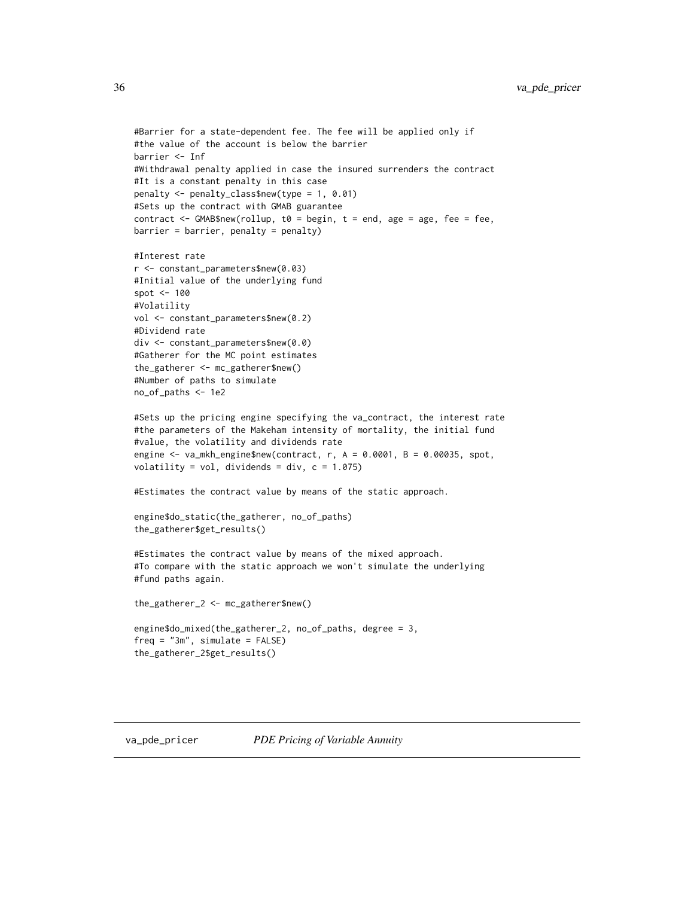```
#Barrier for a state-dependent fee. The fee will be applied only if
#the value of the account is below the barrier
barrier <- Inf
#Withdrawal penalty applied in case the insured surrenders the contract
#It is a constant penalty in this case
penalty <- penalty_class$new(type = 1, 0.01)
#Sets up the contract with GMAB guarantee
contract <- GMAB$new(rollup, t0 = begin, t = end, age = age, fee = fee,
barrier = barrier, penalty = penalty)

#Interest rate
r <- constant_parameters$new(0.03)
#Initial value of the underlying fund
spot <- 100
#Volatility
vol <- constant_parameters$new(0.2)
#Dividend rate
div <- constant_parameters$new(0.0)
#Gatherer for the MC point estimates
the_gatherer <- mc_gatherer$new()
#Number of paths to simulate
no_of_paths <- 1e2

#Sets up the pricing engine specifying the va_contract, the interest rate
#the parameters of the Makeham intensity of mortality, the initial fund
#value, the volatility and dividends rate
engine <- va_mkh_engine$new(contract, r, A = 0.0001, B = 0.00035, spot,
volatility = vol, dividends = div, c = 1.075)

#Estimates the contract value by means of the static approach.

engine$do_static(the_gatherer, no_of_paths)
the_gatherer$get_results()

#Estimates the contract value by means of the mixed approach.
#To compare with the static approach we won't simulate the underlying
#fund paths again.

the_gatherer_2 <- mc_gatherer$new()

engine$do_mixed(the_gatherer_2, no_of_paths, degree = 3,
freq = "3m", simulate = FALSE)
the_gatherer_2$get_results()
```

## va_pde_pricer *PDE Pricing of Variable Annuity*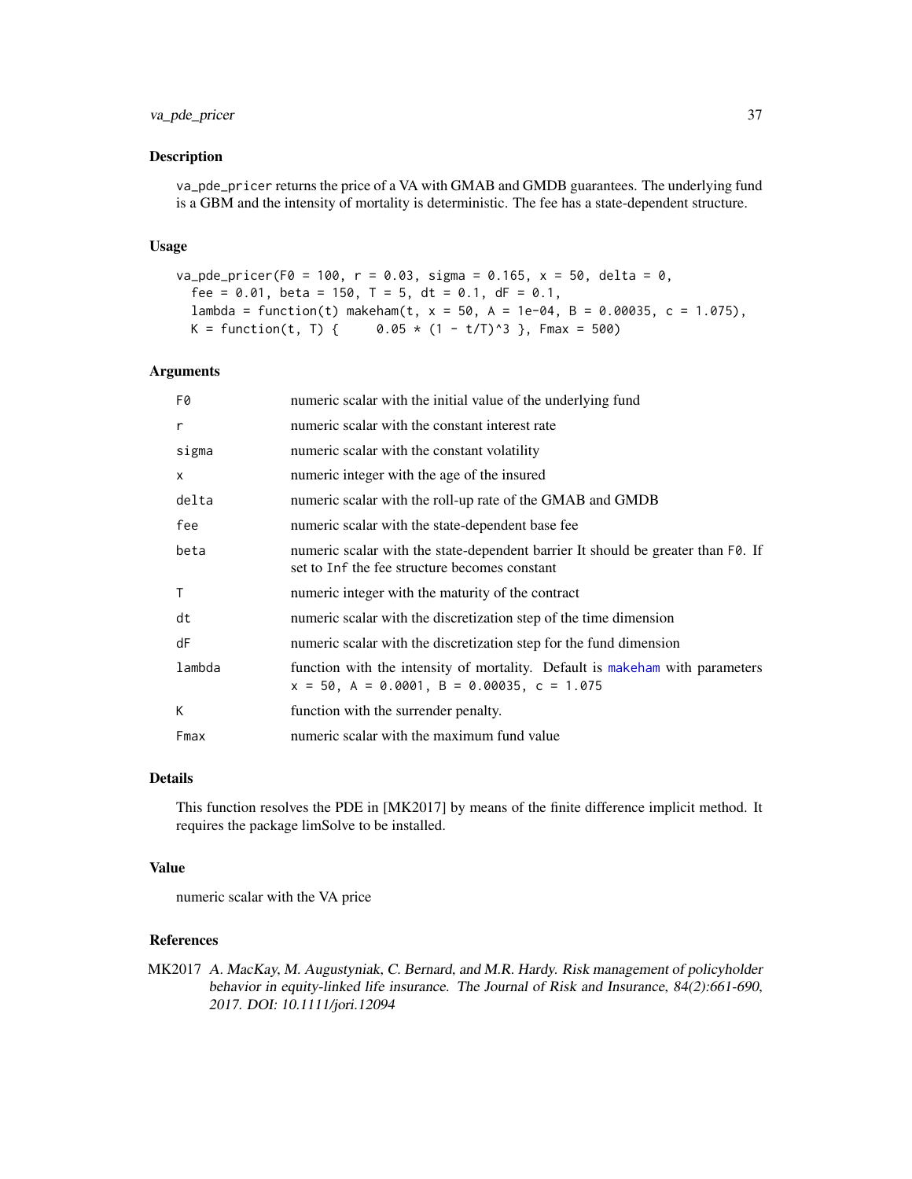### Description

va_pde_pricer returns the price of a VA with GMAB and GMDB guarantees. The underlying fund is a GBM and the intensity of mortality is deterministic. The fee has a state-dependent structure.

### Usage

```
va_pde_pricer(F0 = 100, r = 0.03, sigma = 0.165, x = 50, delta = 0,
  fee = 0.01, beta = 150, T = 5, dt = 0.1, dF = 0.1,
  lambda = function(t) makeham(t, x = 50, A = 1e-04, B = 0.00035, c = 1.075),
  K = function(t, T) {     0.05 * (1 - t/T)^3 }, Fmax = 500)
```

### Arguments

| | |
|---|---|
| F0 | numeric scalar with the initial value of the underlying fund |
| r | numeric scalar with the constant interest rate |
| sigma | numeric scalar with the constant volatility |
| x | numeric integer with the age of the insured |
| delta | numeric scalar with the roll-up rate of the GMAB and GMDB |
| fee | numeric scalar with the state-dependent base fee |
| beta | numeric scalar with the state-dependent barrier It should be greater than F0. If set to Inf the fee structure becomes constant |
| T | numeric integer with the maturity of the contract |
| dt | numeric scalar with the discretization step of the time dimension |
| dF | numeric scalar with the discretization step for the fund dimension |
| lambda | function with the intensity of mortality. Default is makeham with parameters x = 50, A = 0.0001, B = 0.00035, c = 1.075 |
| K | function with the surrender penalty. |
| Fmax | numeric scalar with the maximum fund value |

### Details

This function resolves the PDE in [MK2017] by means of the finite difference implicit method. It requires the package limSolve to be installed.

### Value

numeric scalar with the VA price

### References

MK2017 *A. MacKay, M. Augustyniak, C. Bernard, and M.R. Hardy. Risk management of policyholder behavior in equity-linked life insurance. The Journal of Risk and Insurance, 84(2):661-690, 2017. DOI: 10.1111/jori.12094*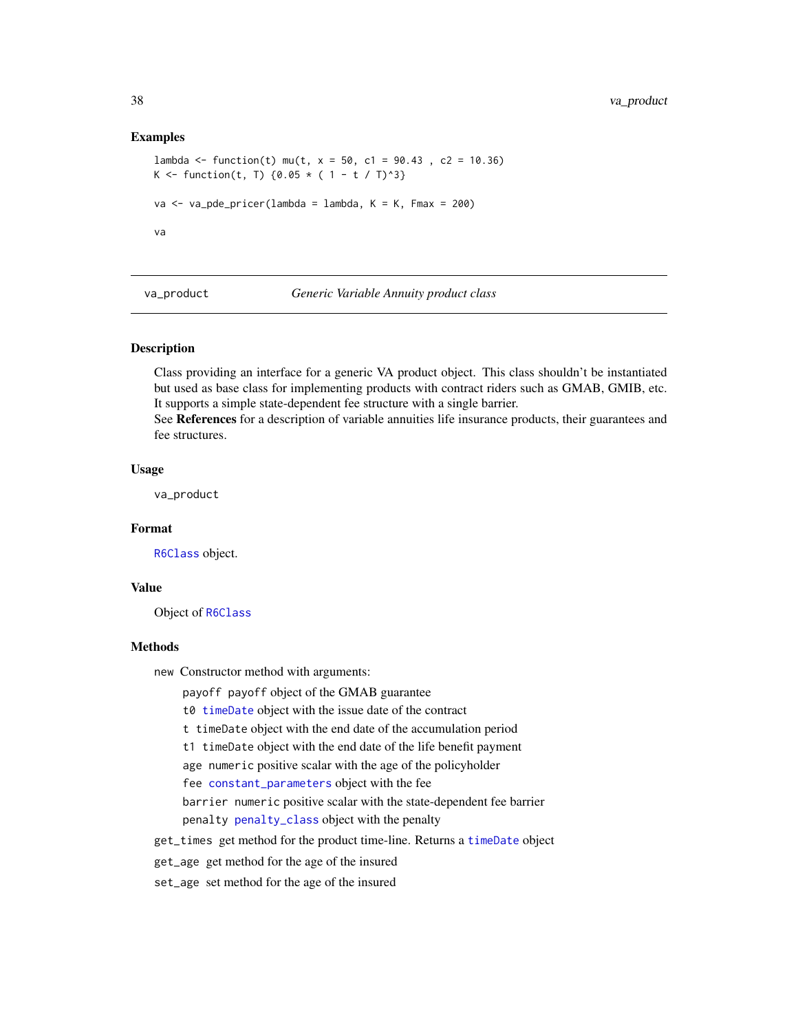## Examples

```
lambda <- function(t) mu(t, x = 50, c1 = 90.43 , c2 = 10.36)
K <- function(t, T) {0.05 * ( 1 - t / T)^3}

va <- va_pde_pricer(lambda = lambda, K = K, Fmax = 200)

va
```

---

va_product *Generic Variable Annuity product class*

---

## Description

Class providing an interface for a generic VA product object. This class shouldn't be instantiated but used as base class for implementing products with contract riders such as GMAB, GMIB, etc. It supports a simple state-dependent fee structure with a single barrier.

See **References** for a description of variable annuities life insurance products, their guarantees and fee structures.

## Usage

```
va_product
```

## Format

`R6Class` object.

## Value

Object of `R6Class`

## Methods

`new` Constructor method with arguments:

- `payoff` payoff object of the GMAB guarantee
- `t0` `timeDate` object with the issue date of the contract
- `t` `timeDate` object with the end date of the accumulation period
- `t1` `timeDate` object with the end date of the life benefit payment
- `age` `numeric` positive scalar with the age of the policyholder
- `fee` `constant_parameters` object with the fee
- `barrier` `numeric` positive scalar with the state-dependent fee barrier
- `penalty` `penalty_class` object with the penalty

`get_times` get method for the product time-line. Returns a `timeDate` object

`get_age` get method for the age of the insured

`set_age` set method for the age of the insured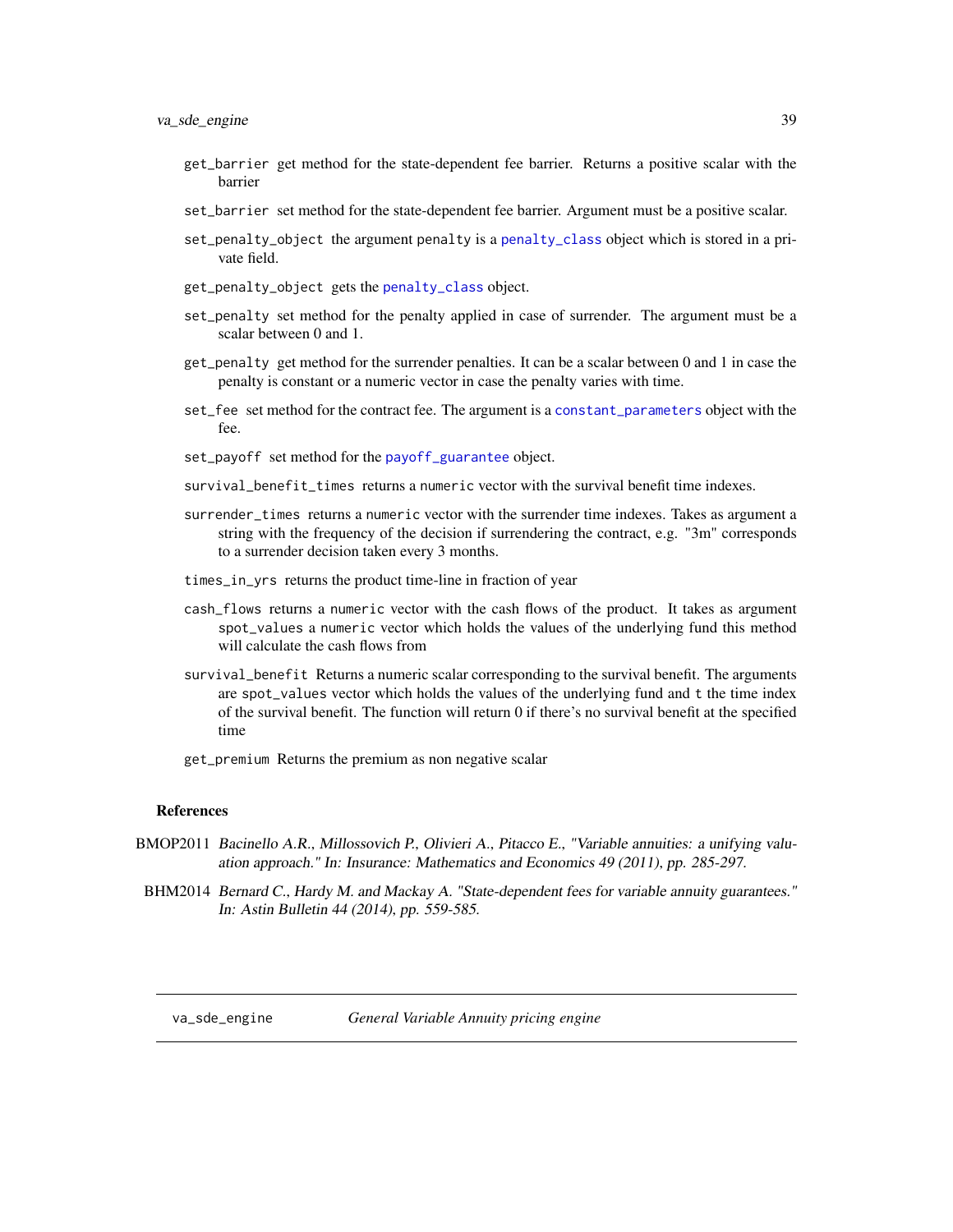`get_barrier` get method for the state-dependent fee barrier. Returns a positive scalar with the barrier

`set_barrier` set method for the state-dependent fee barrier. Argument must be a positive scalar.

`set_penalty_object` the argument `penalty` is a `penalty_class` object which is stored in a private field.

`get_penalty_object` gets the `penalty_class` object.

`set_penalty` set method for the penalty applied in case of surrender. The argument must be a scalar between 0 and 1.

`get_penalty` get method for the surrender penalties. It can be a scalar between 0 and 1 in case the penalty is constant or a numeric vector in case the penalty varies with time.

`set_fee` set method for the contract fee. The argument is a `constant_parameters` object with the fee.

`set_payoff` set method for the `payoff_guarantee` object.

`survival_benefit_times` returns a `numeric` vector with the survival benefit time indexes.

`surrender_times` returns a `numeric` vector with the surrender time indexes. Takes as argument a string with the frequency of the decision if surrendering the contract, e.g. "3m" corresponds to a surrender decision taken every 3 months.

`times_in_yrs` returns the product time-line in fraction of year

`cash_flows` returns a `numeric` vector with the cash flows of the product. It takes as argument `spot_values` a `numeric` vector which holds the values of the underlying fund this method will calculate the cash flows from

`survival_benefit` Returns a numeric scalar corresponding to the survival benefit. The arguments are `spot_values` vector which holds the values of the underlying fund and `t` the time index of the survival benefit. The function will return 0 if there's no survival benefit at the specified time

`get_premium` Returns the premium as non negative scalar

## References

BMOP2011 *Bacinello A.R., Millossovich P., Olivieri A., Pitacco E., "Variable annuities: a unifying valuation approach." In: Insurance: Mathematics and Economics 49 (2011), pp. 285-297.*

BHM2014 *Bernard C., Hardy M. and Mackay A. "State-dependent fees for variable annuity guarantees." In: Astin Bulletin 44 (2014), pp. 559-585.*

---

# va_sde_engine *General Variable Annuity pricing engine*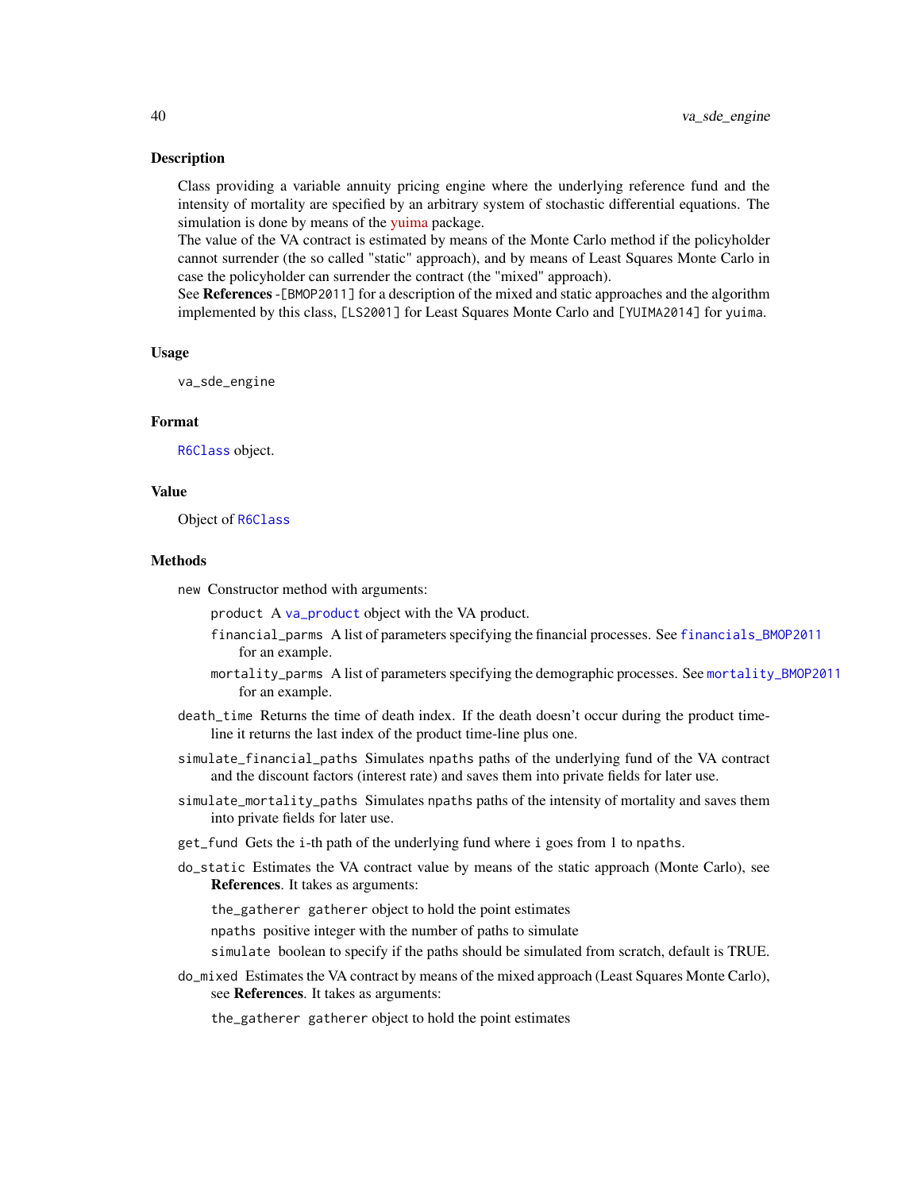### Description

Class providing a variable annuity pricing engine where the underlying reference fund and the intensity of mortality are specified by an arbitrary system of stochastic differential equations. The simulation is done by means of the yuima package.
The value of the VA contract is estimated by means of the Monte Carlo method if the policyholder cannot surrender (the so called "static" approach), and by means of Least Squares Monte Carlo in case the policyholder can surrender the contract (the "mixed" approach).
See **References** -[BMOP2011] for a description of the mixed and static approaches and the algorithm implemented by this class, [LS2001] for Least Squares Monte Carlo and [YUIMA2014] for yuima.

### Usage

```
va_sde_engine
```

### Format

`R6Class` object.

### Value

Object of `R6Class`

### Methods

`new` Constructor method with arguments:

- `product` A `va_product` object with the VA product.
- `financial_parms` A list of parameters specifying the financial processes. See `financials_BMOP2011` for an example.
- `mortality_parms` A list of parameters specifying the demographic processes. See `mortality_BMOP2011` for an example.

`death_time` Returns the time of death index. If the death doesn't occur during the product time-line it returns the last index of the product time-line plus one.

`simulate_financial_paths` Simulates `npaths` paths of the underlying fund of the VA contract and the discount factors (interest rate) and saves them into private fields for later use.

`simulate_mortality_paths` Simulates `npaths` paths of the intensity of mortality and saves them into private fields for later use.

`get_fund` Gets the `i`-th path of the underlying fund where `i` goes from 1 to `npaths`.

`do_static` Estimates the VA contract value by means of the static approach (Monte Carlo), see **References**. It takes as arguments:

- `the_gatherer` `gatherer` object to hold the point estimates
- `npaths` positive integer with the number of paths to simulate
- `simulate` boolean to specify if the paths should be simulated from scratch, default is TRUE.

`do_mixed` Estimates the VA contract by means of the mixed approach (Least Squares Monte Carlo), see **References**. It takes as arguments:

- `the_gatherer` `gatherer` object to hold the point estimates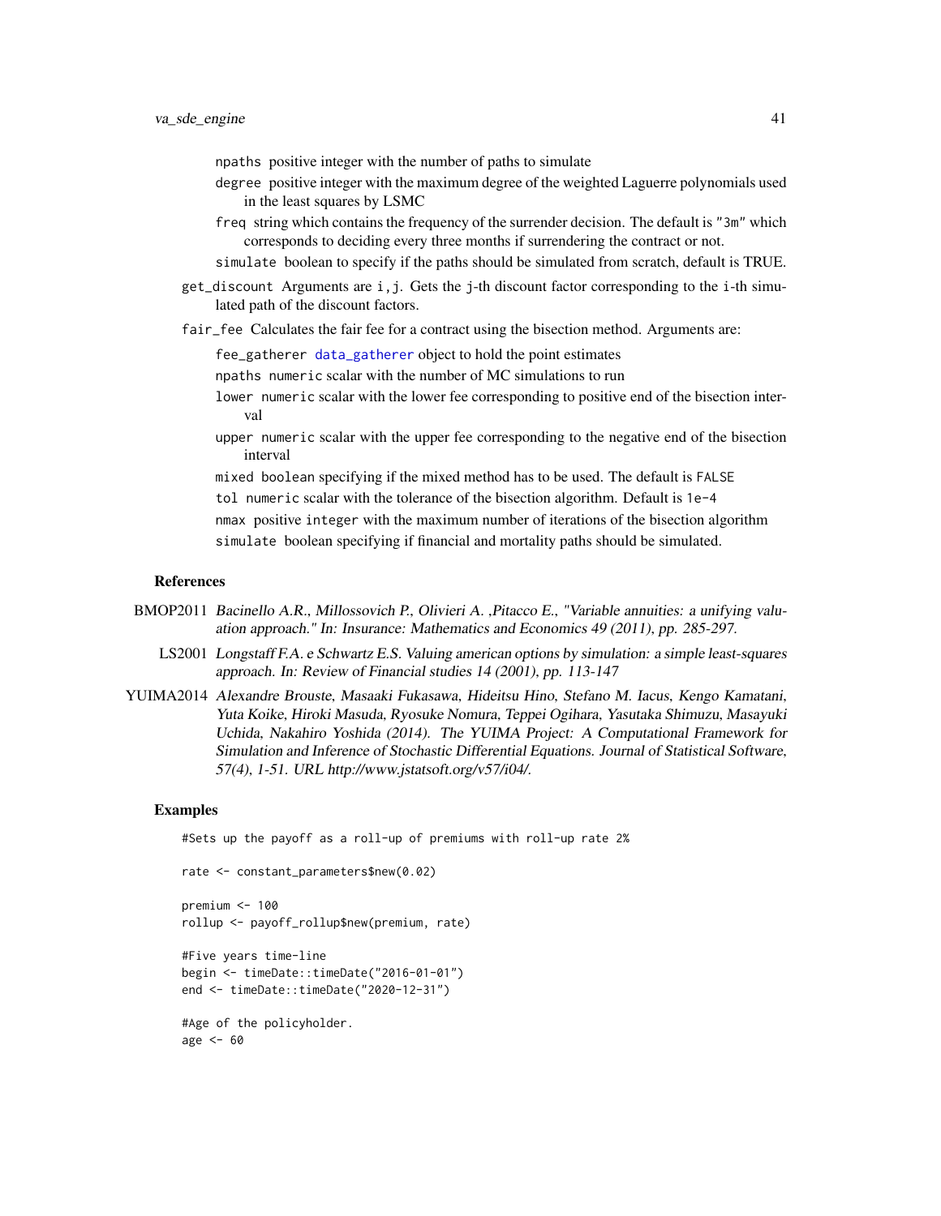npaths positive integer with the number of paths to simulate

degree positive integer with the maximum degree of the weighted Laguerre polynomials used in the least squares by LSMC

freq string which contains the frequency of the surrender decision. The default is "3m" which corresponds to deciding every three months if surrendering the contract or not.

simulate boolean to specify if the paths should be simulated from scratch, default is TRUE.

get_discount Arguments are i,j. Gets the j-th discount factor corresponding to the i-th simulated path of the discount factors.

fair_fee Calculates the fair fee for a contract using the bisection method. Arguments are:

fee_gatherer data_gatherer object to hold the point estimates

npaths numeric scalar with the number of MC simulations to run

lower numeric scalar with the lower fee corresponding to positive end of the bisection interval

upper numeric scalar with the upper fee corresponding to the negative end of the bisection interval

mixed boolean specifying if the mixed method has to be used. The default is FALSE

tol numeric scalar with the tolerance of the bisection algorithm. Default is 1e-4

nmax positive integer with the maximum number of iterations of the bisection algorithm

simulate boolean specifying if financial and mortality paths should be simulated.

## References

BMOP2011 *Bacinello A.R., Millossovich P., Olivieri A. ,Pitacco E., "Variable annuities: a unifying valuation approach." In: Insurance: Mathematics and Economics 49 (2011), pp. 285-297.*

LS2001 *Longstaff F.A. e Schwartz E.S. Valuing american options by simulation: a simple least-squares approach. In: Review of Financial studies 14 (2001), pp. 113-147*

YUIMA2014 *Alexandre Brouste, Masaaki Fukasawa, Hideitsu Hino, Stefano M. Iacus, Kengo Kamatani, Yuta Koike, Hiroki Masuda, Ryosuke Nomura, Teppei Ogihara, Yasutaka Shimuzu, Masayuki Uchida, Nakahiro Yoshida (2014). The YUIMA Project: A Computational Framework for Simulation and Inference of Stochastic Differential Equations. Journal of Statistical Software, 57(4), 1-51. URL http://www.jstatsoft.org/v57/i04/.*

## Examples

```
#Sets up the payoff as a roll-up of premiums with roll-up rate 2%

rate <- constant_parameters$new(0.02)

premium <- 100
rollup <- payoff_rollup$new(premium, rate)

#Five years time-line
begin <- timeDate::timeDate("2016-01-01")
end <- timeDate::timeDate("2020-12-31")

#Age of the policyholder.
age <- 60
```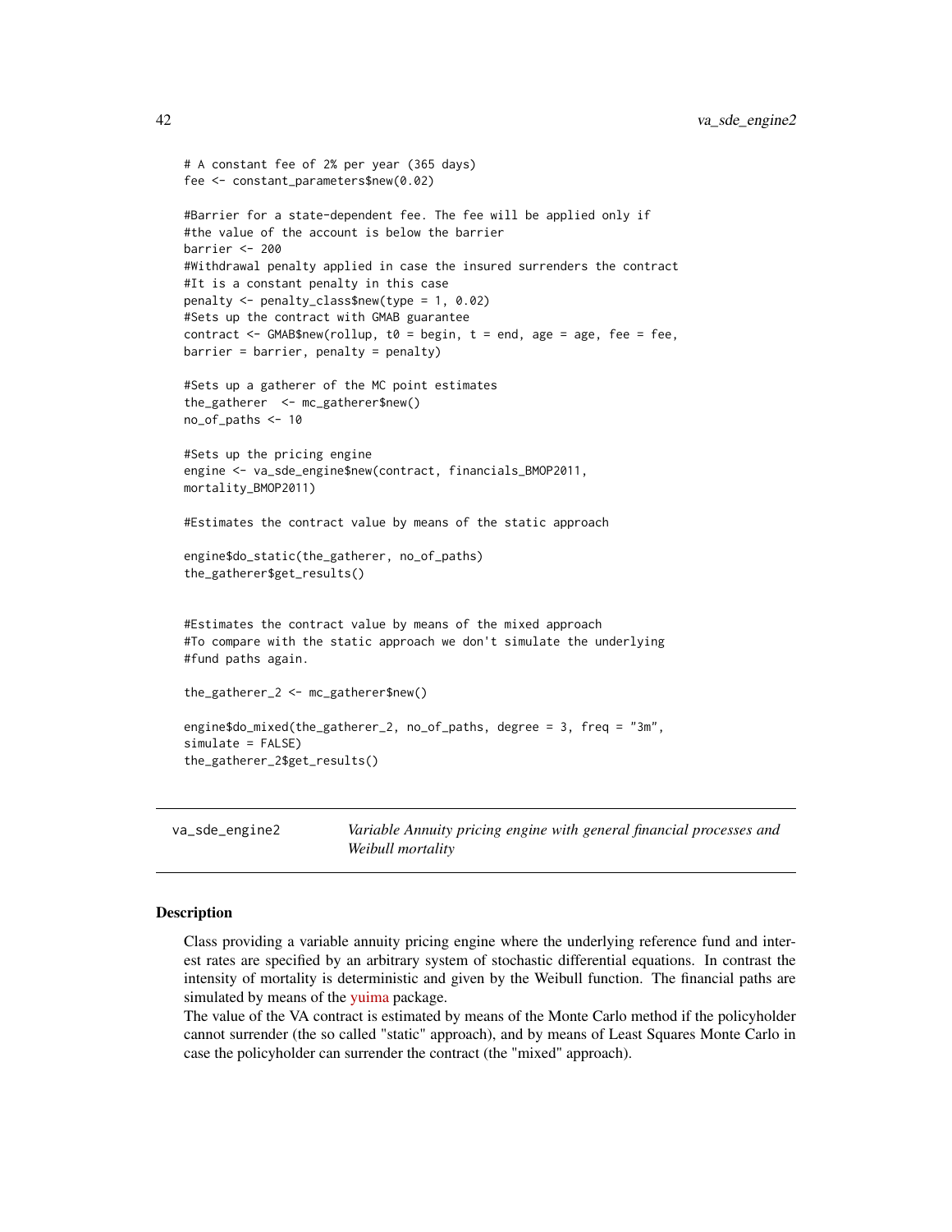```
# A constant fee of 2% per year (365 days)
fee <- constant_parameters$new(0.02)

#Barrier for a state-dependent fee. The fee will be applied only if
#the value of the account is below the barrier
barrier <- 200
#Withdrawal penalty applied in case the insured surrenders the contract
#It is a constant penalty in this case
penalty <- penalty_class$new(type = 1, 0.02)
#Sets up the contract with GMAB guarantee
contract <- GMAB$new(rollup, t0 = begin, t = end, age = age, fee = fee,
barrier = barrier, penalty = penalty)

#Sets up a gatherer of the MC point estimates
the_gatherer  <- mc_gatherer$new()
no_of_paths <- 10

#Sets up the pricing engine
engine <- va_sde_engine$new(contract, financials_BMOP2011,
mortality_BMOP2011)

#Estimates the contract value by means of the static approach

engine$do_static(the_gatherer, no_of_paths)
the_gatherer$get_results()


#Estimates the contract value by means of the mixed approach
#To compare with the static approach we don't simulate the underlying
#fund paths again.

the_gatherer_2 <- mc_gatherer$new()

engine$do_mixed(the_gatherer_2, no_of_paths, degree = 3, freq = "3m",
simulate = FALSE)
the_gatherer_2$get_results()
```

## va_sde_engine2 — *Variable Annuity pricing engine with general financial processes and Weibull mortality*

### Description

Class providing a variable annuity pricing engine where the underlying reference fund and interest rates are specified by an arbitrary system of stochastic differential equations. In contrast the intensity of mortality is deterministic and given by the Weibull function. The financial paths are simulated by means of the yuima package.

The value of the VA contract is estimated by means of the Monte Carlo method if the policyholder cannot surrender (the so called "static" approach), and by means of Least Squares Monte Carlo in case the policyholder can surrender the contract (the "mixed" approach).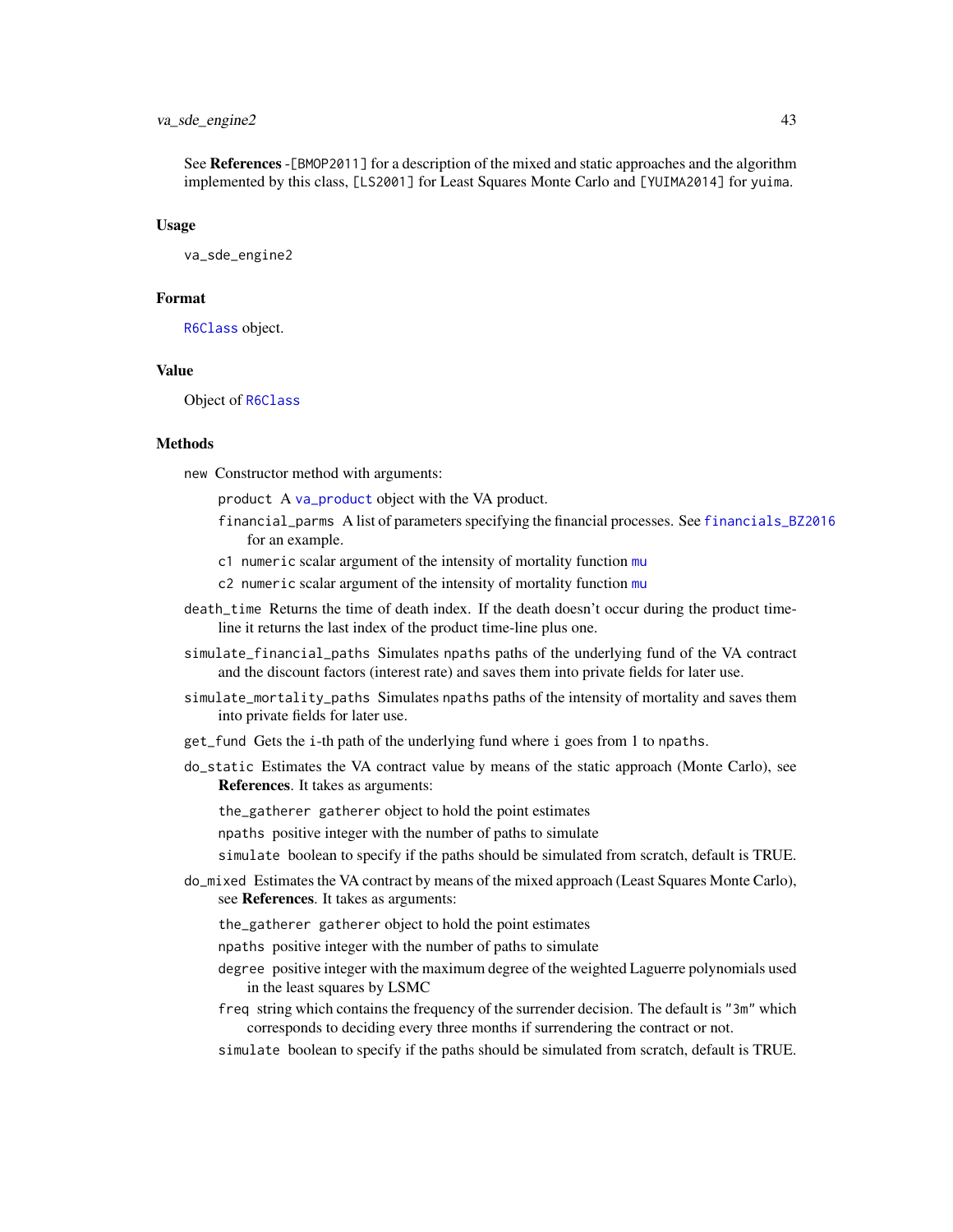See **References** -[BMOP2011] for a description of the mixed and static approaches and the algorithm implemented by this class, [LS2001] for Least Squares Monte Carlo and [YUIMA2014] for yuima.

### Usage

```
va_sde_engine2
```

### Format

R6Class object.

### Value

Object of R6Class

### Methods

- `new` Constructor method with arguments:
  - `product` A va_product object with the VA product.
  - `financial_parms` A list of parameters specifying the financial processes. See financials_BZ2016 for an example.
  - `c1` `numeric` scalar argument of the intensity of mortality function mu
  - `c2` `numeric` scalar argument of the intensity of mortality function mu
- `death_time` Returns the time of death index. If the death doesn't occur during the product time-line it returns the last index of the product time-line plus one.
- `simulate_financial_paths` Simulates `npaths` paths of the underlying fund of the VA contract and the discount factors (interest rate) and saves them into private fields for later use.
- `simulate_mortality_paths` Simulates `npaths` paths of the intensity of mortality and saves them into private fields for later use.
- `get_fund` Gets the `i`-th path of the underlying fund where `i` goes from 1 to `npaths`.
- `do_static` Estimates the VA contract value by means of the static approach (Monte Carlo), see **References**. It takes as arguments:
  - `the_gatherer` `gatherer` object to hold the point estimates
  - `npaths` positive integer with the number of paths to simulate
  - `simulate` boolean to specify if the paths should be simulated from scratch, default is TRUE.
- `do_mixed` Estimates the VA contract by means of the mixed approach (Least Squares Monte Carlo), see **References**. It takes as arguments:
  - `the_gatherer` `gatherer` object to hold the point estimates
  - `npaths` positive integer with the number of paths to simulate
  - `degree` positive integer with the maximum degree of the weighted Laguerre polynomials used in the least squares by LSMC
  - `freq` string which contains the frequency of the surrender decision. The default is `"3m"` which corresponds to deciding every three months if surrendering the contract or not.
  - `simulate` boolean to specify if the paths should be simulated from scratch, default is TRUE.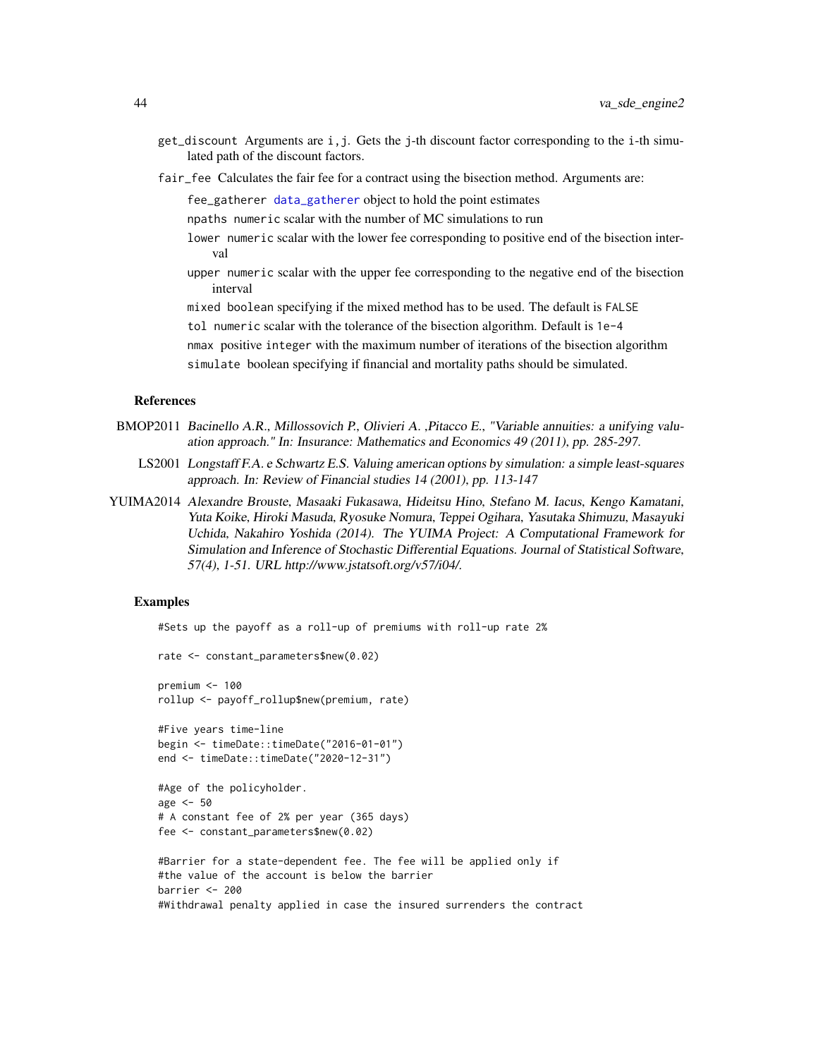get_discount Arguments are i,j. Gets the j-th discount factor corresponding to the i-th simulated path of the discount factors.

fair_fee Calculates the fair fee for a contract using the bisection method. Arguments are:

- fee_gatherer data_gatherer object to hold the point estimates
- npaths numeric scalar with the number of MC simulations to run
- lower numeric scalar with the lower fee corresponding to positive end of the bisection interval
- upper numeric scalar with the upper fee corresponding to the negative end of the bisection interval
- mixed boolean specifying if the mixed method has to be used. The default is FALSE
- tol numeric scalar with the tolerance of the bisection algorithm. Default is 1e-4
- nmax positive integer with the maximum number of iterations of the bisection algorithm
- simulate boolean specifying if financial and mortality paths should be simulated.

### References

BMOP2011 *Bacinello A.R., Millossovich P., Olivieri A. ,Pitacco E., "Variable annuities: a unifying valuation approach." In: Insurance: Mathematics and Economics 49 (2011), pp. 285-297.*

LS2001 *Longstaff F.A. e Schwartz E.S. Valuing american options by simulation: a simple least-squares approach. In: Review of Financial studies 14 (2001), pp. 113-147*

YUIMA2014 *Alexandre Brouste, Masaaki Fukasawa, Hideitsu Hino, Stefano M. Iacus, Kengo Kamatani, Yuta Koike, Hiroki Masuda, Ryosuke Nomura, Teppei Ogihara, Yasutaka Shimuzu, Masayuki Uchida, Nakahiro Yoshida (2014). The YUIMA Project: A Computational Framework for Simulation and Inference of Stochastic Differential Equations. Journal of Statistical Software, 57(4), 1-51. URL http://www.jstatsoft.org/v57/i04/.*

### Examples

```
#Sets up the payoff as a roll-up of premiums with roll-up rate 2%

rate <- constant_parameters$new(0.02)

premium <- 100
rollup <- payoff_rollup$new(premium, rate)

#Five years time-line
begin <- timeDate::timeDate("2016-01-01")
end <- timeDate::timeDate("2020-12-31")

#Age of the policyholder.
age <- 50
# A constant fee of 2% per year (365 days)
fee <- constant_parameters$new(0.02)

#Barrier for a state-dependent fee. The fee will be applied only if
#the value of the account is below the barrier
barrier <- 200
#Withdrawal penalty applied in case the insured surrenders the contract
```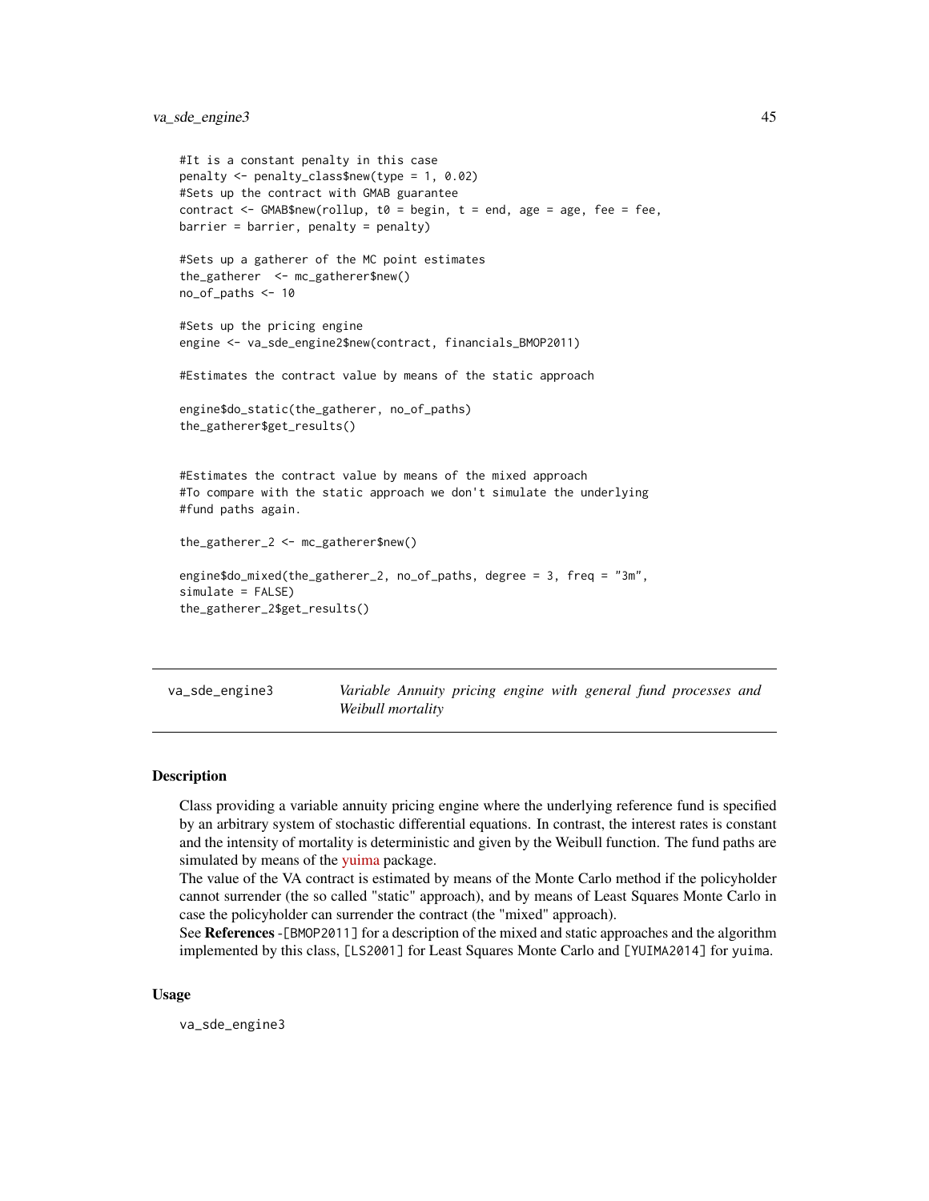```
#It is a constant penalty in this case
penalty <- penalty_class$new(type = 1, 0.02)
#Sets up the contract with GMAB guarantee
contract <- GMAB$new(rollup, t0 = begin, t = end, age = age, fee = fee,
barrier = barrier, penalty = penalty)

#Sets up a gatherer of the MC point estimates
the_gatherer  <- mc_gatherer$new()
no_of_paths <- 10

#Sets up the pricing engine
engine <- va_sde_engine2$new(contract, financials_BMOP2011)

#Estimates the contract value by means of the static approach

engine$do_static(the_gatherer, no_of_paths)
the_gatherer$get_results()


#Estimates the contract value by means of the mixed approach
#To compare with the static approach we don't simulate the underlying
#fund paths again.

the_gatherer_2 <- mc_gatherer$new()

engine$do_mixed(the_gatherer_2, no_of_paths, degree = 3, freq = "3m",
simulate = FALSE)
the_gatherer_2$get_results()
```

---

## va_sde_engine3 — *Variable Annuity pricing engine with general fund processes and Weibull mortality*

---

### Description

Class providing a variable annuity pricing engine where the underlying reference fund is specified by an arbitrary system of stochastic differential equations. In contrast, the interest rates is constant and the intensity of mortality is deterministic and given by the Weibull function. The fund paths are simulated by means of the yuima package.

The value of the VA contract is estimated by means of the Monte Carlo method if the policyholder cannot surrender (the so called "static" approach), and by means of Least Squares Monte Carlo in case the policyholder can surrender the contract (the "mixed" approach).

See **References** -[BMOP2011] for a description of the mixed and static approaches and the algorithm implemented by this class, [LS2001] for Least Squares Monte Carlo and [YUIMA2014] for yuima.

### Usage

```
va_sde_engine3
```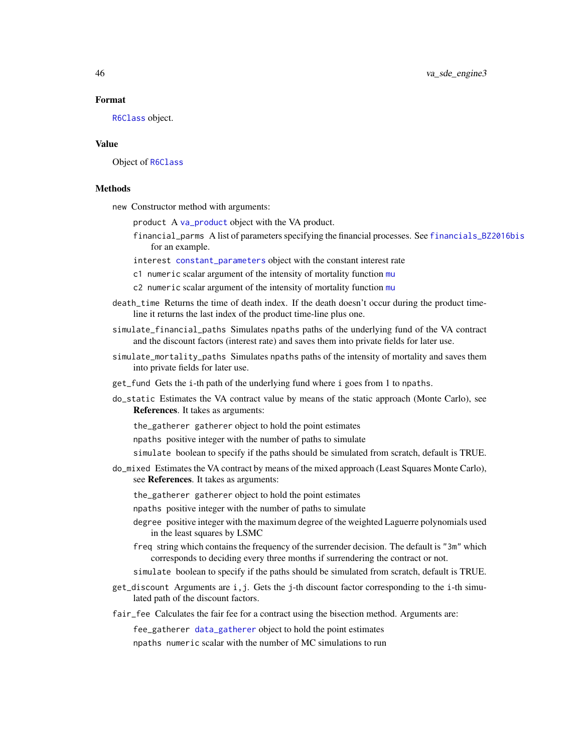### Format

R6Class object.

### Value

Object of R6Class

### Methods

`new` Constructor method with arguments:

- `product` A `va_product` object with the VA product.
- `financial_parms` A list of parameters specifying the financial processes. See `financials_BZ2016bis` for an example.
- `interest` `constant_parameters` object with the constant interest rate
- `c1` `numeric` scalar argument of the intensity of mortality function `mu`
- `c2` `numeric` scalar argument of the intensity of mortality function `mu`

`death_time` Returns the time of death index. If the death doesn't occur during the product time-line it returns the last index of the product time-line plus one.

`simulate_financial_paths` Simulates `npaths` paths of the underlying fund of the VA contract and the discount factors (interest rate) and saves them into private fields for later use.

`simulate_mortality_paths` Simulates `npaths` paths of the intensity of mortality and saves them into private fields for later use.

`get_fund` Gets the `i`-th path of the underlying fund where `i` goes from 1 to `npaths`.

`do_static` Estimates the VA contract value by means of the static approach (Monte Carlo), see **References**. It takes as arguments:

- `the_gatherer` `gatherer` object to hold the point estimates
- `npaths` positive integer with the number of paths to simulate
- `simulate` boolean to specify if the paths should be simulated from scratch, default is TRUE.

`do_mixed` Estimates the VA contract by means of the mixed approach (Least Squares Monte Carlo), see **References**. It takes as arguments:

- `the_gatherer` `gatherer` object to hold the point estimates
- `npaths` positive integer with the number of paths to simulate
- `degree` positive integer with the maximum degree of the weighted Laguerre polynomials used in the least squares by LSMC
- `freq` string which contains the frequency of the surrender decision. The default is `"3m"` which corresponds to deciding every three months if surrendering the contract or not.
- `simulate` boolean to specify if the paths should be simulated from scratch, default is TRUE.

`get_discount` Arguments are `i,j`. Gets the `j`-th discount factor corresponding to the `i`-th simulated path of the discount factors.

`fair_fee` Calculates the fair fee for a contract using the bisection method. Arguments are:

- `fee_gatherer` `data_gatherer` object to hold the point estimates
- `npaths` `numeric` scalar with the number of MC simulations to run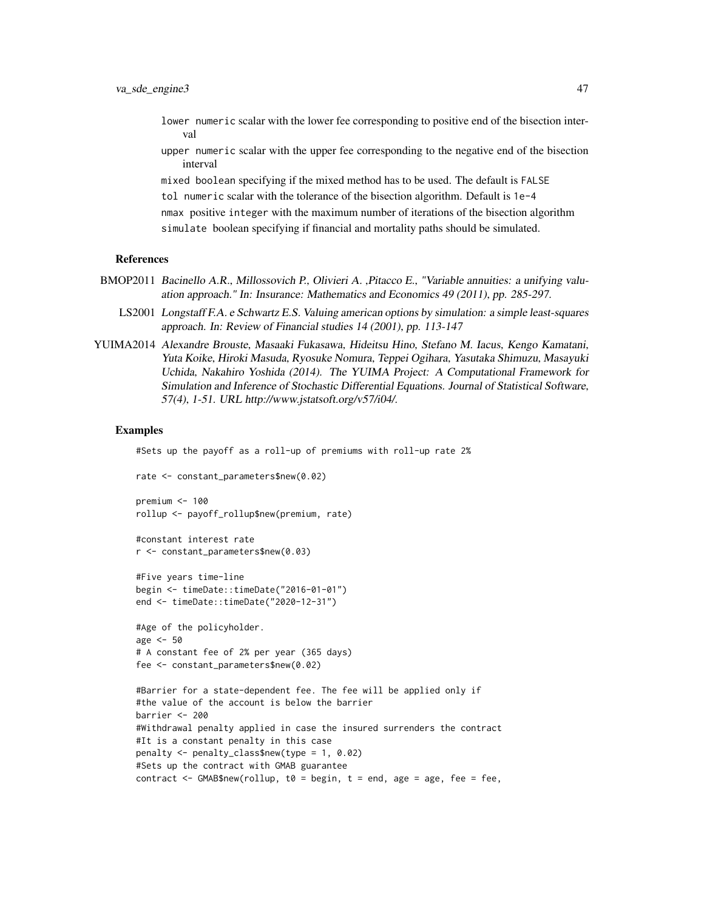lower numeric scalar with the lower fee corresponding to positive end of the bisection interval

upper numeric scalar with the upper fee corresponding to the negative end of the bisection interval

mixed boolean specifying if the mixed method has to be used. The default is FALSE

tol numeric scalar with the tolerance of the bisection algorithm. Default is 1e-4

nmax positive integer with the maximum number of iterations of the bisection algorithm

simulate boolean specifying if financial and mortality paths should be simulated.

### References

BMOP2011 *Bacinello A.R., Millossovich P., Olivieri A. ,Pitacco E., "Variable annuities: a unifying valuation approach." In: Insurance: Mathematics and Economics 49 (2011), pp. 285-297.*

LS2001 *Longstaff F.A. e Schwartz E.S. Valuing american options by simulation: a simple least-squares approach. In: Review of Financial studies 14 (2001), pp. 113-147*

YUIMA2014 *Alexandre Brouste, Masaaki Fukasawa, Hideitsu Hino, Stefano M. Iacus, Kengo Kamatani, Yuta Koike, Hiroki Masuda, Ryosuke Nomura, Teppei Ogihara, Yasutaka Shimuzu, Masayuki Uchida, Nakahiro Yoshida (2014). The YUIMA Project: A Computational Framework for Simulation and Inference of Stochastic Differential Equations. Journal of Statistical Software, 57(4), 1-51. URL http://www.jstatsoft.org/v57/i04/.*

### Examples

```
#Sets up the payoff as a roll-up of premiums with roll-up rate 2%

rate <- constant_parameters$new(0.02)

premium <- 100
rollup <- payoff_rollup$new(premium, rate)

#constant interest rate
r <- constant_parameters$new(0.03)

#Five years time-line
begin <- timeDate::timeDate("2016-01-01")
end <- timeDate::timeDate("2020-12-31")

#Age of the policyholder.
age <- 50
# A constant fee of 2% per year (365 days)
fee <- constant_parameters$new(0.02)

#Barrier for a state-dependent fee. The fee will be applied only if
#the value of the account is below the barrier
barrier <- 200
#Withdrawal penalty applied in case the insured surrenders the contract
#It is a constant penalty in this case
penalty <- penalty_class$new(type = 1, 0.02)
#Sets up the contract with GMAB guarantee
contract <- GMAB$new(rollup, t0 = begin, t = end, age = age, fee = fee,
```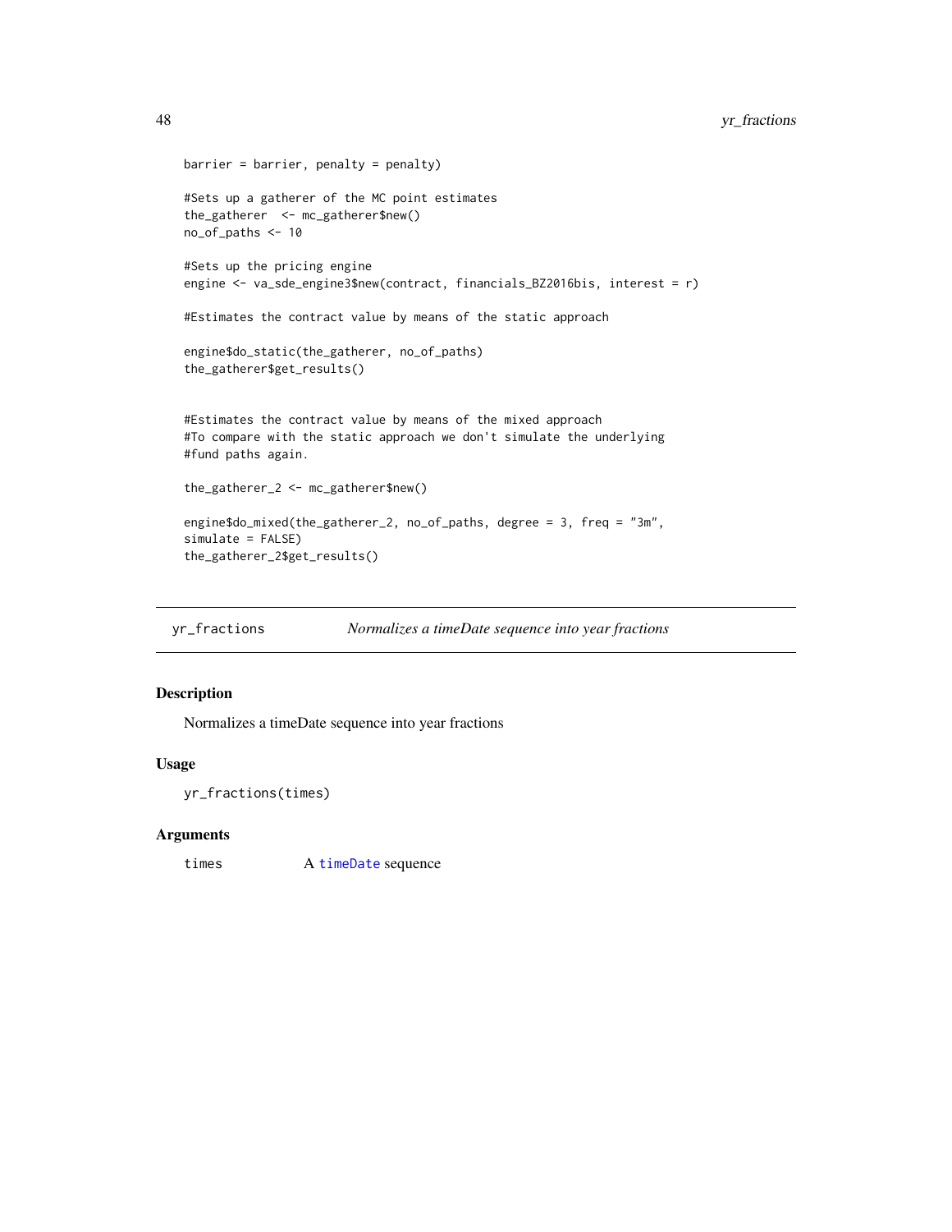```
barrier = barrier, penalty = penalty)

#Sets up a gatherer of the MC point estimates
the_gatherer  <- mc_gatherer$new()
no_of_paths <- 10

#Sets up the pricing engine
engine <- va_sde_engine3$new(contract, financials_BZ2016bis, interest = r)

#Estimates the contract value by means of the static approach

engine$do_static(the_gatherer, no_of_paths)
the_gatherer$get_results()


#Estimates the contract value by means of the mixed approach
#To compare with the static approach we don't simulate the underlying
#fund paths again.

the_gatherer_2 <- mc_gatherer$new()

engine$do_mixed(the_gatherer_2, no_of_paths, degree = 3, freq = "3m",
simulate = FALSE)
the_gatherer_2$get_results()
```

## yr_fractions — *Normalizes a timeDate sequence into year fractions*

### Description

Normalizes a timeDate sequence into year fractions

### Usage

```
yr_fractions(times)
```

### Arguments

| | |
|---|---|
| `times` | A `timeDate` sequence |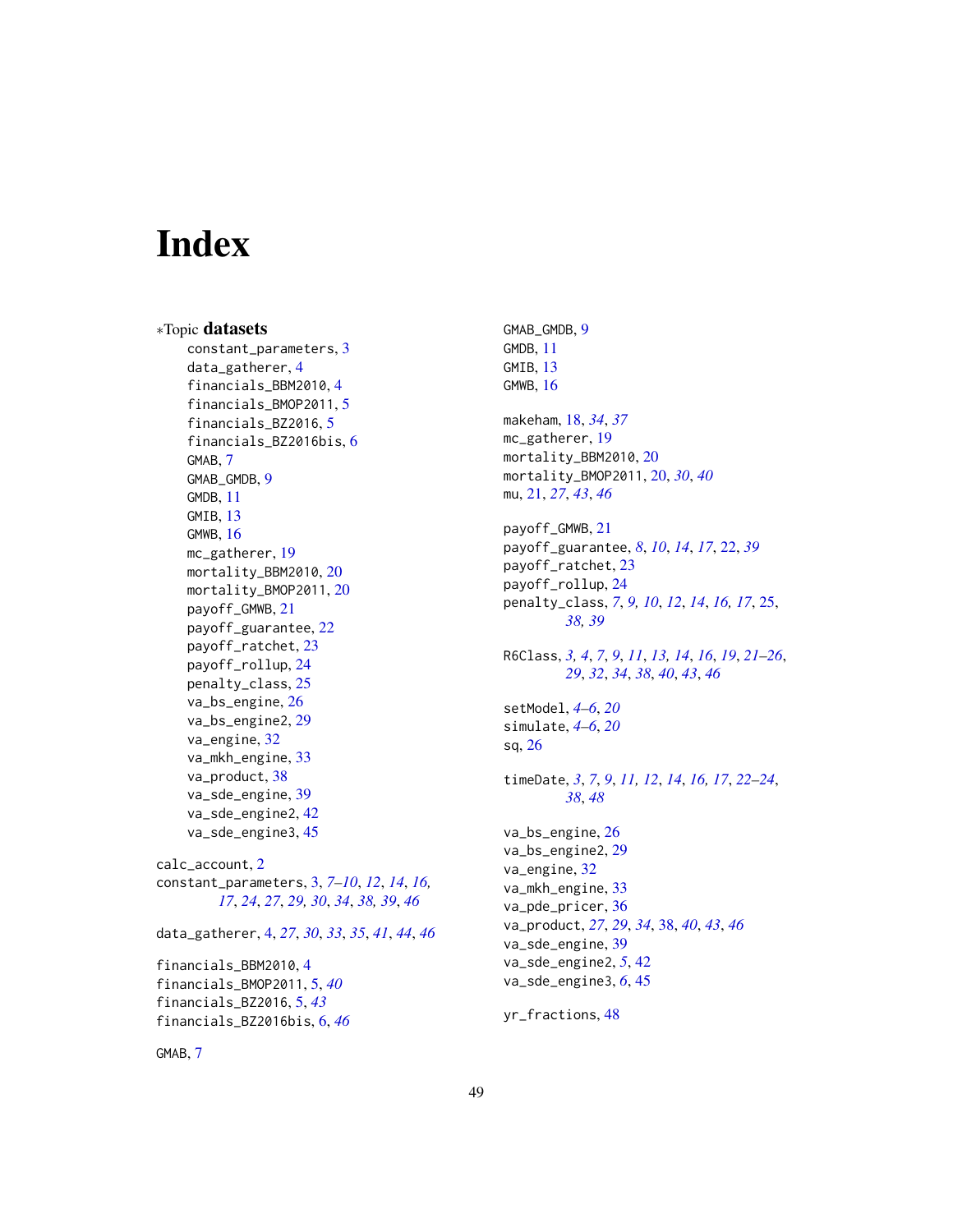# Index

∗Topic **datasets**

constant_parameters, 3
data_gatherer, 4
financials_BBM2010, 4
financials_BMOP2011, 5
financials_BZ2016, 5
financials_BZ2016bis, 6
GMAB, 7
GMAB_GMDB, 9
GMDB, 11
GMIB, 13
GMWB, 16
mc_gatherer, 19
mortality_BBM2010, 20
mortality_BMOP2011, 20
payoff_GMWB, 21
payoff_guarantee, 22
payoff_ratchet, 23
payoff_rollup, 24
penalty_class, 25
va_bs_engine, 26
va_bs_engine2, 29
va_engine, 32
va_mkh_engine, 33
va_product, 38
va_sde_engine, 39
va_sde_engine2, 42
va_sde_engine3, 45

calc_account, 2
constant_parameters, 3, *7–10*, *12*, *14*, *16*, *17*, *24*, *27*, *29*, *30*, *34*, *38*, *39*, *46*

data_gatherer, 4, *27*, *30*, *33*, *35*, *41*, *44*, *46*

financials_BBM2010, 4
financials_BMOP2011, 5, *40*
financials_BZ2016, 5, *43*
financials_BZ2016bis, 6, *46*

GMAB, 7
GMAB_GMDB, 9
GMDB, 11
GMIB, 13
GMWB, 16

makeham, 18, *34*, *37*
mc_gatherer, 19
mortality_BBM2010, 20
mortality_BMOP2011, 20, *30*, *40*
mu, 21, *27*, *43*, *46*

payoff_GMWB, 21
payoff_guarantee, *8*, *10*, *14*, *17*, 22, *39*
payoff_ratchet, 23
payoff_rollup, 24
penalty_class, *7*, *9*, *10*, *12*, *14*, *16*, *17*, 25, *38*, *39*

R6Class, *3*, *4*, *7*, *9*, *11*, *13*, *14*, *16*, *19*, *21–26*, *29*, *32*, *34*, *38*, *40*, *43*, *46*

setModel, *4–6*, *20*
simulate, *4–6*, *20*
sq, 26

timeDate, *3*, *7*, *9*, *11*, *12*, *14*, *16*, *17*, *22–24*, *38*, *48*

va_bs_engine, 26
va_bs_engine2, 29
va_engine, 32
va_mkh_engine, 33
va_pde_pricer, 36
va_product, *27*, *29*, *34*, 38, *40*, *43*, *46*
va_sde_engine, 39
va_sde_engine2, *5*, 42
va_sde_engine3, *6*, 45

yr_fractions, 48